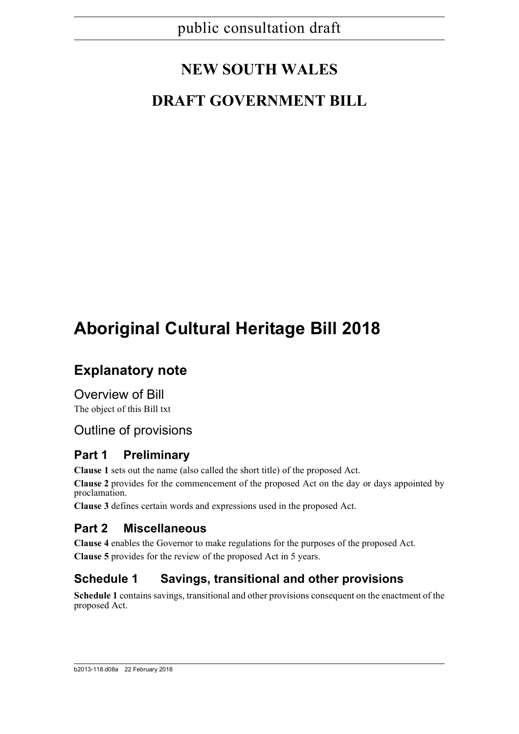public consultation draft

# NEW SOUTH WALES

# DRAFT GOVERNMENT BILL

# Aboriginal Cultural Heritage Bill 2018

## Explanatory note

### Overview of Bill

The object of this Bill txt

### Outline of provisions

### Part 1 Preliminary

**Clause 1** sets out the name (also called the short title) of the proposed Act.

**Clause 2** provides for the commencement of the proposed Act on the day or days appointed by proclamation.

**Clause 3** defines certain words and expressions used in the proposed Act.

### Part 2 Miscellaneous

**Clause 4** enables the Governor to make regulations for the purposes of the proposed Act.

**Clause 5** provides for the review of the proposed Act in 5 years.

### Schedule 1 Savings, transitional and other provisions

**Schedule 1** contains savings, transitional and other provisions consequent on the enactment of the proposed Act.

b2013-118.d08a 22 February 2018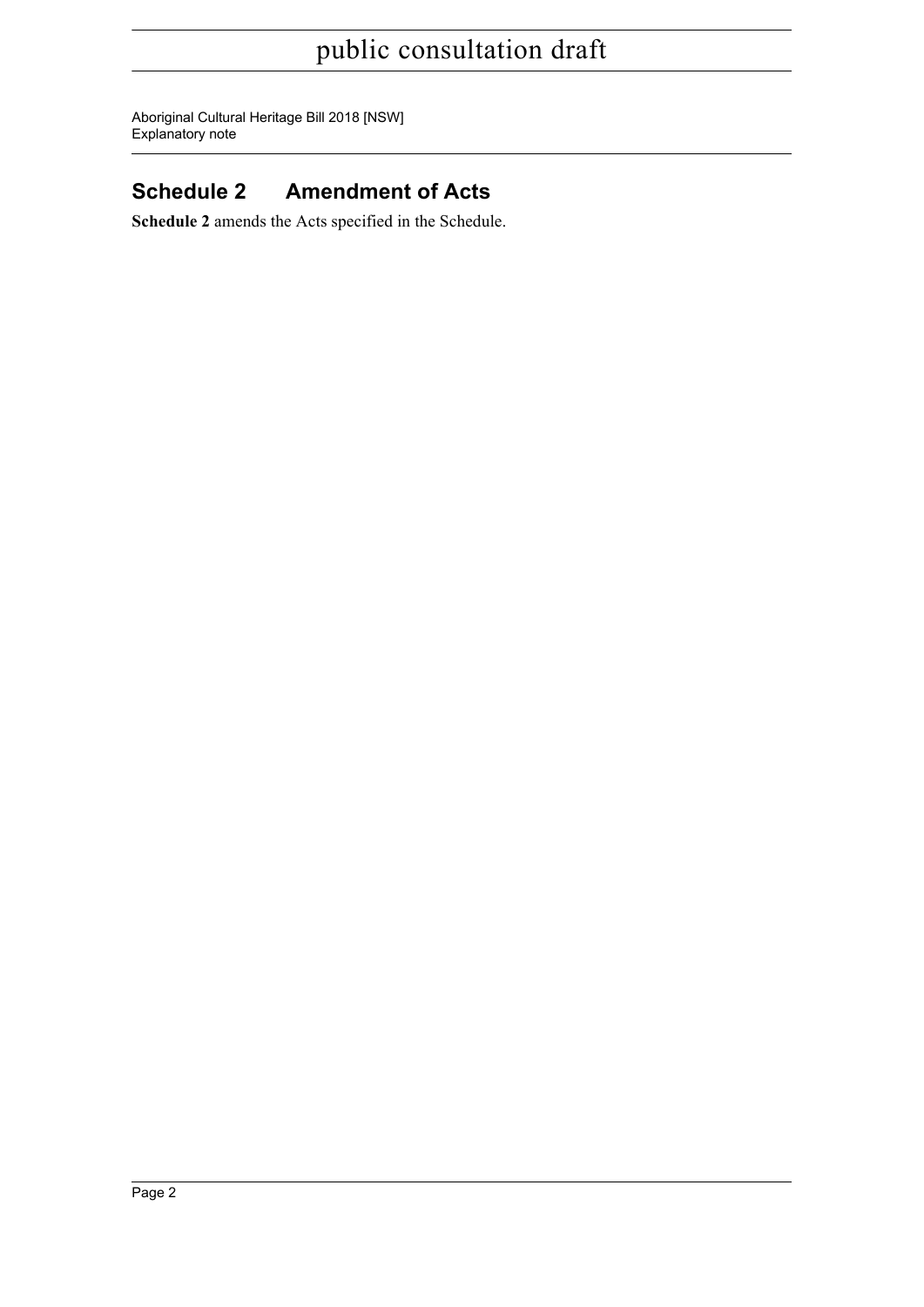## Schedule 2 Amendment of Acts

**Schedule 2** amends the Acts specified in the Schedule.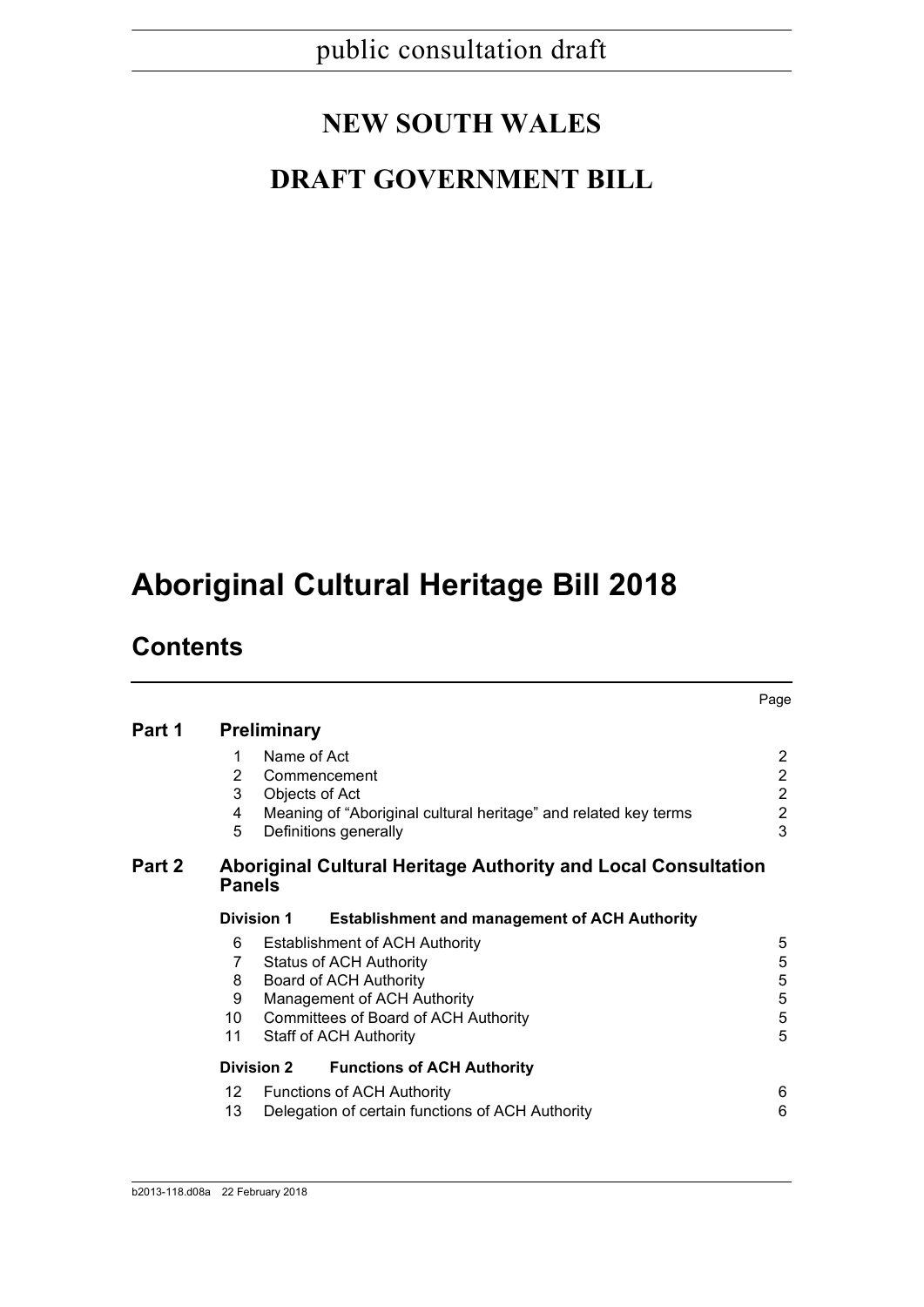public consultation draft

# NEW SOUTH WALES

# DRAFT GOVERNMENT BILL

# Aboriginal Cultural Heritage Bill 2018

## Contents

| | | | Page |
|---|---|---|---|
| **Part 1** | **Preliminary** | | |
| | 1 | Name of Act | 2 |
| | 2 | Commencement | 2 |
| | 3 | Objects of Act | 2 |
| | 4 | Meaning of "Aboriginal cultural heritage" and related key terms | 2 |
| | 5 | Definitions generally | 3 |
| **Part 2** | **Aboriginal Cultural Heritage Authority and Local Consultation Panels** | | |
| | **Division 1** | **Establishment and management of ACH Authority** | |
| | 6 | Establishment of ACH Authority | 5 |
| | 7 | Status of ACH Authority | 5 |
| | 8 | Board of ACH Authority | 5 |
| | 9 | Management of ACH Authority | 5 |
| | 10 | Committees of Board of ACH Authority | 5 |
| | 11 | Staff of ACH Authority | 5 |
| | **Division 2** | **Functions of ACH Authority** | |
| | 12 | Functions of ACH Authority | 6 |
| | 13 | Delegation of certain functions of ACH Authority | 6 |

b2013-118.d08a 22 February 2018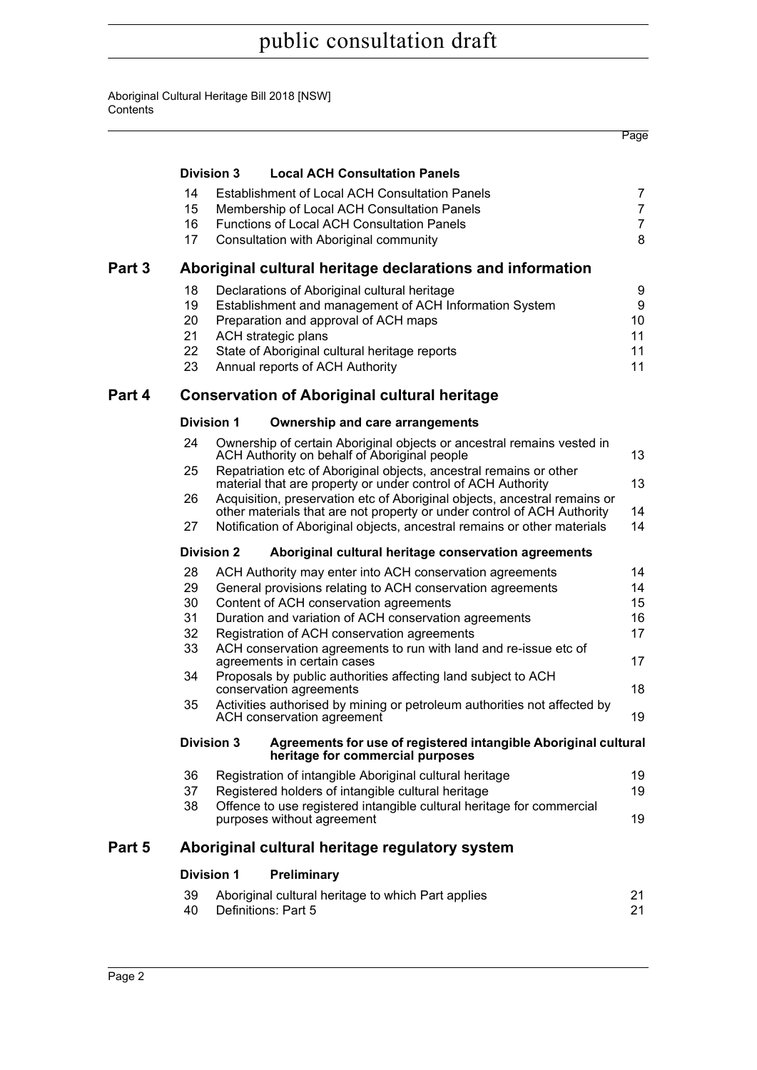| | | Page |
|---|---|---|
| **Division 3** | **Local ACH Consultation Panels** | |
| 14 | Establishment of Local ACH Consultation Panels | 7 |
| 15 | Membership of Local ACH Consultation Panels | 7 |
| 16 | Functions of Local ACH Consultation Panels | 7 |
| 17 | Consultation with Aboriginal community | 8 |
| **Part 3** | **Aboriginal cultural heritage declarations and information** | |
| 18 | Declarations of Aboriginal cultural heritage | 9 |
| 19 | Establishment and management of ACH Information System | 9 |
| 20 | Preparation and approval of ACH maps | 10 |
| 21 | ACH strategic plans | 11 |
| 22 | State of Aboriginal cultural heritage reports | 11 |
| 23 | Annual reports of ACH Authority | 11 |
| **Part 4** | **Conservation of Aboriginal cultural heritage** | |
| **Division 1** | **Ownership and care arrangements** | |
| 24 | Ownership of certain Aboriginal objects or ancestral remains vested in ACH Authority on behalf of Aboriginal people | 13 |
| 25 | Repatriation etc of Aboriginal objects, ancestral remains or other material that are property or under control of ACH Authority | 13 |
| 26 | Acquisition, preservation etc of Aboriginal objects, ancestral remains or other materials that are not property or under control of ACH Authority | 14 |
| 27 | Notification of Aboriginal objects, ancestral remains or other materials | 14 |
| **Division 2** | **Aboriginal cultural heritage conservation agreements** | |
| 28 | ACH Authority may enter into ACH conservation agreements | 14 |
| 29 | General provisions relating to ACH conservation agreements | 14 |
| 30 | Content of ACH conservation agreements | 15 |
| 31 | Duration and variation of ACH conservation agreements | 16 |
| 32 | Registration of ACH conservation agreements | 17 |
| 33 | ACH conservation agreements to run with land and re-issue etc of agreements in certain cases | 17 |
| 34 | Proposals by public authorities affecting land subject to ACH conservation agreements | 18 |
| 35 | Activities authorised by mining or petroleum authorities not affected by ACH conservation agreement | 19 |
| **Division 3** | **Agreements for use of registered intangible Aboriginal cultural heritage for commercial purposes** | |
| 36 | Registration of intangible Aboriginal cultural heritage | 19 |
| 37 | Registered holders of intangible cultural heritage | 19 |
| 38 | Offence to use registered intangible cultural heritage for commercial purposes without agreement | 19 |
| **Part 5** | **Aboriginal cultural heritage regulatory system** | |
| **Division 1** | **Preliminary** | |
| 39 | Aboriginal cultural heritage to which Part applies | 21 |
| 40 | Definitions: Part 5 | 21 |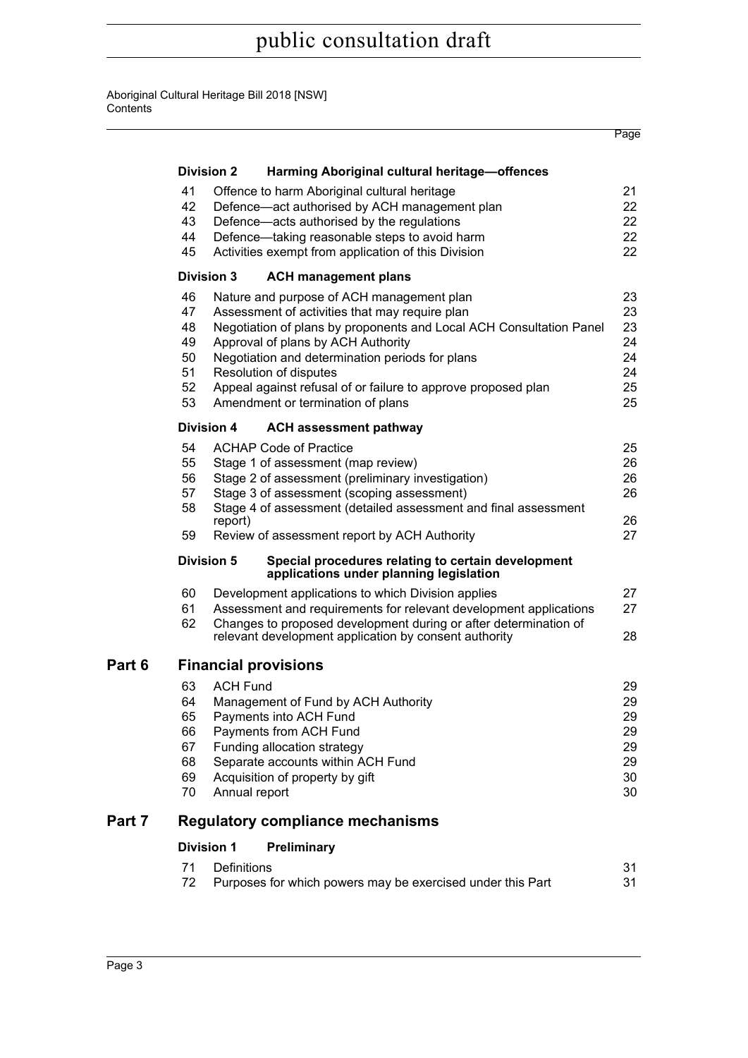| | | | Page |
|---|---|---|---|
| | **Division 2** | **Harming Aboriginal cultural heritage—offences** | |
| | 41 | Offence to harm Aboriginal cultural heritage | 21 |
| | 42 | Defence—act authorised by ACH management plan | 22 |
| | 43 | Defence—acts authorised by the regulations | 22 |
| | 44 | Defence—taking reasonable steps to avoid harm | 22 |
| | 45 | Activities exempt from application of this Division | 22 |
| | **Division 3** | **ACH management plans** | |
| | 46 | Nature and purpose of ACH management plan | 23 |
| | 47 | Assessment of activities that may require plan | 23 |
| | 48 | Negotiation of plans by proponents and Local ACH Consultation Panel | 23 |
| | 49 | Approval of plans by ACH Authority | 24 |
| | 50 | Negotiation and determination periods for plans | 24 |
| | 51 | Resolution of disputes | 24 |
| | 52 | Appeal against refusal of or failure to approve proposed plan | 25 |
| | 53 | Amendment or termination of plans | 25 |
| | **Division 4** | **ACH assessment pathway** | |
| | 54 | ACHAP Code of Practice | 25 |
| | 55 | Stage 1 of assessment (map review) | 26 |
| | 56 | Stage 2 of assessment (preliminary investigation) | 26 |
| | 57 | Stage 3 of assessment (scoping assessment) | 26 |
| | 58 | Stage 4 of assessment (detailed assessment and final assessment report) | 26 |
| | 59 | Review of assessment report by ACH Authority | 27 |
| | **Division 5** | **Special procedures relating to certain development applications under planning legislation** | |
| | 60 | Development applications to which Division applies | 27 |
| | 61 | Assessment and requirements for relevant development applications | 27 |
| | 62 | Changes to proposed development during or after determination of relevant development application by consent authority | 28 |
| **Part 6** | | **Financial provisions** | |
| | 63 | ACH Fund | 29 |
| | 64 | Management of Fund by ACH Authority | 29 |
| | 65 | Payments into ACH Fund | 29 |
| | 66 | Payments from ACH Fund | 29 |
| | 67 | Funding allocation strategy | 29 |
| | 68 | Separate accounts within ACH Fund | 29 |
| | 69 | Acquisition of property by gift | 30 |
| | 70 | Annual report | 30 |
| **Part 7** | | **Regulatory compliance mechanisms** | |
| | **Division 1** | **Preliminary** | |
| | 71 | Definitions | 31 |
| | 72 | Purposes for which powers may be exercised under this Part | 31 |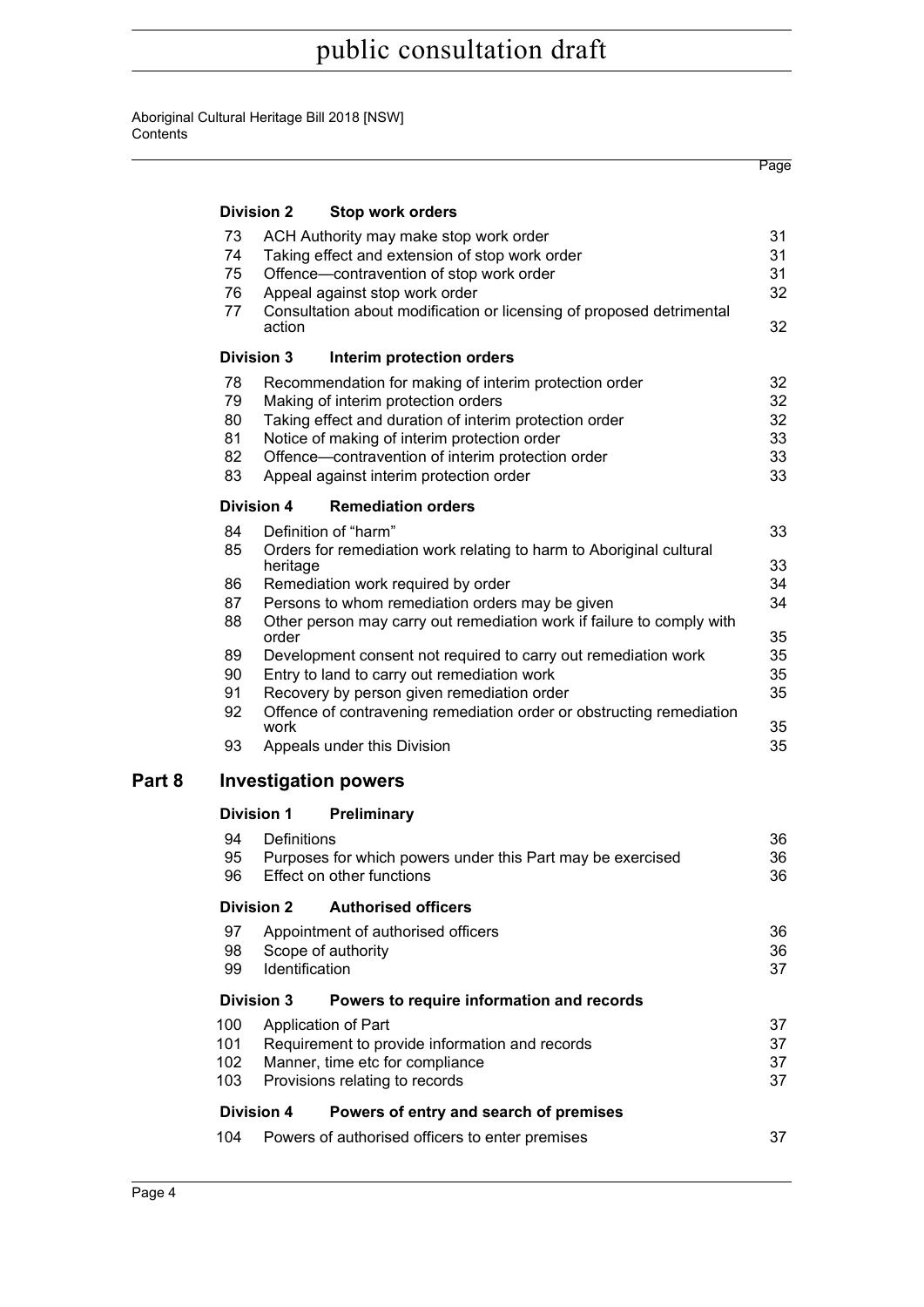| | | Page |
|---|---|---|
| **Division 2** | **Stop work orders** | |
| 73 | ACH Authority may make stop work order | 31 |
| 74 | Taking effect and extension of stop work order | 31 |
| 75 | Offence—contravention of stop work order | 31 |
| 76 | Appeal against stop work order | 32 |
| 77 | Consultation about modification or licensing of proposed detrimental action | 32 |
| **Division 3** | **Interim protection orders** | |
| 78 | Recommendation for making of interim protection order | 32 |
| 79 | Making of interim protection orders | 32 |
| 80 | Taking effect and duration of interim protection order | 32 |
| 81 | Notice of making of interim protection order | 33 |
| 82 | Offence—contravention of interim protection order | 33 |
| 83 | Appeal against interim protection order | 33 |
| **Division 4** | **Remediation orders** | |
| 84 | Definition of "harm" | 33 |
| 85 | Orders for remediation work relating to harm to Aboriginal cultural heritage | 33 |
| 86 | Remediation work required by order | 34 |
| 87 | Persons to whom remediation orders may be given | 34 |
| 88 | Other person may carry out remediation work if failure to comply with order | 35 |
| 89 | Development consent not required to carry out remediation work | 35 |
| 90 | Entry to land to carry out remediation work | 35 |
| 91 | Recovery by person given remediation order | 35 |
| 92 | Offence of contravening remediation order or obstructing remediation work | 35 |
| 93 | Appeals under this Division | 35 |
| **Part 8** | **Investigation powers** | |
| **Division 1** | **Preliminary** | |
| 94 | Definitions | 36 |
| 95 | Purposes for which powers under this Part may be exercised | 36 |
| 96 | Effect on other functions | 36 |
| **Division 2** | **Authorised officers** | |
| 97 | Appointment of authorised officers | 36 |
| 98 | Scope of authority | 36 |
| 99 | Identification | 37 |
| **Division 3** | **Powers to require information and records** | |
| 100 | Application of Part | 37 |
| 101 | Requirement to provide information and records | 37 |
| 102 | Manner, time etc for compliance | 37 |
| 103 | Provisions relating to records | 37 |
| **Division 4** | **Powers of entry and search of premises** | |
| 104 | Powers of authorised officers to enter premises | 37 |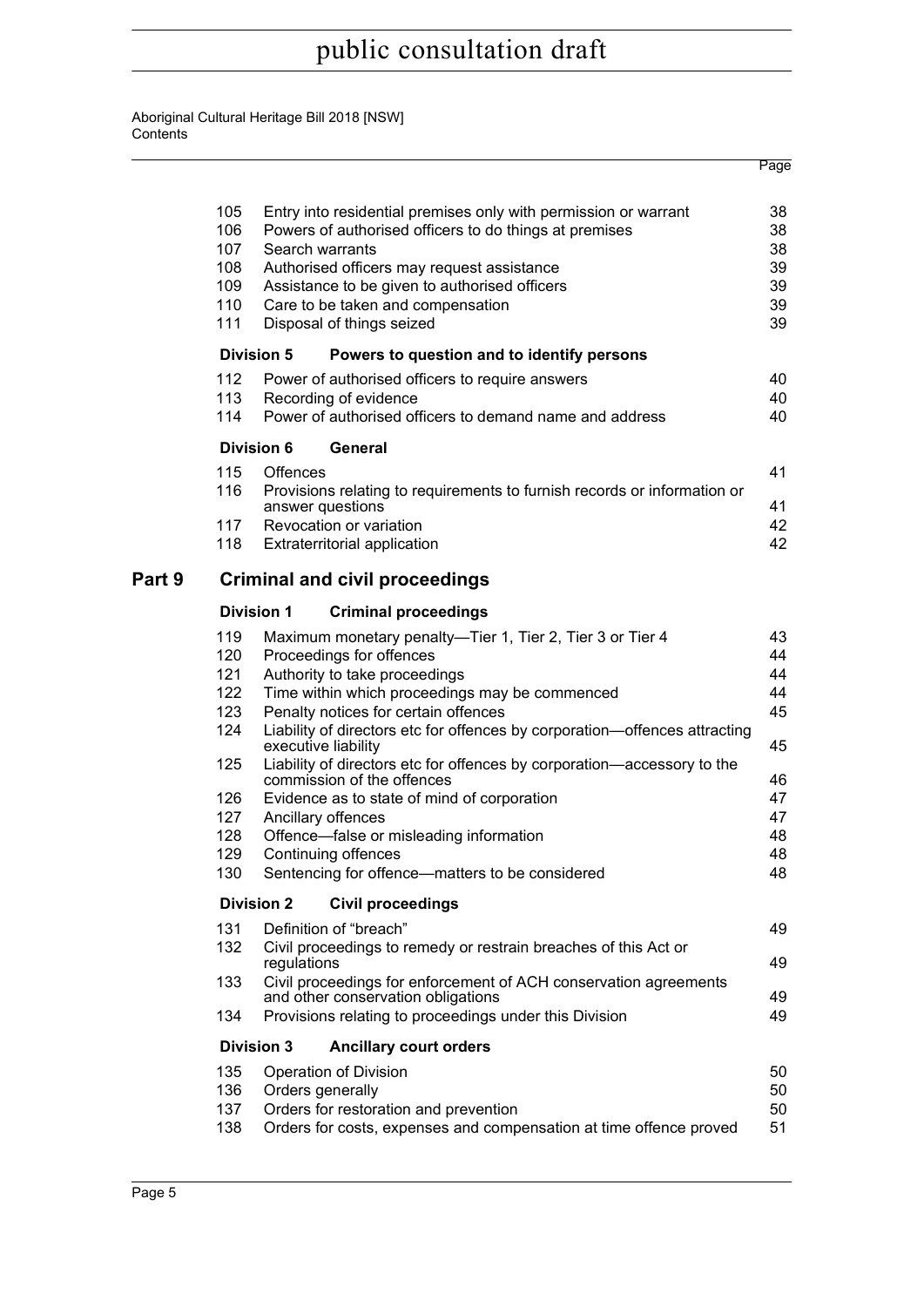| | | Page |
|---|---|---|
| 105 | Entry into residential premises only with permission or warrant | 38 |
| 106 | Powers of authorised officers to do things at premises | 38 |
| 107 | Search warrants | 38 |
| 108 | Authorised officers may request assistance | 39 |
| 109 | Assistance to be given to authorised officers | 39 |
| 110 | Care to be taken and compensation | 39 |
| 111 | Disposal of things seized | 39 |

**Division 5 Powers to question and to identify persons**

| | | |
|---|---|---|
| 112 | Power of authorised officers to require answers | 40 |
| 113 | Recording of evidence | 40 |
| 114 | Power of authorised officers to demand name and address | 40 |

**Division 6 General**

| | | |
|---|---|---|
| 115 | Offences | 41 |
| 116 | Provisions relating to requirements to furnish records or information or answer questions | 41 |
| 117 | Revocation or variation | 42 |
| 118 | Extraterritorial application | 42 |

## Part 9 Criminal and civil proceedings

**Division 1 Criminal proceedings**

| | | |
|---|---|---|
| 119 | Maximum monetary penalty—Tier 1, Tier 2, Tier 3 or Tier 4 | 43 |
| 120 | Proceedings for offences | 44 |
| 121 | Authority to take proceedings | 44 |
| 122 | Time within which proceedings may be commenced | 44 |
| 123 | Penalty notices for certain offences | 45 |
| 124 | Liability of directors etc for offences by corporation—offences attracting executive liability | 45 |
| 125 | Liability of directors etc for offences by corporation—accessory to the commission of the offences | 46 |
| 126 | Evidence as to state of mind of corporation | 47 |
| 127 | Ancillary offences | 47 |
| 128 | Offence—false or misleading information | 48 |
| 129 | Continuing offences | 48 |
| 130 | Sentencing for offence—matters to be considered | 48 |

**Division 2 Civil proceedings**

| | | |
|---|---|---|
| 131 | Definition of "breach" | 49 |
| 132 | Civil proceedings to remedy or restrain breaches of this Act or regulations | 49 |
| 133 | Civil proceedings for enforcement of ACH conservation agreements and other conservation obligations | 49 |
| 134 | Provisions relating to proceedings under this Division | 49 |

**Division 3 Ancillary court orders**

| | | |
|---|---|---|
| 135 | Operation of Division | 50 |
| 136 | Orders generally | 50 |
| 137 | Orders for restoration and prevention | 50 |
| 138 | Orders for costs, expenses and compensation at time offence proved | 51 |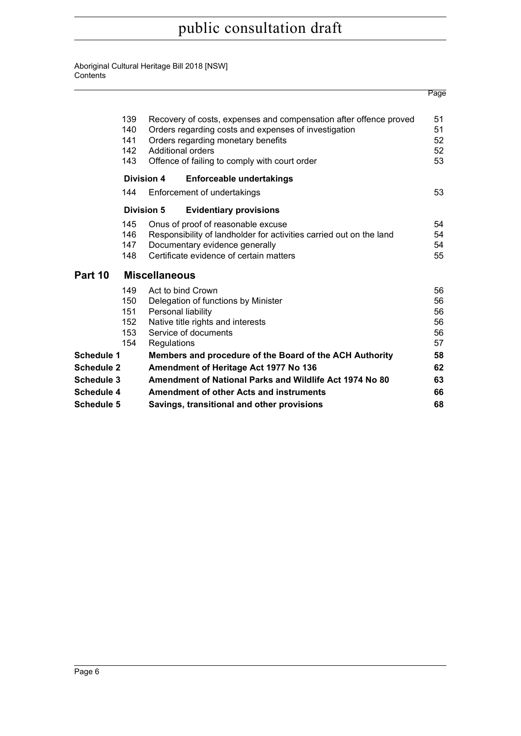| | | | Page |
|---|---|---|---|
| | 139 | Recovery of costs, expenses and compensation after offence proved | 51 |
| | 140 | Orders regarding costs and expenses of investigation | 51 |
| | 141 | Orders regarding monetary benefits | 52 |
| | 142 | Additional orders | 52 |
| | 143 | Offence of failing to comply with court order | 53 |
| | **Division 4** | **Enforceable undertakings** | |
| | 144 | Enforcement of undertakings | 53 |
| | **Division 5** | **Evidentiary provisions** | |
| | 145 | Onus of proof of reasonable excuse | 54 |
| | 146 | Responsibility of landholder for activities carried out on the land | 54 |
| | 147 | Documentary evidence generally | 54 |
| | 148 | Certificate evidence of certain matters | 55 |
| **Part 10** | | **Miscellaneous** | |
| | 149 | Act to bind Crown | 56 |
| | 150 | Delegation of functions by Minister | 56 |
| | 151 | Personal liability | 56 |
| | 152 | Native title rights and interests | 56 |
| | 153 | Service of documents | 56 |
| | 154 | Regulations | 57 |
| **Schedule 1** | | **Members and procedure of the Board of the ACH Authority** | **58** |
| **Schedule 2** | | **Amendment of Heritage Act 1977 No 136** | **62** |
| **Schedule 3** | | **Amendment of National Parks and Wildlife Act 1974 No 80** | **63** |
| **Schedule 4** | | **Amendment of other Acts and instruments** | **66** |
| **Schedule 5** | | **Savings, transitional and other provisions** | **68** |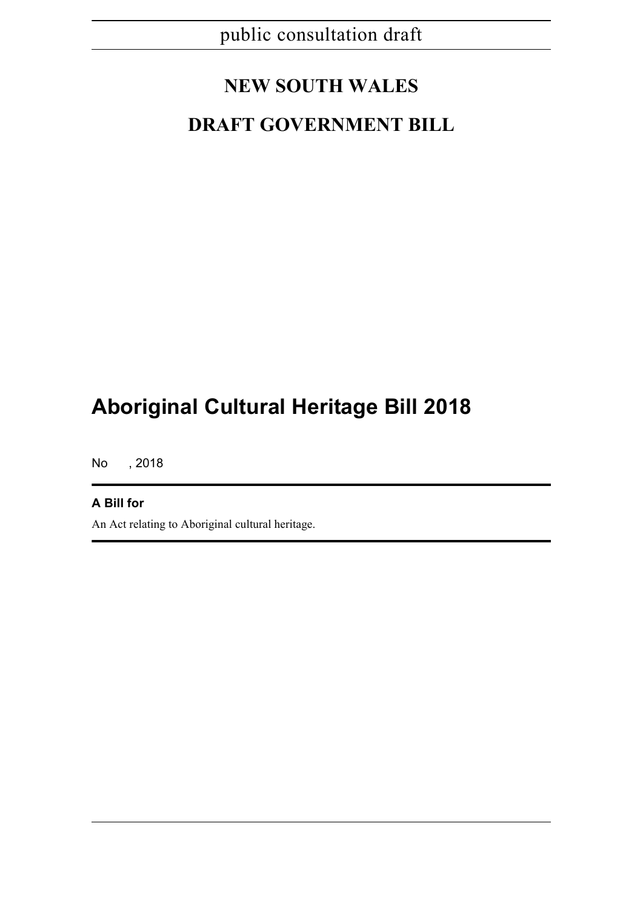public consultation draft

# NEW SOUTH WALES

# DRAFT GOVERNMENT BILL

# Aboriginal Cultural Heritage Bill 2018

No , 2018

**A Bill for**

An Act relating to Aboriginal cultural heritage.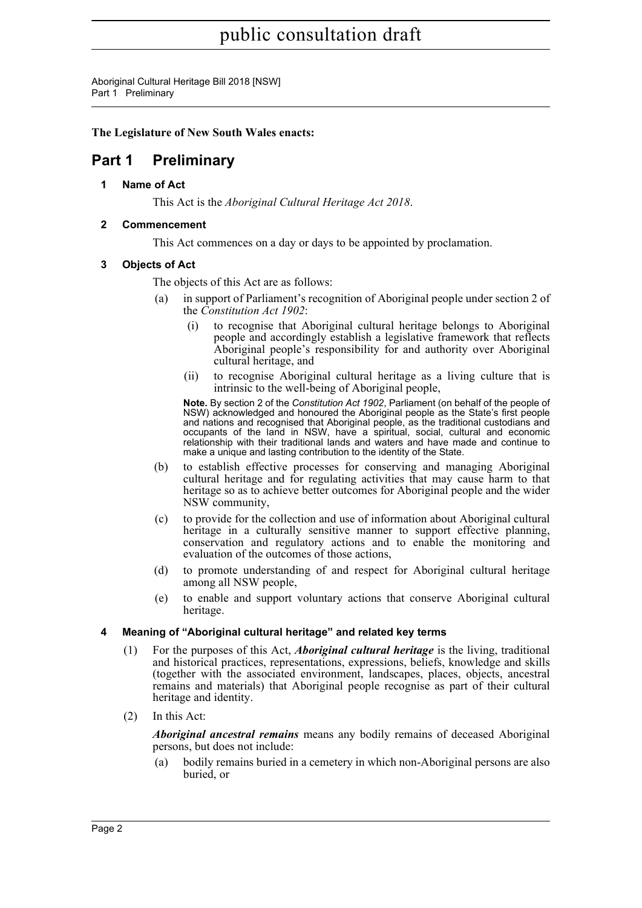**The Legislature of New South Wales enacts:**

# Part 1 Preliminary

## 1 Name of Act

This Act is the *Aboriginal Cultural Heritage Act 2018*.

## 2 Commencement

This Act commences on a day or days to be appointed by proclamation.

## 3 Objects of Act

The objects of this Act are as follows:

(a) in support of Parliament's recognition of Aboriginal people under section 2 of the *Constitution Act 1902*:

  (i) to recognise that Aboriginal cultural heritage belongs to Aboriginal people and accordingly establish a legislative framework that reflects Aboriginal people's responsibility for and authority over Aboriginal cultural heritage, and

  (ii) to recognise Aboriginal cultural heritage as a living culture that is intrinsic to the well-being of Aboriginal people,

**Note.** By section 2 of the *Constitution Act 1902*, Parliament (on behalf of the people of NSW) acknowledged and honoured the Aboriginal people as the State's first people and nations and recognised that Aboriginal people, as the traditional custodians and occupants of the land in NSW, have a spiritual, social, cultural and economic relationship with their traditional lands and waters and have made and continue to make a unique and lasting contribution to the identity of the State.

(b) to establish effective processes for conserving and managing Aboriginal cultural heritage and for regulating activities that may cause harm to that heritage so as to achieve better outcomes for Aboriginal people and the wider NSW community,

(c) to provide for the collection and use of information about Aboriginal cultural heritage in a culturally sensitive manner to support effective planning, conservation and regulatory actions and to enable the monitoring and evaluation of the outcomes of those actions,

(d) to promote understanding of and respect for Aboriginal cultural heritage among all NSW people,

(e) to enable and support voluntary actions that conserve Aboriginal cultural heritage.

## 4 Meaning of "Aboriginal cultural heritage" and related key terms

(1) For the purposes of this Act, ***Aboriginal cultural heritage*** is the living, traditional and historical practices, representations, expressions, beliefs, knowledge and skills (together with the associated environment, landscapes, places, objects, ancestral remains and materials) that Aboriginal people recognise as part of their cultural heritage and identity.

(2) In this Act:

***Aboriginal ancestral remains*** means any bodily remains of deceased Aboriginal persons, but does not include:

(a) bodily remains buried in a cemetery in which non-Aboriginal persons are also buried, or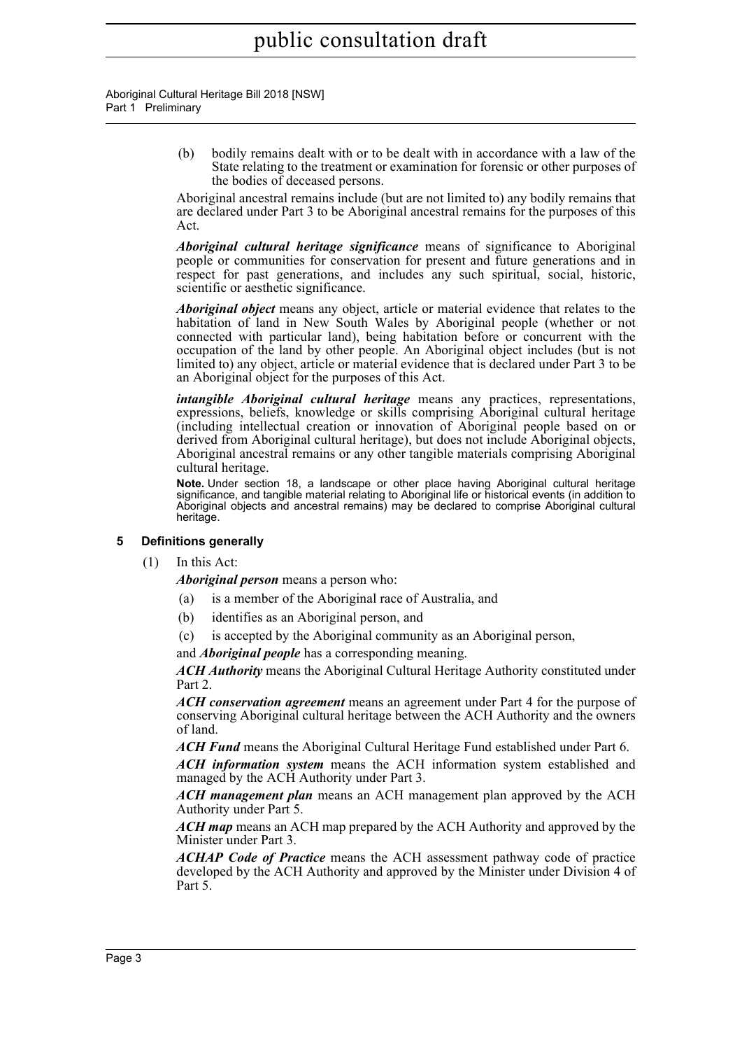(b) bodily remains dealt with or to be dealt with in accordance with a law of the State relating to the treatment or examination for forensic or other purposes of the bodies of deceased persons.

Aboriginal ancestral remains include (but are not limited to) any bodily remains that are declared under Part 3 to be Aboriginal ancestral remains for the purposes of this Act.

***Aboriginal cultural heritage significance*** means of significance to Aboriginal people or communities for conservation for present and future generations and in respect for past generations, and includes any such spiritual, social, historic, scientific or aesthetic significance.

***Aboriginal object*** means any object, article or material evidence that relates to the habitation of land in New South Wales by Aboriginal people (whether or not connected with particular land), being habitation before or concurrent with the occupation of the land by other people. An Aboriginal object includes (but is not limited to) any object, article or material evidence that is declared under Part 3 to be an Aboriginal object for the purposes of this Act.

***intangible Aboriginal cultural heritage*** means any practices, representations, expressions, beliefs, knowledge or skills comprising Aboriginal cultural heritage (including intellectual creation or innovation of Aboriginal people based on or derived from Aboriginal cultural heritage), but does not include Aboriginal objects, Aboriginal ancestral remains or any other tangible materials comprising Aboriginal cultural heritage.

**Note.** Under section 18, a landscape or other place having Aboriginal cultural heritage significance, and tangible material relating to Aboriginal life or historical events (in addition to Aboriginal objects and ancestral remains) may be declared to comprise Aboriginal cultural heritage.

### 5 Definitions generally

(1) In this Act:

***Aboriginal person*** means a person who:

(a) is a member of the Aboriginal race of Australia, and

(b) identifies as an Aboriginal person, and

(c) is accepted by the Aboriginal community as an Aboriginal person,

and ***Aboriginal people*** has a corresponding meaning.

***ACH Authority*** means the Aboriginal Cultural Heritage Authority constituted under Part 2.

***ACH conservation agreement*** means an agreement under Part 4 for the purpose of conserving Aboriginal cultural heritage between the ACH Authority and the owners of land.

***ACH Fund*** means the Aboriginal Cultural Heritage Fund established under Part 6.

***ACH information system*** means the ACH information system established and managed by the ACH Authority under Part 3.

***ACH management plan*** means an ACH management plan approved by the ACH Authority under Part 5.

***ACH map*** means an ACH map prepared by the ACH Authority and approved by the Minister under Part 3.

***ACHAP Code of Practice*** means the ACH assessment pathway code of practice developed by the ACH Authority and approved by the Minister under Division 4 of Part 5.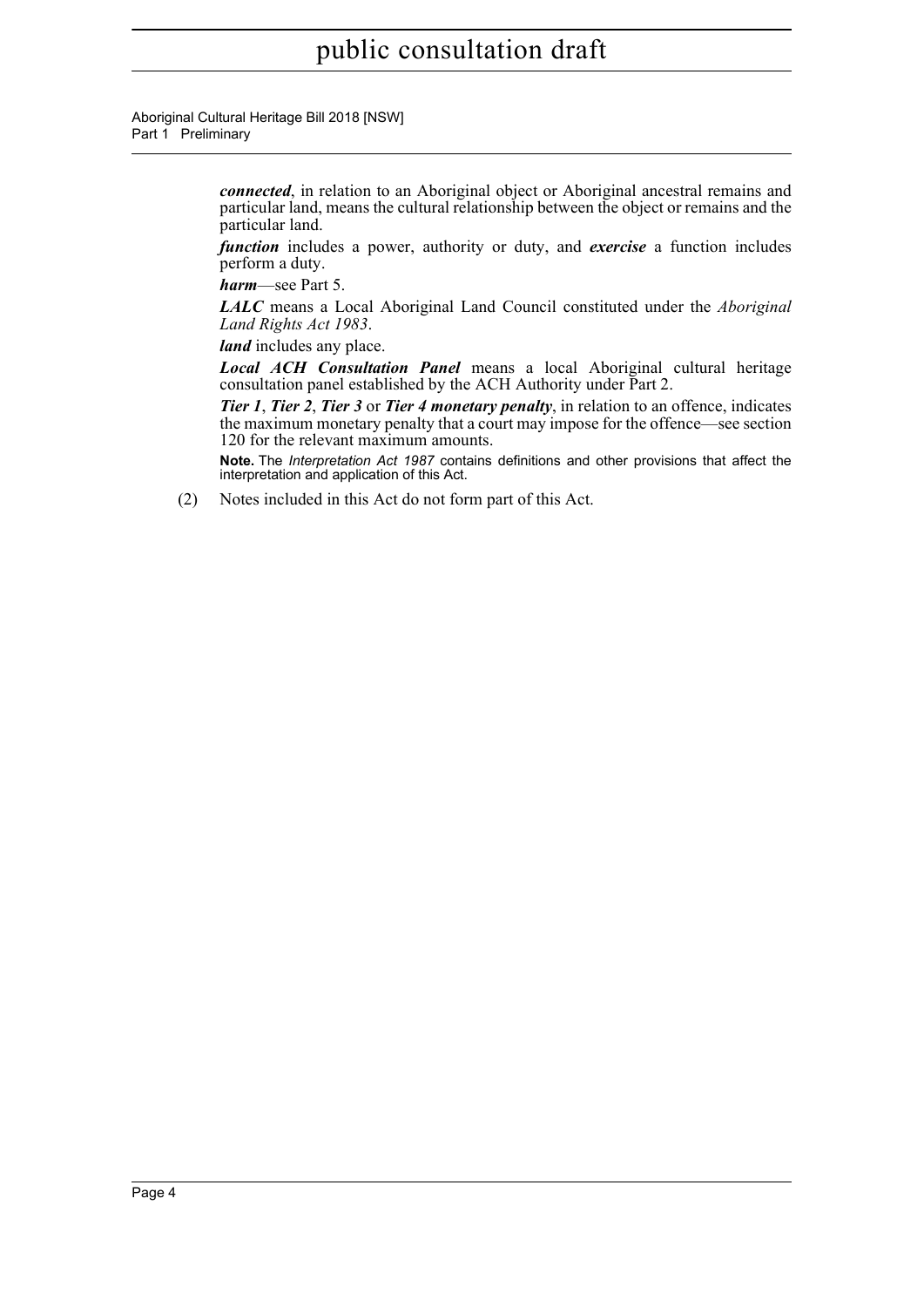***connected***, in relation to an Aboriginal object or Aboriginal ancestral remains and particular land, means the cultural relationship between the object or remains and the particular land.

***function*** includes a power, authority or duty, and ***exercise*** a function includes perform a duty.

***harm***—see Part 5.

***LALC*** means a Local Aboriginal Land Council constituted under the *Aboriginal Land Rights Act 1983*.

***land*** includes any place.

***Local ACH Consultation Panel*** means a local Aboriginal cultural heritage consultation panel established by the ACH Authority under Part 2.

***Tier 1***, ***Tier 2***, ***Tier 3*** or ***Tier 4 monetary penalty***, in relation to an offence, indicates the maximum monetary penalty that a court may impose for the offence—see section 120 for the relevant maximum amounts.

**Note.** The *Interpretation Act 1987* contains definitions and other provisions that affect the interpretation and application of this Act.

(2) Notes included in this Act do not form part of this Act.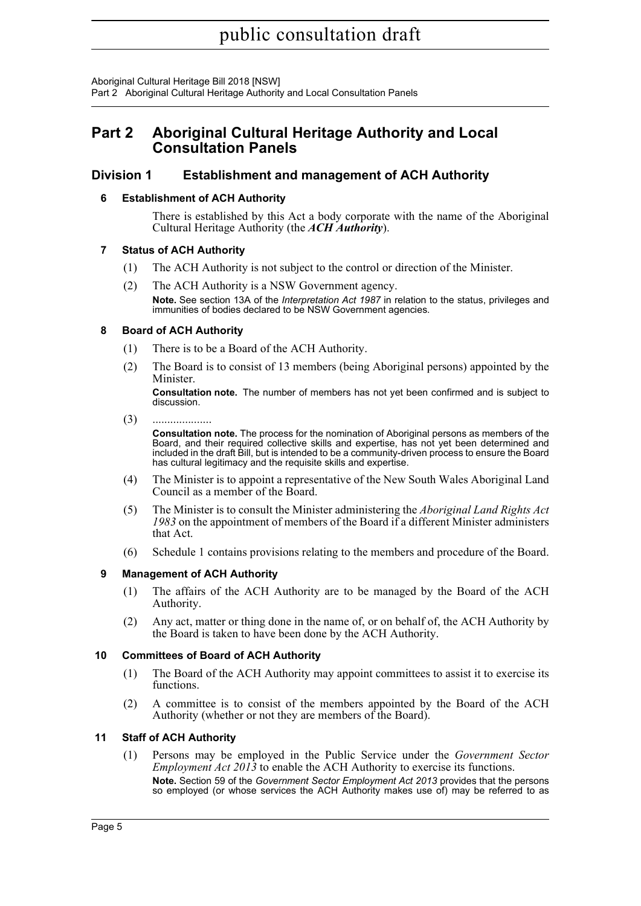# Part 2 Aboriginal Cultural Heritage Authority and Local Consultation Panels

## Division 1 Establishment and management of ACH Authority

### 6 Establishment of ACH Authority

There is established by this Act a body corporate with the name of the Aboriginal Cultural Heritage Authority (the ***ACH Authority***).

### 7 Status of ACH Authority

(1) The ACH Authority is not subject to the control or direction of the Minister.

(2) The ACH Authority is a NSW Government agency.

**Note.** See section 13A of the *Interpretation Act 1987* in relation to the status, privileges and immunities of bodies declared to be NSW Government agencies.

### 8 Board of ACH Authority

(1) There is to be a Board of the ACH Authority.

(2) The Board is to consist of 13 members (being Aboriginal persons) appointed by the Minister.

**Consultation note.** The number of members has not yet been confirmed and is subject to discussion.

(3) ....................

**Consultation note.** The process for the nomination of Aboriginal persons as members of the Board, and their required collective skills and expertise, has not yet been determined and included in the draft Bill, but is intended to be a community-driven process to ensure the Board has cultural legitimacy and the requisite skills and expertise.

(4) The Minister is to appoint a representative of the New South Wales Aboriginal Land Council as a member of the Board.

(5) The Minister is to consult the Minister administering the *Aboriginal Land Rights Act 1983* on the appointment of members of the Board if a different Minister administers that Act.

(6) Schedule 1 contains provisions relating to the members and procedure of the Board.

### 9 Management of ACH Authority

(1) The affairs of the ACH Authority are to be managed by the Board of the ACH Authority.

(2) Any act, matter or thing done in the name of, or on behalf of, the ACH Authority by the Board is taken to have been done by the ACH Authority.

### 10 Committees of Board of ACH Authority

(1) The Board of the ACH Authority may appoint committees to assist it to exercise its functions.

(2) A committee is to consist of the members appointed by the Board of the ACH Authority (whether or not they are members of the Board).

### 11 Staff of ACH Authority

(1) Persons may be employed in the Public Service under the *Government Sector Employment Act 2013* to enable the ACH Authority to exercise its functions.

**Note.** Section 59 of the *Government Sector Employment Act 2013* provides that the persons so employed (or whose services the ACH Authority makes use of) may be referred to as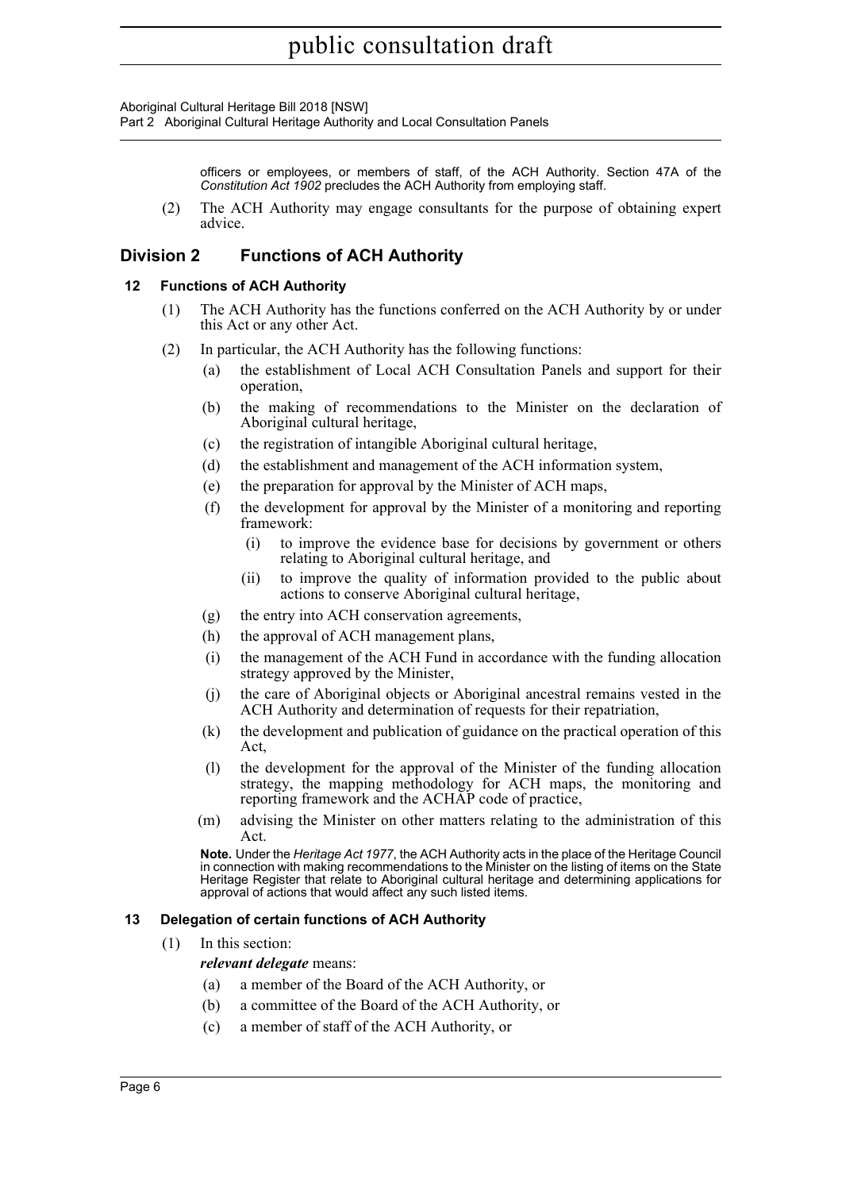officers or employees, or members of staff, of the ACH Authority. Section 47A of the *Constitution Act 1902* precludes the ACH Authority from employing staff.

(2) The ACH Authority may engage consultants for the purpose of obtaining expert advice.

## Division 2 Functions of ACH Authority

### 12 Functions of ACH Authority

(1) The ACH Authority has the functions conferred on the ACH Authority by or under this Act or any other Act.

(2) In particular, the ACH Authority has the following functions:

- (a) the establishment of Local ACH Consultation Panels and support for their operation,
- (b) the making of recommendations to the Minister on the declaration of Aboriginal cultural heritage,
- (c) the registration of intangible Aboriginal cultural heritage,
- (d) the establishment and management of the ACH information system,
- (e) the preparation for approval by the Minister of ACH maps,
- (f) the development for approval by the Minister of a monitoring and reporting framework:
  - (i) to improve the evidence base for decisions by government or others relating to Aboriginal cultural heritage, and
  - (ii) to improve the quality of information provided to the public about actions to conserve Aboriginal cultural heritage,
- (g) the entry into ACH conservation agreements,
- (h) the approval of ACH management plans,
- (i) the management of the ACH Fund in accordance with the funding allocation strategy approved by the Minister,
- (j) the care of Aboriginal objects or Aboriginal ancestral remains vested in the ACH Authority and determination of requests for their repatriation,
- (k) the development and publication of guidance on the practical operation of this Act,
- (l) the development for the approval of the Minister of the funding allocation strategy, the mapping methodology for ACH maps, the monitoring and reporting framework and the ACHAP code of practice,
- (m) advising the Minister on other matters relating to the administration of this Act.

**Note.** Under the *Heritage Act 1977*, the ACH Authority acts in the place of the Heritage Council in connection with making recommendations to the Minister on the listing of items on the State Heritage Register that relate to Aboriginal cultural heritage and determining applications for approval of actions that would affect any such listed items.

### 13 Delegation of certain functions of ACH Authority

(1) In this section:

***relevant delegate*** means:

- (a) a member of the Board of the ACH Authority, or
- (b) a committee of the Board of the ACH Authority, or
- (c) a member of staff of the ACH Authority, or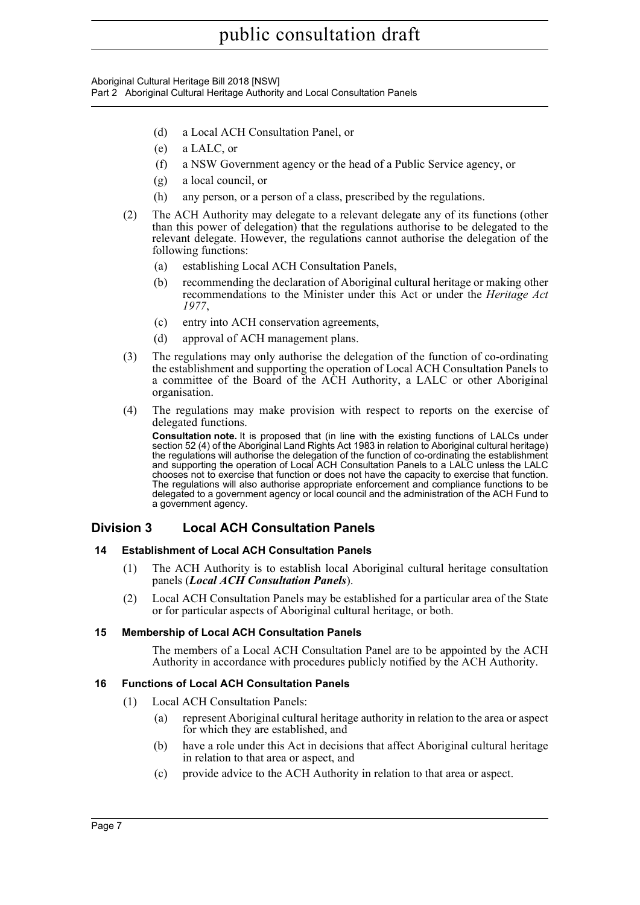(d) a Local ACH Consultation Panel, or

(e) a LALC, or

(f) a NSW Government agency or the head of a Public Service agency, or

(g) a local council, or

(h) any person, or a person of a class, prescribed by the regulations.

(2) The ACH Authority may delegate to a relevant delegate any of its functions (other than this power of delegation) that the regulations authorise to be delegated to the relevant delegate. However, the regulations cannot authorise the delegation of the following functions:

(a) establishing Local ACH Consultation Panels,

(b) recommending the declaration of Aboriginal cultural heritage or making other recommendations to the Minister under this Act or under the *Heritage Act 1977*,

(c) entry into ACH conservation agreements,

(d) approval of ACH management plans.

(3) The regulations may only authorise the delegation of the function of co-ordinating the establishment and supporting the operation of Local ACH Consultation Panels to a committee of the Board of the ACH Authority, a LALC or other Aboriginal organisation.

(4) The regulations may make provision with respect to reports on the exercise of delegated functions.

**Consultation note.** It is proposed that (in line with the existing functions of LALCs under section 52 (4) of the Aboriginal Land Rights Act 1983 in relation to Aboriginal cultural heritage) the regulations will authorise the delegation of the function of co-ordinating the establishment and supporting the operation of Local ACH Consultation Panels to a LALC unless the LALC chooses not to exercise that function or does not have the capacity to exercise that function. The regulations will also authorise appropriate enforcement and compliance functions to be delegated to a government agency or local council and the administration of the ACH Fund to a government agency.

## Division 3 Local ACH Consultation Panels

### 14 Establishment of Local ACH Consultation Panels

(1) The ACH Authority is to establish local Aboriginal cultural heritage consultation panels (***Local ACH Consultation Panels***).

(2) Local ACH Consultation Panels may be established for a particular area of the State or for particular aspects of Aboriginal cultural heritage, or both.

### 15 Membership of Local ACH Consultation Panels

The members of a Local ACH Consultation Panel are to be appointed by the ACH Authority in accordance with procedures publicly notified by the ACH Authority.

### 16 Functions of Local ACH Consultation Panels

(1) Local ACH Consultation Panels:

(a) represent Aboriginal cultural heritage authority in relation to the area or aspect for which they are established, and

(b) have a role under this Act in decisions that affect Aboriginal cultural heritage in relation to that area or aspect, and

(c) provide advice to the ACH Authority in relation to that area or aspect.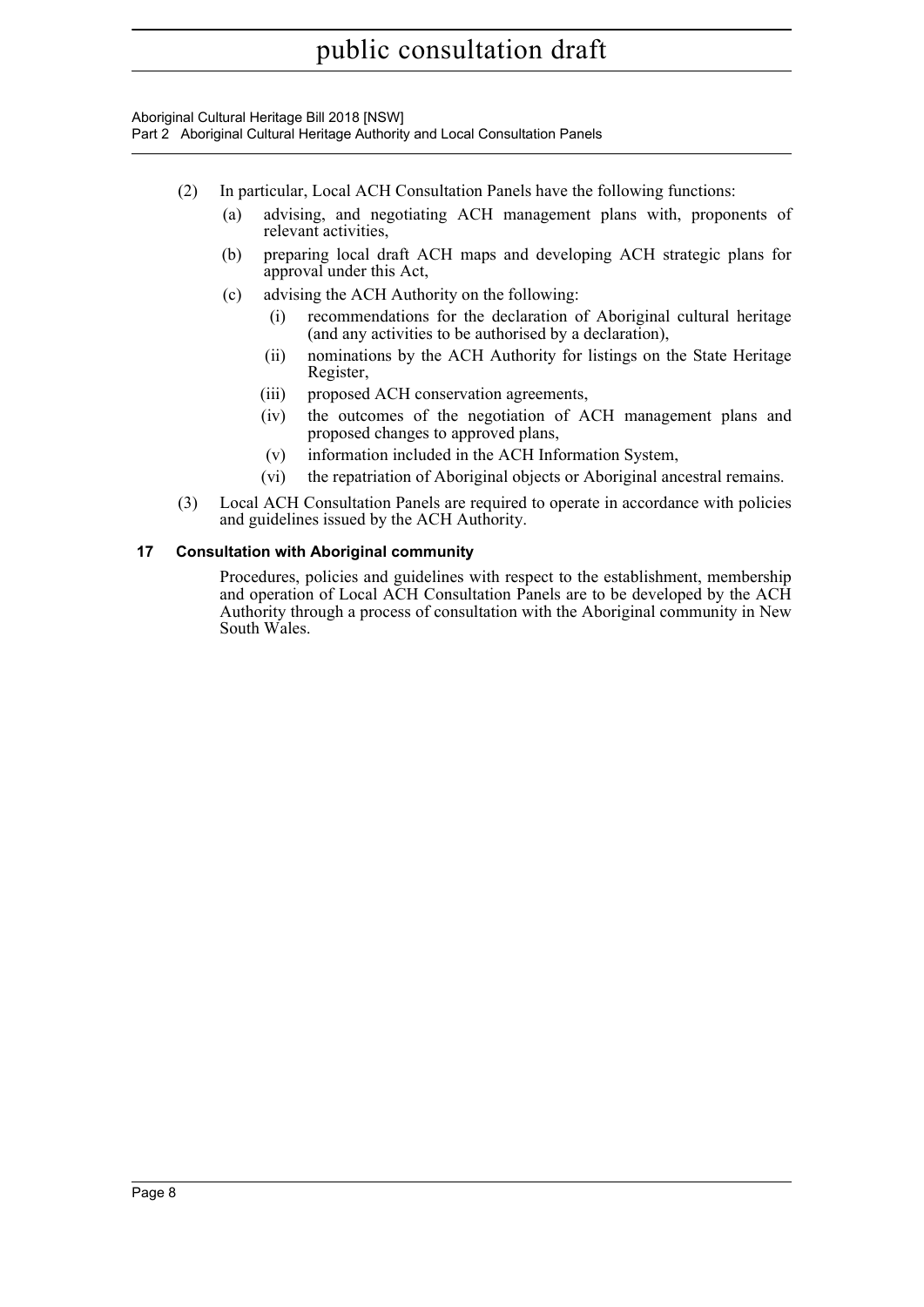(2) In particular, Local ACH Consultation Panels have the following functions:

(a) advising, and negotiating ACH management plans with, proponents of relevant activities,

(b) preparing local draft ACH maps and developing ACH strategic plans for approval under this Act,

(c) advising the ACH Authority on the following:

(i) recommendations for the declaration of Aboriginal cultural heritage (and any activities to be authorised by a declaration),

(ii) nominations by the ACH Authority for listings on the State Heritage Register,

(iii) proposed ACH conservation agreements,

(iv) the outcomes of the negotiation of ACH management plans and proposed changes to approved plans,

(v) information included in the ACH Information System,

(vi) the repatriation of Aboriginal objects or Aboriginal ancestral remains.

(3) Local ACH Consultation Panels are required to operate in accordance with policies and guidelines issued by the ACH Authority.

### 17 Consultation with Aboriginal community

Procedures, policies and guidelines with respect to the establishment, membership and operation of Local ACH Consultation Panels are to be developed by the ACH Authority through a process of consultation with the Aboriginal community in New South Wales.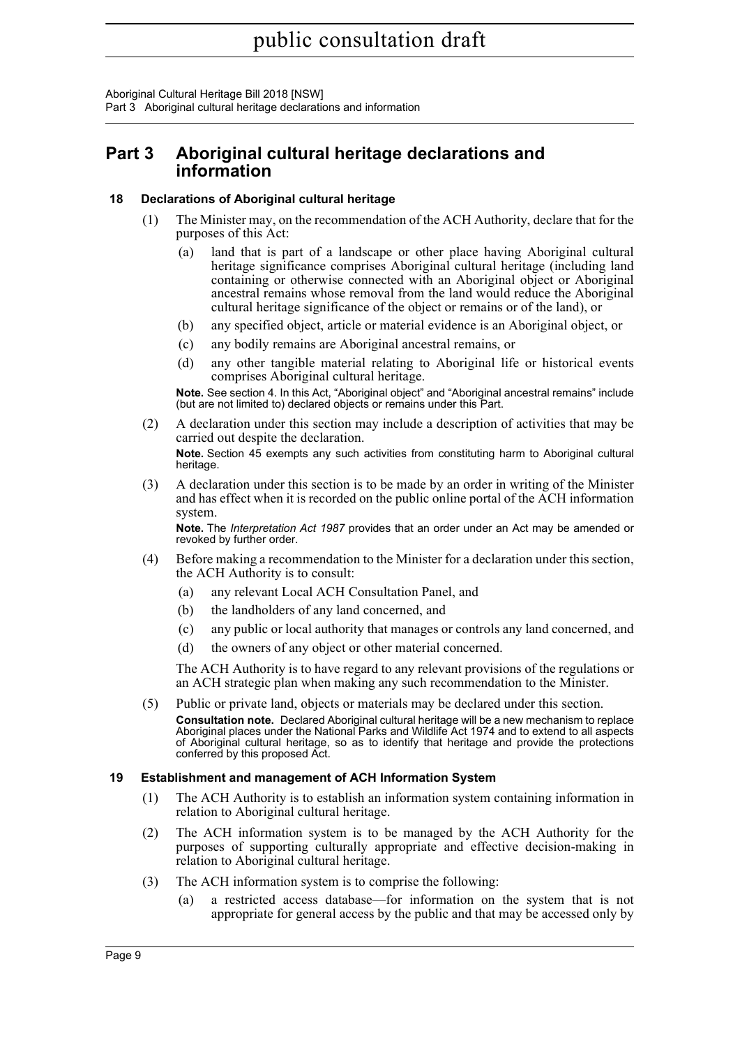# Part 3 Aboriginal cultural heritage declarations and information

### 18 Declarations of Aboriginal cultural heritage

(1) The Minister may, on the recommendation of the ACH Authority, declare that for the purposes of this Act:

- (a) land that is part of a landscape or other place having Aboriginal cultural heritage significance comprises Aboriginal cultural heritage (including land containing or otherwise connected with an Aboriginal object or Aboriginal ancestral remains whose removal from the land would reduce the Aboriginal cultural heritage significance of the object or remains or of the land), or
- (b) any specified object, article or material evidence is an Aboriginal object, or
- (c) any bodily remains are Aboriginal ancestral remains, or
- (d) any other tangible material relating to Aboriginal life or historical events comprises Aboriginal cultural heritage.

**Note.** See section 4. In this Act, "Aboriginal object" and "Aboriginal ancestral remains" include (but are not limited to) declared objects or remains under this Part.

(2) A declaration under this section may include a description of activities that may be carried out despite the declaration.

**Note.** Section 45 exempts any such activities from constituting harm to Aboriginal cultural heritage.

(3) A declaration under this section is to be made by an order in writing of the Minister and has effect when it is recorded on the public online portal of the ACH information system.

**Note.** The *Interpretation Act 1987* provides that an order under an Act may be amended or revoked by further order.

(4) Before making a recommendation to the Minister for a declaration under this section, the ACH Authority is to consult:

- (a) any relevant Local ACH Consultation Panel, and
- (b) the landholders of any land concerned, and
- (c) any public or local authority that manages or controls any land concerned, and
- (d) the owners of any object or other material concerned.

The ACH Authority is to have regard to any relevant provisions of the regulations or an ACH strategic plan when making any such recommendation to the Minister.

(5) Public or private land, objects or materials may be declared under this section.

**Consultation note.** Declared Aboriginal cultural heritage will be a new mechanism to replace Aboriginal places under the National Parks and Wildlife Act 1974 and to extend to all aspects of Aboriginal cultural heritage, so as to identify that heritage and provide the protections conferred by this proposed Act.

### 19 Establishment and management of ACH Information System

(1) The ACH Authority is to establish an information system containing information in relation to Aboriginal cultural heritage.

(2) The ACH information system is to be managed by the ACH Authority for the purposes of supporting culturally appropriate and effective decision-making in relation to Aboriginal cultural heritage.

(3) The ACH information system is to comprise the following:

- (a) a restricted access database—for information on the system that is not appropriate for general access by the public and that may be accessed only by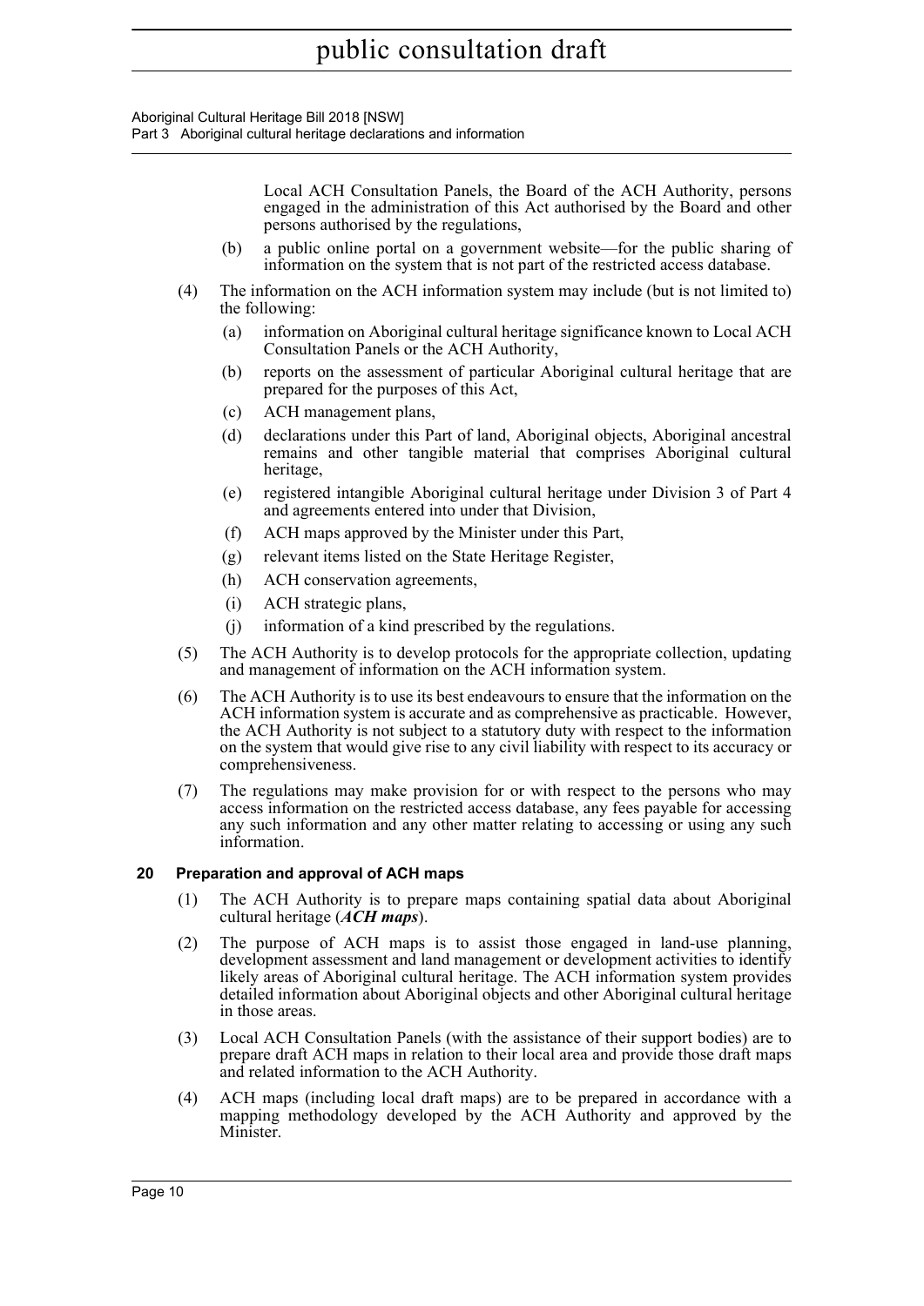Local ACH Consultation Panels, the Board of the ACH Authority, persons engaged in the administration of this Act authorised by the Board and other persons authorised by the regulations,

(b) a public online portal on a government website—for the public sharing of information on the system that is not part of the restricted access database.

(4) The information on the ACH information system may include (but is not limited to) the following:

(a) information on Aboriginal cultural heritage significance known to Local ACH Consultation Panels or the ACH Authority,

(b) reports on the assessment of particular Aboriginal cultural heritage that are prepared for the purposes of this Act,

(c) ACH management plans,

(d) declarations under this Part of land, Aboriginal objects, Aboriginal ancestral remains and other tangible material that comprises Aboriginal cultural heritage,

(e) registered intangible Aboriginal cultural heritage under Division 3 of Part 4 and agreements entered into under that Division,

(f) ACH maps approved by the Minister under this Part,

(g) relevant items listed on the State Heritage Register,

(h) ACH conservation agreements,

(i) ACH strategic plans,

(j) information of a kind prescribed by the regulations.

(5) The ACH Authority is to develop protocols for the appropriate collection, updating and management of information on the ACH information system.

(6) The ACH Authority is to use its best endeavours to ensure that the information on the ACH information system is accurate and as comprehensive as practicable. However, the ACH Authority is not subject to a statutory duty with respect to the information on the system that would give rise to any civil liability with respect to its accuracy or comprehensiveness.

(7) The regulations may make provision for or with respect to the persons who may access information on the restricted access database, any fees payable for accessing any such information and any other matter relating to accessing or using any such information.

### 20 Preparation and approval of ACH maps

(1) The ACH Authority is to prepare maps containing spatial data about Aboriginal cultural heritage (***ACH maps***).

(2) The purpose of ACH maps is to assist those engaged in land-use planning, development assessment and land management or development activities to identify likely areas of Aboriginal cultural heritage. The ACH information system provides detailed information about Aboriginal objects and other Aboriginal cultural heritage in those areas.

(3) Local ACH Consultation Panels (with the assistance of their support bodies) are to prepare draft ACH maps in relation to their local area and provide those draft maps and related information to the ACH Authority.

(4) ACH maps (including local draft maps) are to be prepared in accordance with a mapping methodology developed by the ACH Authority and approved by the Minister.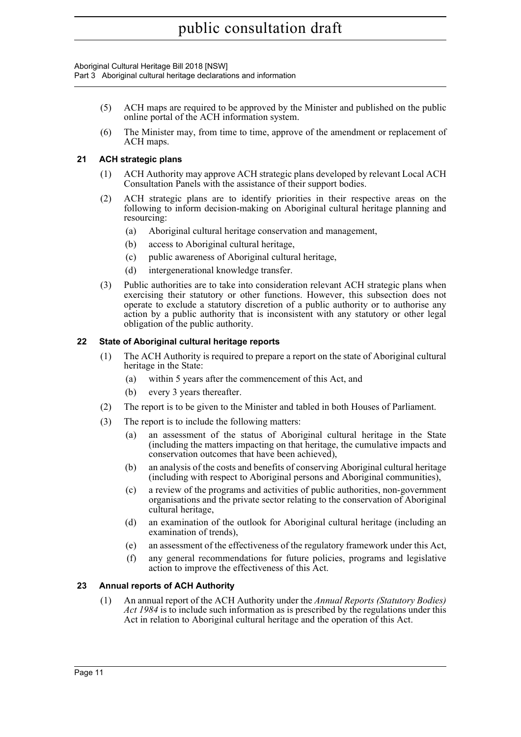(5) ACH maps are required to be approved by the Minister and published on the public online portal of the ACH information system.

(6) The Minister may, from time to time, approve of the amendment or replacement of ACH maps.

### 21 ACH strategic plans

(1) ACH Authority may approve ACH strategic plans developed by relevant Local ACH Consultation Panels with the assistance of their support bodies.

(2) ACH strategic plans are to identify priorities in their respective areas on the following to inform decision-making on Aboriginal cultural heritage planning and resourcing:

- (a) Aboriginal cultural heritage conservation and management,
- (b) access to Aboriginal cultural heritage,
- (c) public awareness of Aboriginal cultural heritage,
- (d) intergenerational knowledge transfer.

(3) Public authorities are to take into consideration relevant ACH strategic plans when exercising their statutory or other functions. However, this subsection does not operate to exclude a statutory discretion of a public authority or to authorise any action by a public authority that is inconsistent with any statutory or other legal obligation of the public authority.

### 22 State of Aboriginal cultural heritage reports

(1) The ACH Authority is required to prepare a report on the state of Aboriginal cultural heritage in the State:

- (a) within 5 years after the commencement of this Act, and
- (b) every 3 years thereafter.

(2) The report is to be given to the Minister and tabled in both Houses of Parliament.

(3) The report is to include the following matters:

- (a) an assessment of the status of Aboriginal cultural heritage in the State (including the matters impacting on that heritage, the cumulative impacts and conservation outcomes that have been achieved),
- (b) an analysis of the costs and benefits of conserving Aboriginal cultural heritage (including with respect to Aboriginal persons and Aboriginal communities),
- (c) a review of the programs and activities of public authorities, non-government organisations and the private sector relating to the conservation of Aboriginal cultural heritage,
- (d) an examination of the outlook for Aboriginal cultural heritage (including an examination of trends),
- (e) an assessment of the effectiveness of the regulatory framework under this Act,
- (f) any general recommendations for future policies, programs and legislative action to improve the effectiveness of this Act.

### 23 Annual reports of ACH Authority

(1) An annual report of the ACH Authority under the *Annual Reports (Statutory Bodies) Act 1984* is to include such information as is prescribed by the regulations under this Act in relation to Aboriginal cultural heritage and the operation of this Act.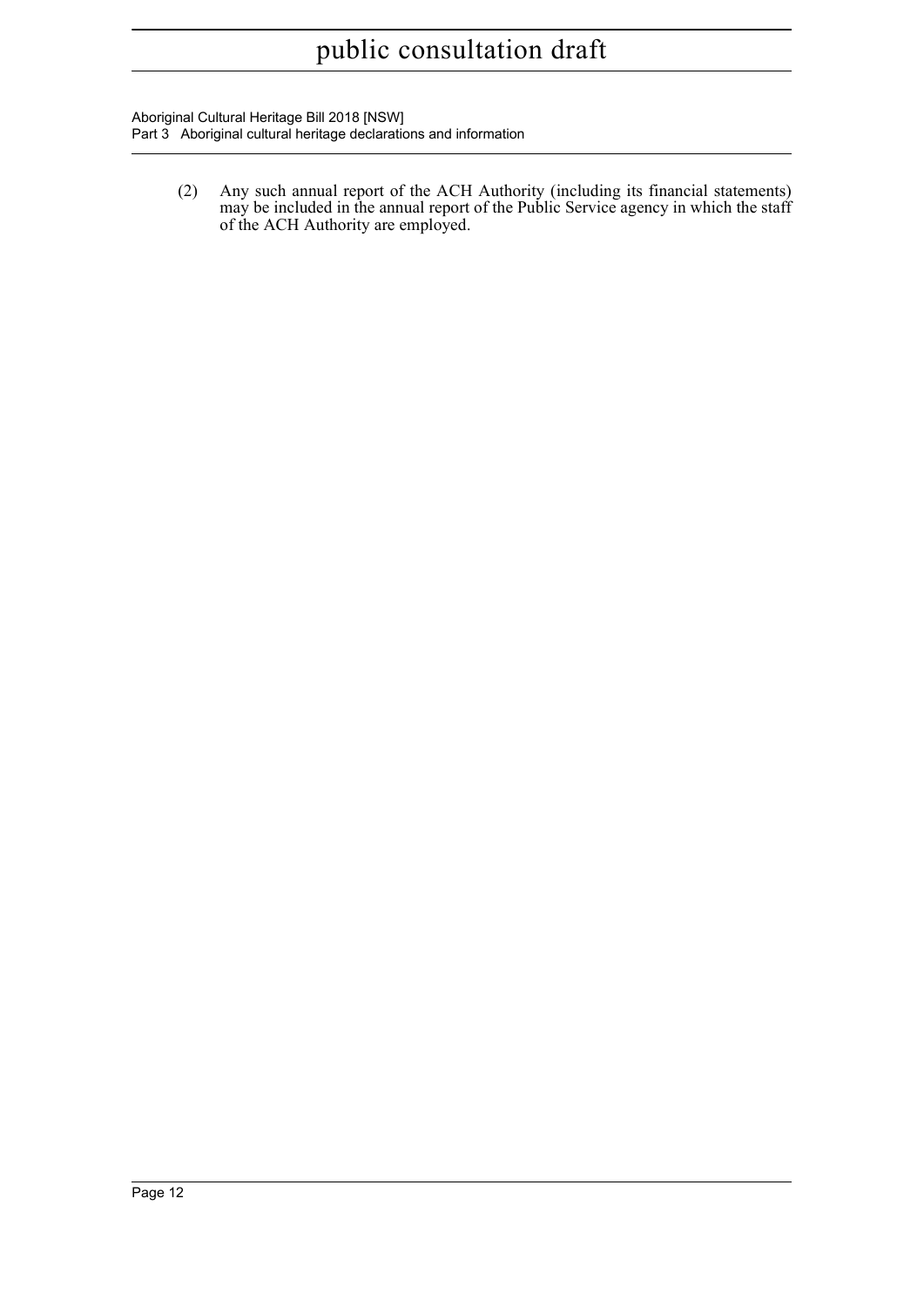(2) Any such annual report of the ACH Authority (including its financial statements) may be included in the annual report of the Public Service agency in which the staff of the ACH Authority are employed.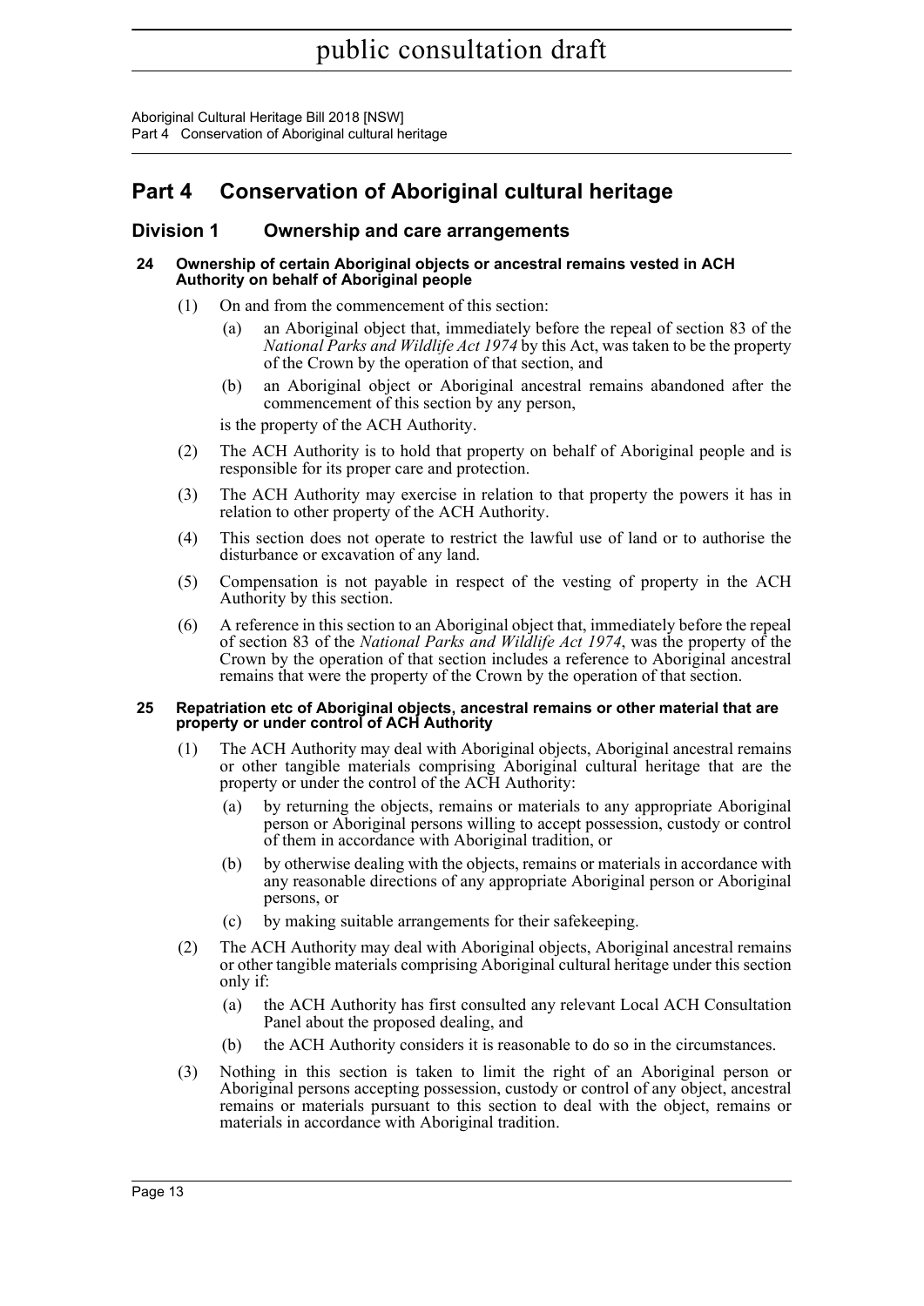# Part 4 Conservation of Aboriginal cultural heritage

## Division 1 Ownership and care arrangements

### 24 Ownership of certain Aboriginal objects or ancestral remains vested in ACH Authority on behalf of Aboriginal people

(1) On and from the commencement of this section:

   (a) an Aboriginal object that, immediately before the repeal of section 83 of the *National Parks and Wildlife Act 1974* by this Act, was taken to be the property of the Crown by the operation of that section, and

   (b) an Aboriginal object or Aboriginal ancestral remains abandoned after the commencement of this section by any person,

   is the property of the ACH Authority.

(2) The ACH Authority is to hold that property on behalf of Aboriginal people and is responsible for its proper care and protection.

(3) The ACH Authority may exercise in relation to that property the powers it has in relation to other property of the ACH Authority.

(4) This section does not operate to restrict the lawful use of land or to authorise the disturbance or excavation of any land.

(5) Compensation is not payable in respect of the vesting of property in the ACH Authority by this section.

(6) A reference in this section to an Aboriginal object that, immediately before the repeal of section 83 of the *National Parks and Wildlife Act 1974*, was the property of the Crown by the operation of that section includes a reference to Aboriginal ancestral remains that were the property of the Crown by the operation of that section.

### 25 Repatriation etc of Aboriginal objects, ancestral remains or other material that are property or under control of ACH Authority

(1) The ACH Authority may deal with Aboriginal objects, Aboriginal ancestral remains or other tangible materials comprising Aboriginal cultural heritage that are the property or under the control of the ACH Authority:

   (a) by returning the objects, remains or materials to any appropriate Aboriginal person or Aboriginal persons willing to accept possession, custody or control of them in accordance with Aboriginal tradition, or

   (b) by otherwise dealing with the objects, remains or materials in accordance with any reasonable directions of any appropriate Aboriginal person or Aboriginal persons, or

   (c) by making suitable arrangements for their safekeeping.

(2) The ACH Authority may deal with Aboriginal objects, Aboriginal ancestral remains or other tangible materials comprising Aboriginal cultural heritage under this section only if:

   (a) the ACH Authority has first consulted any relevant Local ACH Consultation Panel about the proposed dealing, and

   (b) the ACH Authority considers it is reasonable to do so in the circumstances.

(3) Nothing in this section is taken to limit the right of an Aboriginal person or Aboriginal persons accepting possession, custody or control of any object, ancestral remains or materials pursuant to this section to deal with the object, remains or materials in accordance with Aboriginal tradition.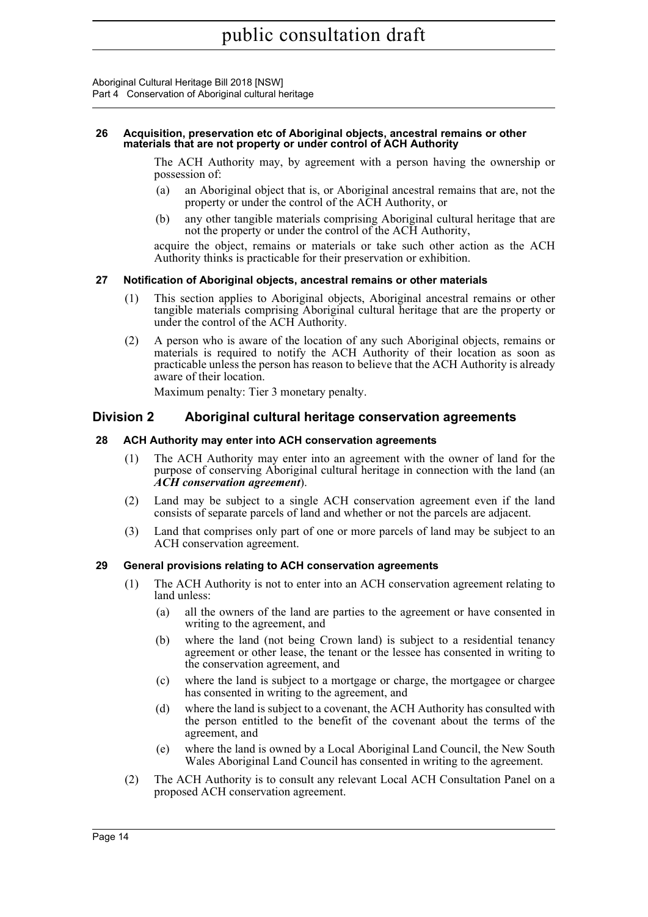#### 26 Acquisition, preservation etc of Aboriginal objects, ancestral remains or other materials that are not property or under control of ACH Authority

The ACH Authority may, by agreement with a person having the ownership or possession of:

(a) an Aboriginal object that is, or Aboriginal ancestral remains that are, not the property or under the control of the ACH Authority, or

(b) any other tangible materials comprising Aboriginal cultural heritage that are not the property or under the control of the ACH Authority,

acquire the object, remains or materials or take such other action as the ACH Authority thinks is practicable for their preservation or exhibition.

#### 27 Notification of Aboriginal objects, ancestral remains or other materials

(1) This section applies to Aboriginal objects, Aboriginal ancestral remains or other tangible materials comprising Aboriginal cultural heritage that are the property or under the control of the ACH Authority.

(2) A person who is aware of the location of any such Aboriginal objects, remains or materials is required to notify the ACH Authority of their location as soon as practicable unless the person has reason to believe that the ACH Authority is already aware of their location.

Maximum penalty: Tier 3 monetary penalty.

### Division 2 Aboriginal cultural heritage conservation agreements

#### 28 ACH Authority may enter into ACH conservation agreements

(1) The ACH Authority may enter into an agreement with the owner of land for the purpose of conserving Aboriginal cultural heritage in connection with the land (an ***ACH conservation agreement***).

(2) Land may be subject to a single ACH conservation agreement even if the land consists of separate parcels of land and whether or not the parcels are adjacent.

(3) Land that comprises only part of one or more parcels of land may be subject to an ACH conservation agreement.

#### 29 General provisions relating to ACH conservation agreements

(1) The ACH Authority is not to enter into an ACH conservation agreement relating to land unless:

(a) all the owners of the land are parties to the agreement or have consented in writing to the agreement, and

(b) where the land (not being Crown land) is subject to a residential tenancy agreement or other lease, the tenant or the lessee has consented in writing to the conservation agreement, and

(c) where the land is subject to a mortgage or charge, the mortgagee or chargee has consented in writing to the agreement, and

(d) where the land is subject to a covenant, the ACH Authority has consulted with the person entitled to the benefit of the covenant about the terms of the agreement, and

(e) where the land is owned by a Local Aboriginal Land Council, the New South Wales Aboriginal Land Council has consented in writing to the agreement.

(2) The ACH Authority is to consult any relevant Local ACH Consultation Panel on a proposed ACH conservation agreement.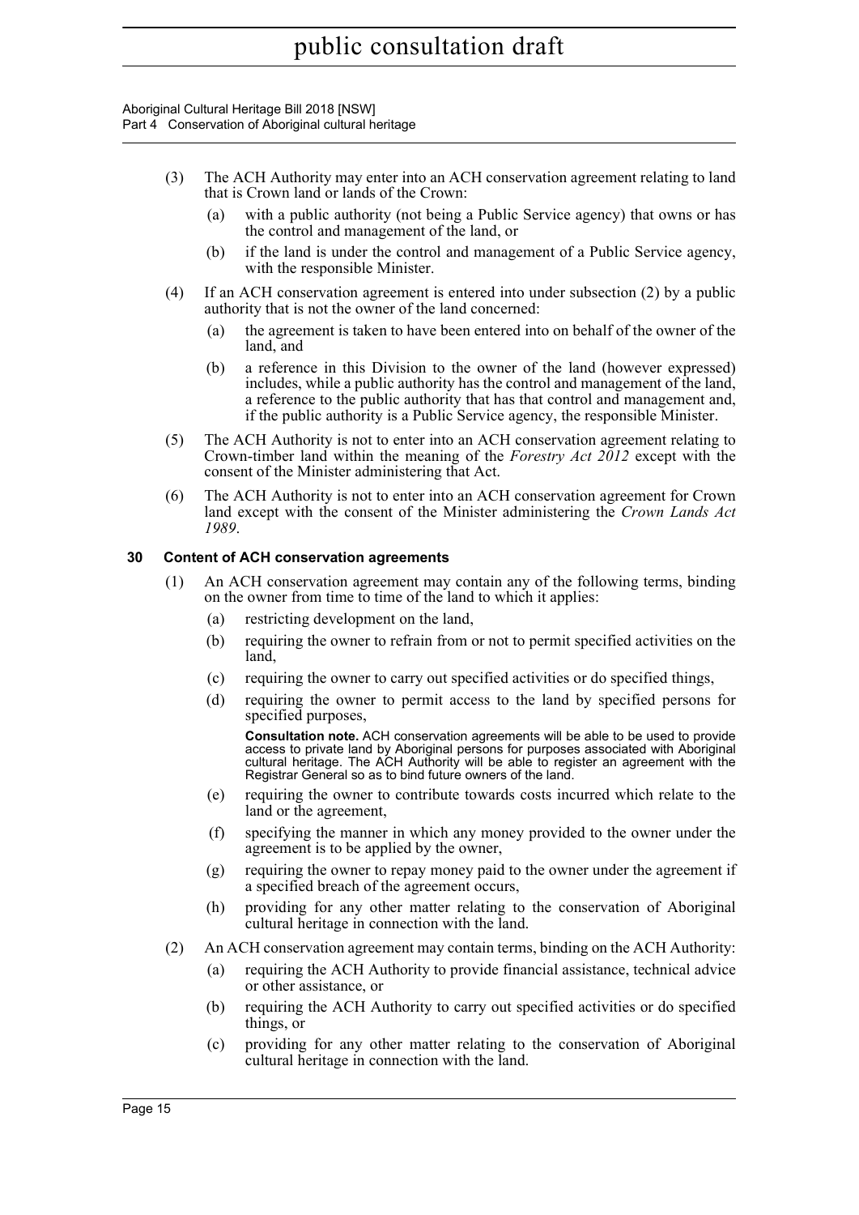(3) The ACH Authority may enter into an ACH conservation agreement relating to land that is Crown land or lands of the Crown:

(a) with a public authority (not being a Public Service agency) that owns or has the control and management of the land, or

(b) if the land is under the control and management of a Public Service agency, with the responsible Minister.

(4) If an ACH conservation agreement is entered into under subsection (2) by a public authority that is not the owner of the land concerned:

(a) the agreement is taken to have been entered into on behalf of the owner of the land, and

(b) a reference in this Division to the owner of the land (however expressed) includes, while a public authority has the control and management of the land, a reference to the public authority that has that control and management and, if the public authority is a Public Service agency, the responsible Minister.

(5) The ACH Authority is not to enter into an ACH conservation agreement relating to Crown-timber land within the meaning of the *Forestry Act 2012* except with the consent of the Minister administering that Act.

(6) The ACH Authority is not to enter into an ACH conservation agreement for Crown land except with the consent of the Minister administering the *Crown Lands Act 1989*.

### 30 Content of ACH conservation agreements

(1) An ACH conservation agreement may contain any of the following terms, binding on the owner from time to time of the land to which it applies:

(a) restricting development on the land,

(b) requiring the owner to refrain from or not to permit specified activities on the land,

(c) requiring the owner to carry out specified activities or do specified things,

(d) requiring the owner to permit access to the land by specified persons for specified purposes,

**Consultation note.** ACH conservation agreements will be able to be used to provide access to private land by Aboriginal persons for purposes associated with Aboriginal cultural heritage. The ACH Authority will be able to register an agreement with the Registrar General so as to bind future owners of the land.

(e) requiring the owner to contribute towards costs incurred which relate to the land or the agreement,

(f) specifying the manner in which any money provided to the owner under the agreement is to be applied by the owner,

(g) requiring the owner to repay money paid to the owner under the agreement if a specified breach of the agreement occurs,

(h) providing for any other matter relating to the conservation of Aboriginal cultural heritage in connection with the land.

(2) An ACH conservation agreement may contain terms, binding on the ACH Authority:

(a) requiring the ACH Authority to provide financial assistance, technical advice or other assistance, or

(b) requiring the ACH Authority to carry out specified activities or do specified things, or

(c) providing for any other matter relating to the conservation of Aboriginal cultural heritage in connection with the land.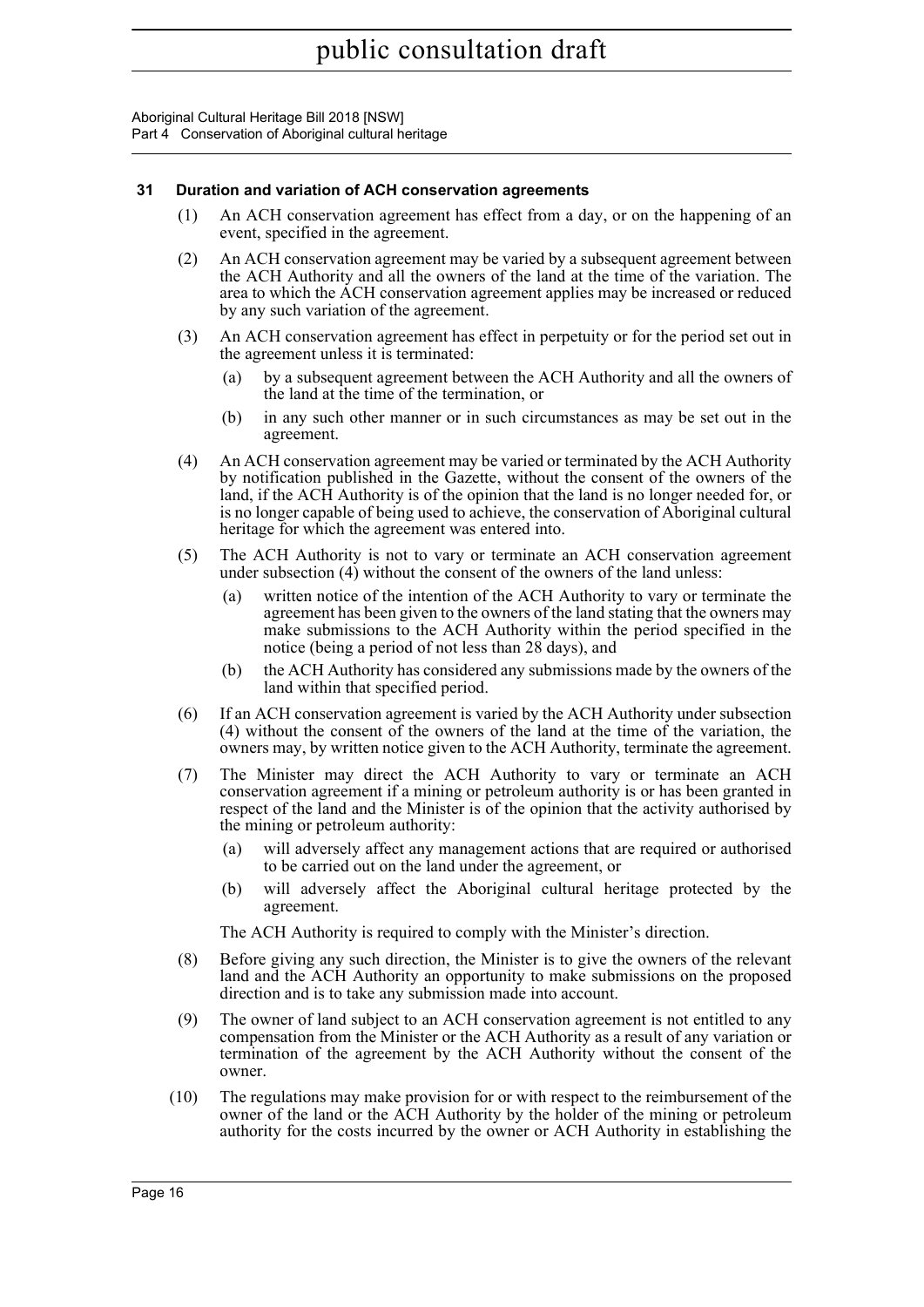### 31 Duration and variation of ACH conservation agreements

(1) An ACH conservation agreement has effect from a day, or on the happening of an event, specified in the agreement.

(2) An ACH conservation agreement may be varied by a subsequent agreement between the ACH Authority and all the owners of the land at the time of the variation. The area to which the ACH conservation agreement applies may be increased or reduced by any such variation of the agreement.

(3) An ACH conservation agreement has effect in perpetuity or for the period set out in the agreement unless it is terminated:

- (a) by a subsequent agreement between the ACH Authority and all the owners of the land at the time of the termination, or
- (b) in any such other manner or in such circumstances as may be set out in the agreement.

(4) An ACH conservation agreement may be varied or terminated by the ACH Authority by notification published in the Gazette, without the consent of the owners of the land, if the ACH Authority is of the opinion that the land is no longer needed for, or is no longer capable of being used to achieve, the conservation of Aboriginal cultural heritage for which the agreement was entered into.

(5) The ACH Authority is not to vary or terminate an ACH conservation agreement under subsection (4) without the consent of the owners of the land unless:

- (a) written notice of the intention of the ACH Authority to vary or terminate the agreement has been given to the owners of the land stating that the owners may make submissions to the ACH Authority within the period specified in the notice (being a period of not less than 28 days), and
- (b) the ACH Authority has considered any submissions made by the owners of the land within that specified period.

(6) If an ACH conservation agreement is varied by the ACH Authority under subsection (4) without the consent of the owners of the land at the time of the variation, the owners may, by written notice given to the ACH Authority, terminate the agreement.

(7) The Minister may direct the ACH Authority to vary or terminate an ACH conservation agreement if a mining or petroleum authority is or has been granted in respect of the land and the Minister is of the opinion that the activity authorised by the mining or petroleum authority:

- (a) will adversely affect any management actions that are required or authorised to be carried out on the land under the agreement, or
- (b) will adversely affect the Aboriginal cultural heritage protected by the agreement.

The ACH Authority is required to comply with the Minister's direction.

(8) Before giving any such direction, the Minister is to give the owners of the relevant land and the ACH Authority an opportunity to make submissions on the proposed direction and is to take any submission made into account.

(9) The owner of land subject to an ACH conservation agreement is not entitled to any compensation from the Minister or the ACH Authority as a result of any variation or termination of the agreement by the ACH Authority without the consent of the owner.

(10) The regulations may make provision for or with respect to the reimbursement of the owner of the land or the ACH Authority by the holder of the mining or petroleum authority for the costs incurred by the owner or ACH Authority in establishing the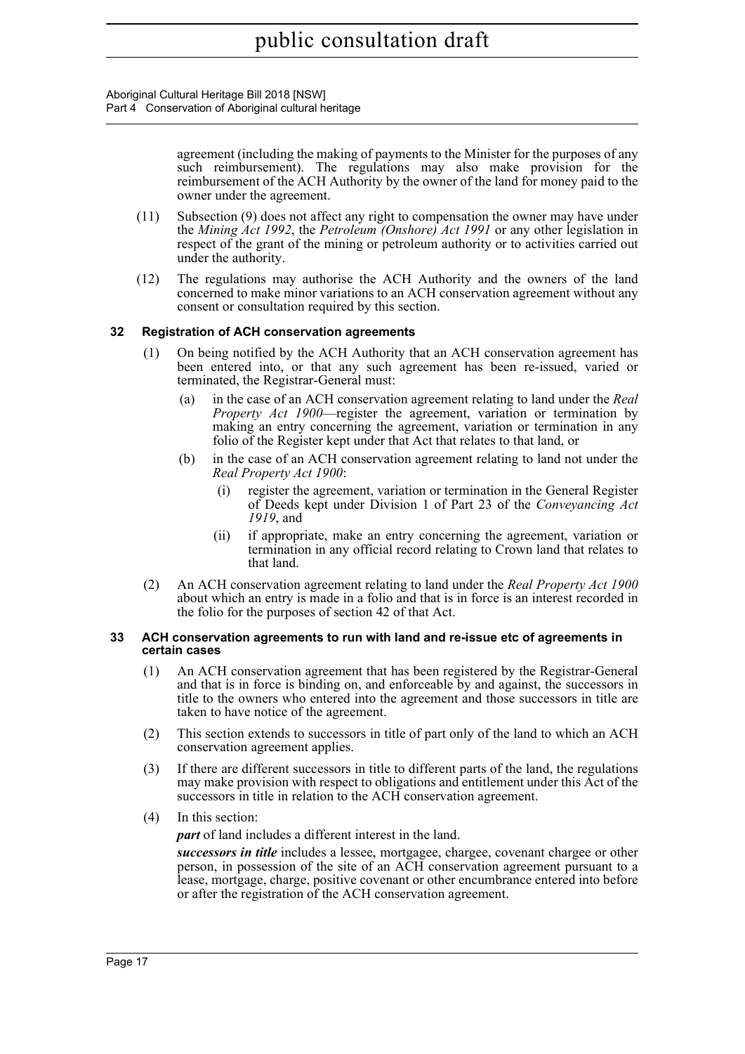agreement (including the making of payments to the Minister for the purposes of any such reimbursement). The regulations may also make provision for the reimbursement of the ACH Authority by the owner of the land for money paid to the owner under the agreement.

(11) Subsection (9) does not affect any right to compensation the owner may have under the *Mining Act 1992*, the *Petroleum (Onshore) Act 1991* or any other legislation in respect of the grant of the mining or petroleum authority or to activities carried out under the authority.

(12) The regulations may authorise the ACH Authority and the owners of the land concerned to make minor variations to an ACH conservation agreement without any consent or consultation required by this section.

### 32 Registration of ACH conservation agreements

(1) On being notified by the ACH Authority that an ACH conservation agreement has been entered into, or that any such agreement has been re-issued, varied or terminated, the Registrar-General must:

- (a) in the case of an ACH conservation agreement relating to land under the *Real Property Act 1900*—register the agreement, variation or termination by making an entry concerning the agreement, variation or termination in any folio of the Register kept under that Act that relates to that land, or
- (b) in the case of an ACH conservation agreement relating to land not under the *Real Property Act 1900*:
  - (i) register the agreement, variation or termination in the General Register of Deeds kept under Division 1 of Part 23 of the *Conveyancing Act 1919*, and
  - (ii) if appropriate, make an entry concerning the agreement, variation or termination in any official record relating to Crown land that relates to that land.

(2) An ACH conservation agreement relating to land under the *Real Property Act 1900* about which an entry is made in a folio and that is in force is an interest recorded in the folio for the purposes of section 42 of that Act.

### 33 ACH conservation agreements to run with land and re-issue etc of agreements in certain cases

(1) An ACH conservation agreement that has been registered by the Registrar-General and that is in force is binding on, and enforceable by and against, the successors in title to the owners who entered into the agreement and those successors in title are taken to have notice of the agreement.

(2) This section extends to successors in title of part only of the land to which an ACH conservation agreement applies.

(3) If there are different successors in title to different parts of the land, the regulations may make provision with respect to obligations and entitlement under this Act of the successors in title in relation to the ACH conservation agreement.

(4) In this section:

***part*** of land includes a different interest in the land.

***successors in title*** includes a lessee, mortgagee, chargee, covenant chargee or other person, in possession of the site of an ACH conservation agreement pursuant to a lease, mortgage, charge, positive covenant or other encumbrance entered into before or after the registration of the ACH conservation agreement.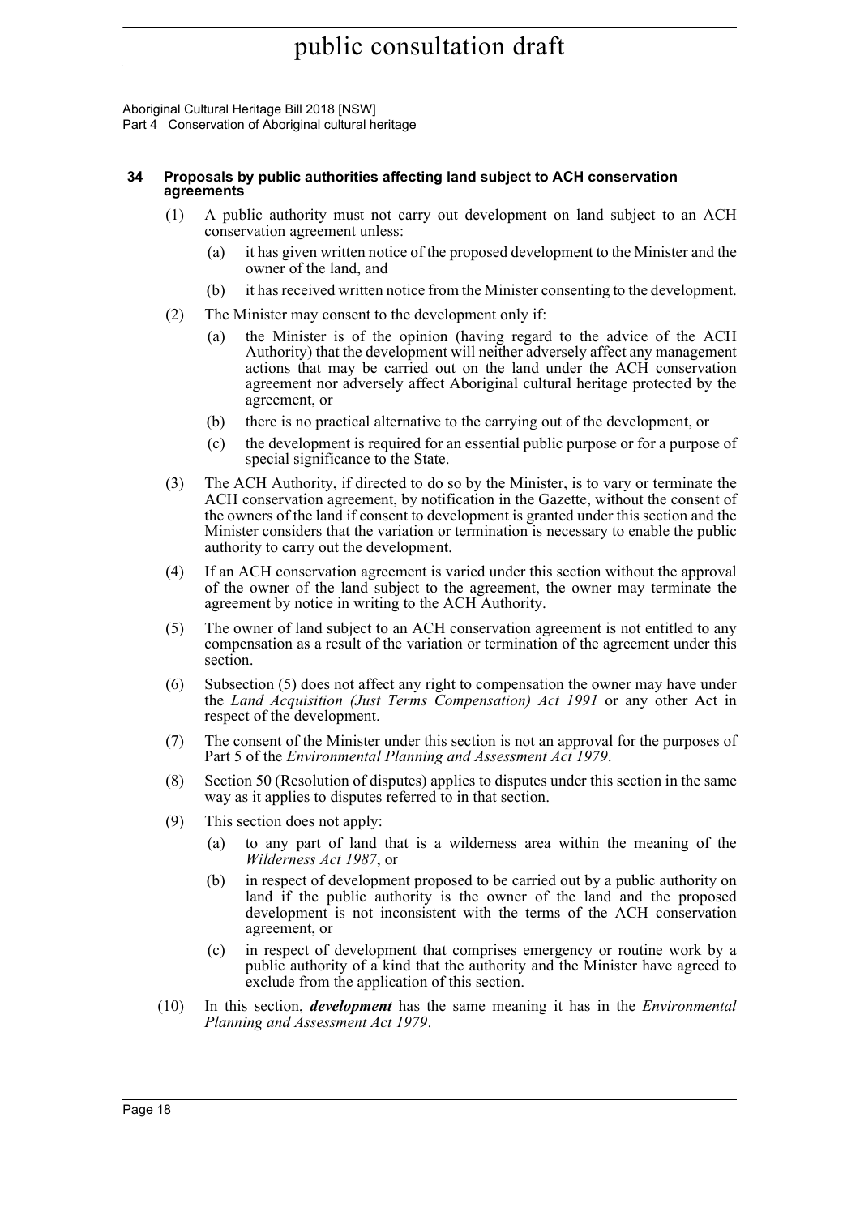#### 34 Proposals by public authorities affecting land subject to ACH conservation agreements

(1) A public authority must not carry out development on land subject to an ACH conservation agreement unless:

- (a) it has given written notice of the proposed development to the Minister and the owner of the land, and
- (b) it has received written notice from the Minister consenting to the development.

(2) The Minister may consent to the development only if:

- (a) the Minister is of the opinion (having regard to the advice of the ACH Authority) that the development will neither adversely affect any management actions that may be carried out on the land under the ACH conservation agreement nor adversely affect Aboriginal cultural heritage protected by the agreement, or
- (b) there is no practical alternative to the carrying out of the development, or
- (c) the development is required for an essential public purpose or for a purpose of special significance to the State.

(3) The ACH Authority, if directed to do so by the Minister, is to vary or terminate the ACH conservation agreement, by notification in the Gazette, without the consent of the owners of the land if consent to development is granted under this section and the Minister considers that the variation or termination is necessary to enable the public authority to carry out the development.

(4) If an ACH conservation agreement is varied under this section without the approval of the owner of the land subject to the agreement, the owner may terminate the agreement by notice in writing to the ACH Authority.

(5) The owner of land subject to an ACH conservation agreement is not entitled to any compensation as a result of the variation or termination of the agreement under this section.

(6) Subsection (5) does not affect any right to compensation the owner may have under the *Land Acquisition (Just Terms Compensation) Act 1991* or any other Act in respect of the development.

(7) The consent of the Minister under this section is not an approval for the purposes of Part 5 of the *Environmental Planning and Assessment Act 1979*.

(8) Section 50 (Resolution of disputes) applies to disputes under this section in the same way as it applies to disputes referred to in that section.

(9) This section does not apply:

- (a) to any part of land that is a wilderness area within the meaning of the *Wilderness Act 1987*, or
- (b) in respect of development proposed to be carried out by a public authority on land if the public authority is the owner of the land and the proposed development is not inconsistent with the terms of the ACH conservation agreement, or
- (c) in respect of development that comprises emergency or routine work by a public authority of a kind that the authority and the Minister have agreed to exclude from the application of this section.

(10) In this section, ***development*** has the same meaning it has in the *Environmental Planning and Assessment Act 1979*.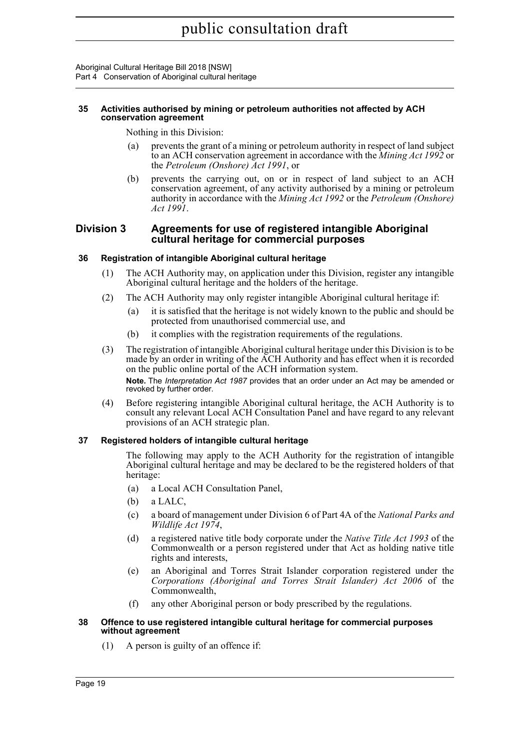**35 Activities authorised by mining or petroleum authorities not affected by ACH conservation agreement**

Nothing in this Division:

(a) prevents the grant of a mining or petroleum authority in respect of land subject to an ACH conservation agreement in accordance with the *Mining Act 1992* or the *Petroleum (Onshore) Act 1991*, or

(b) prevents the carrying out, on or in respect of land subject to an ACH conservation agreement, of any activity authorised by a mining or petroleum authority in accordance with the *Mining Act 1992* or the *Petroleum (Onshore) Act 1991*.

## Division 3 Agreements for use of registered intangible Aboriginal cultural heritage for commercial purposes

**36 Registration of intangible Aboriginal cultural heritage**

(1) The ACH Authority may, on application under this Division, register any intangible Aboriginal cultural heritage and the holders of the heritage.

(2) The ACH Authority may only register intangible Aboriginal cultural heritage if:

(a) it is satisfied that the heritage is not widely known to the public and should be protected from unauthorised commercial use, and

(b) it complies with the registration requirements of the regulations.

(3) The registration of intangible Aboriginal cultural heritage under this Division is to be made by an order in writing of the ACH Authority and has effect when it is recorded on the public online portal of the ACH information system.

**Note.** The *Interpretation Act 1987* provides that an order under an Act may be amended or revoked by further order.

(4) Before registering intangible Aboriginal cultural heritage, the ACH Authority is to consult any relevant Local ACH Consultation Panel and have regard to any relevant provisions of an ACH strategic plan.

**37 Registered holders of intangible cultural heritage**

The following may apply to the ACH Authority for the registration of intangible Aboriginal cultural heritage and may be declared to be the registered holders of that heritage:

(a) a Local ACH Consultation Panel,

(b) a LALC,

(c) a board of management under Division 6 of Part 4A of the *National Parks and Wildlife Act 1974*,

(d) a registered native title body corporate under the *Native Title Act 1993* of the Commonwealth or a person registered under that Act as holding native title rights and interests,

(e) an Aboriginal and Torres Strait Islander corporation registered under the *Corporations (Aboriginal and Torres Strait Islander) Act 2006* of the Commonwealth,

(f) any other Aboriginal person or body prescribed by the regulations.

**38 Offence to use registered intangible cultural heritage for commercial purposes without agreement**

(1) A person is guilty of an offence if: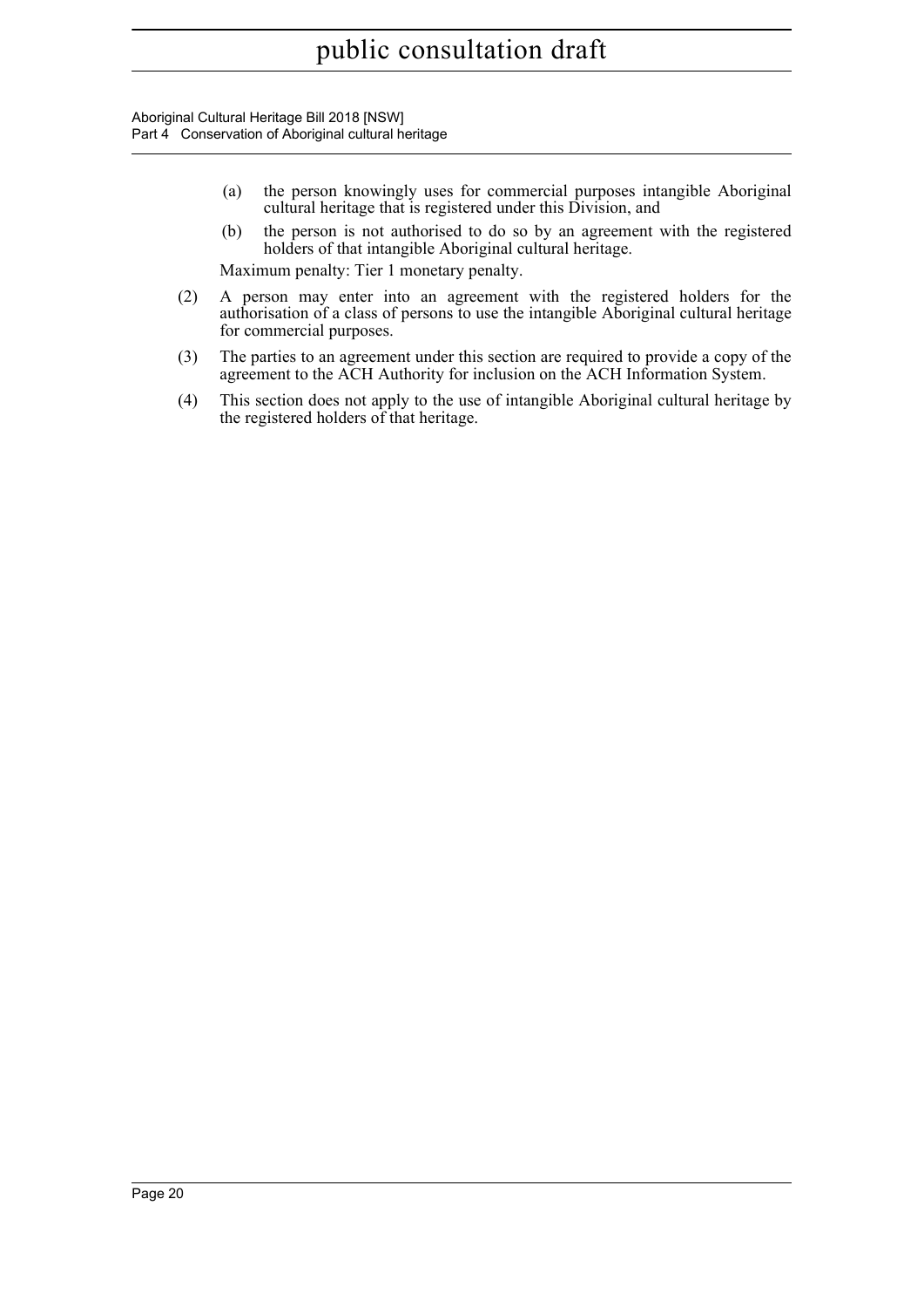(a) the person knowingly uses for commercial purposes intangible Aboriginal cultural heritage that is registered under this Division, and

(b) the person is not authorised to do so by an agreement with the registered holders of that intangible Aboriginal cultural heritage.

Maximum penalty: Tier 1 monetary penalty.

(2) A person may enter into an agreement with the registered holders for the authorisation of a class of persons to use the intangible Aboriginal cultural heritage for commercial purposes.

(3) The parties to an agreement under this section are required to provide a copy of the agreement to the ACH Authority for inclusion on the ACH Information System.

(4) This section does not apply to the use of intangible Aboriginal cultural heritage by the registered holders of that heritage.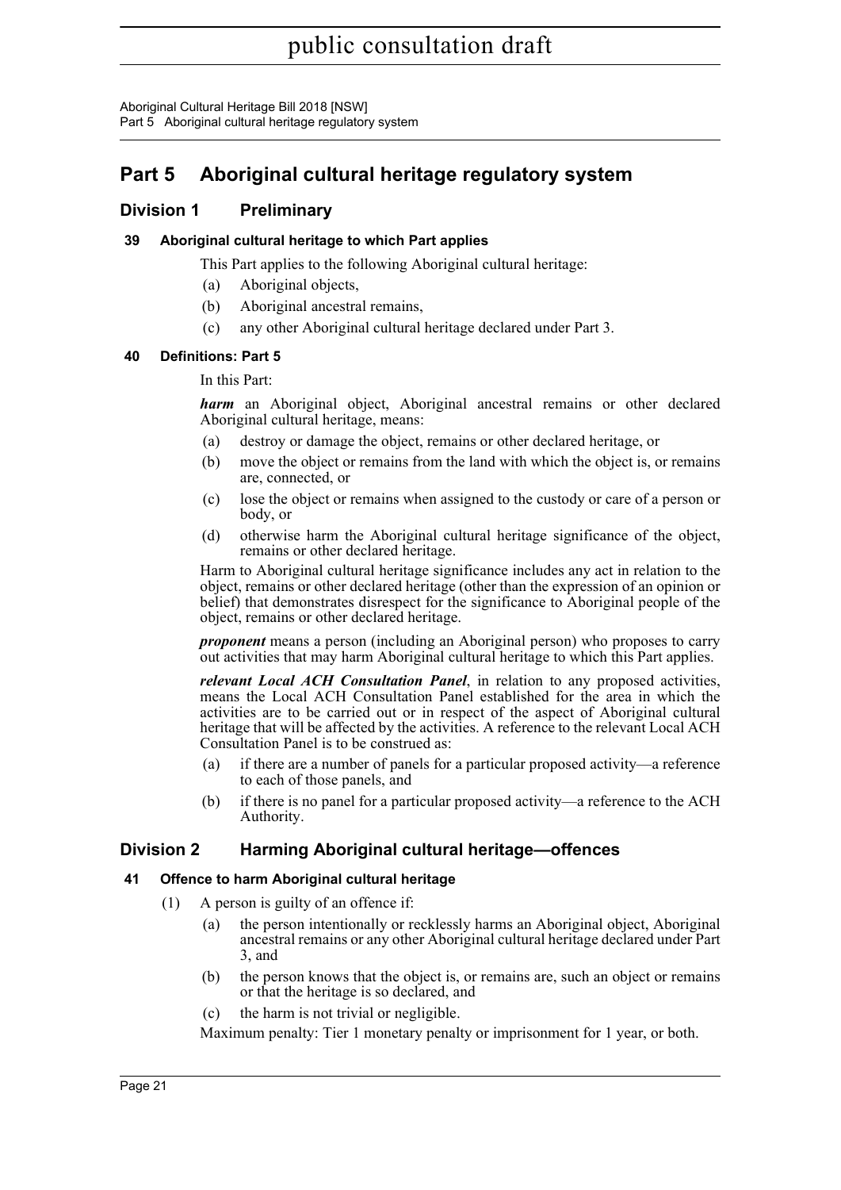# Part 5 Aboriginal cultural heritage regulatory system

## Division 1 Preliminary

### 39 Aboriginal cultural heritage to which Part applies

This Part applies to the following Aboriginal cultural heritage:

(a) Aboriginal objects,

(b) Aboriginal ancestral remains,

(c) any other Aboriginal cultural heritage declared under Part 3.

### 40 Definitions: Part 5

In this Part:

***harm*** an Aboriginal object, Aboriginal ancestral remains or other declared Aboriginal cultural heritage, means:

(a) destroy or damage the object, remains or other declared heritage, or

(b) move the object or remains from the land with which the object is, or remains are, connected, or

(c) lose the object or remains when assigned to the custody or care of a person or body, or

(d) otherwise harm the Aboriginal cultural heritage significance of the object, remains or other declared heritage.

Harm to Aboriginal cultural heritage significance includes any act in relation to the object, remains or other declared heritage (other than the expression of an opinion or belief) that demonstrates disrespect for the significance to Aboriginal people of the object, remains or other declared heritage.

***proponent*** means a person (including an Aboriginal person) who proposes to carry out activities that may harm Aboriginal cultural heritage to which this Part applies.

***relevant Local ACH Consultation Panel***, in relation to any proposed activities, means the Local ACH Consultation Panel established for the area in which the activities are to be carried out or in respect of the aspect of Aboriginal cultural heritage that will be affected by the activities. A reference to the relevant Local ACH Consultation Panel is to be construed as:

(a) if there are a number of panels for a particular proposed activity—a reference to each of those panels, and

(b) if there is no panel for a particular proposed activity—a reference to the ACH Authority.

## Division 2 Harming Aboriginal cultural heritage—offences

### 41 Offence to harm Aboriginal cultural heritage

(1) A person is guilty of an offence if:

(a) the person intentionally or recklessly harms an Aboriginal object, Aboriginal ancestral remains or any other Aboriginal cultural heritage declared under Part 3, and

(b) the person knows that the object is, or remains are, such an object or remains or that the heritage is so declared, and

(c) the harm is not trivial or negligible.

Maximum penalty: Tier 1 monetary penalty or imprisonment for 1 year, or both.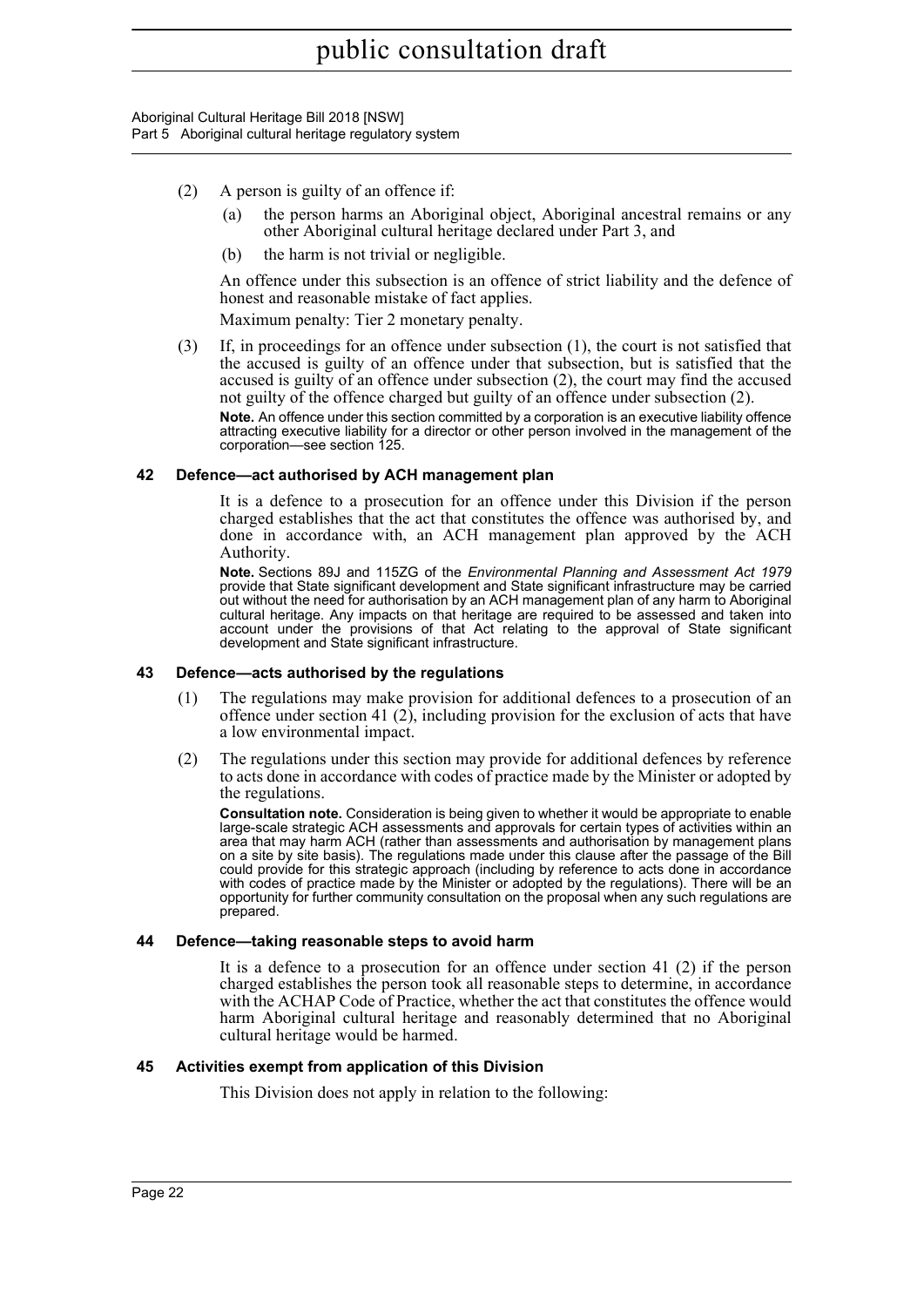(2) A person is guilty of an offence if:

(a) the person harms an Aboriginal object, Aboriginal ancestral remains or any other Aboriginal cultural heritage declared under Part 3, and

(b) the harm is not trivial or negligible.

An offence under this subsection is an offence of strict liability and the defence of honest and reasonable mistake of fact applies.

Maximum penalty: Tier 2 monetary penalty.

(3) If, in proceedings for an offence under subsection (1), the court is not satisfied that the accused is guilty of an offence under that subsection, but is satisfied that the accused is guilty of an offence under subsection (2), the court may find the accused not guilty of the offence charged but guilty of an offence under subsection (2).

**Note.** An offence under this section committed by a corporation is an executive liability offence attracting executive liability for a director or other person involved in the management of the corporation—see section 125.

### 42 Defence—act authorised by ACH management plan

It is a defence to a prosecution for an offence under this Division if the person charged establishes that the act that constitutes the offence was authorised by, and done in accordance with, an ACH management plan approved by the ACH Authority.

**Note.** Sections 89J and 115ZG of the *Environmental Planning and Assessment Act 1979* provide that State significant development and State significant infrastructure may be carried out without the need for authorisation by an ACH management plan of any harm to Aboriginal cultural heritage. Any impacts on that heritage are required to be assessed and taken into account under the provisions of that Act relating to the approval of State significant development and State significant infrastructure.

### 43 Defence—acts authorised by the regulations

(1) The regulations may make provision for additional defences to a prosecution of an offence under section 41 (2), including provision for the exclusion of acts that have a low environmental impact.

(2) The regulations under this section may provide for additional defences by reference to acts done in accordance with codes of practice made by the Minister or adopted by the regulations.

**Consultation note.** Consideration is being given to whether it would be appropriate to enable large-scale strategic ACH assessments and approvals for certain types of activities within an area that may harm ACH (rather than assessments and authorisation by management plans on a site by site basis). The regulations made under this clause after the passage of the Bill could provide for this strategic approach (including by reference to acts done in accordance with codes of practice made by the Minister or adopted by the regulations). There will be an opportunity for further community consultation on the proposal when any such regulations are prepared.

### 44 Defence—taking reasonable steps to avoid harm

It is a defence to a prosecution for an offence under section 41 (2) if the person charged establishes the person took all reasonable steps to determine, in accordance with the ACHAP Code of Practice, whether the act that constitutes the offence would harm Aboriginal cultural heritage and reasonably determined that no Aboriginal cultural heritage would be harmed.

### 45 Activities exempt from application of this Division

This Division does not apply in relation to the following: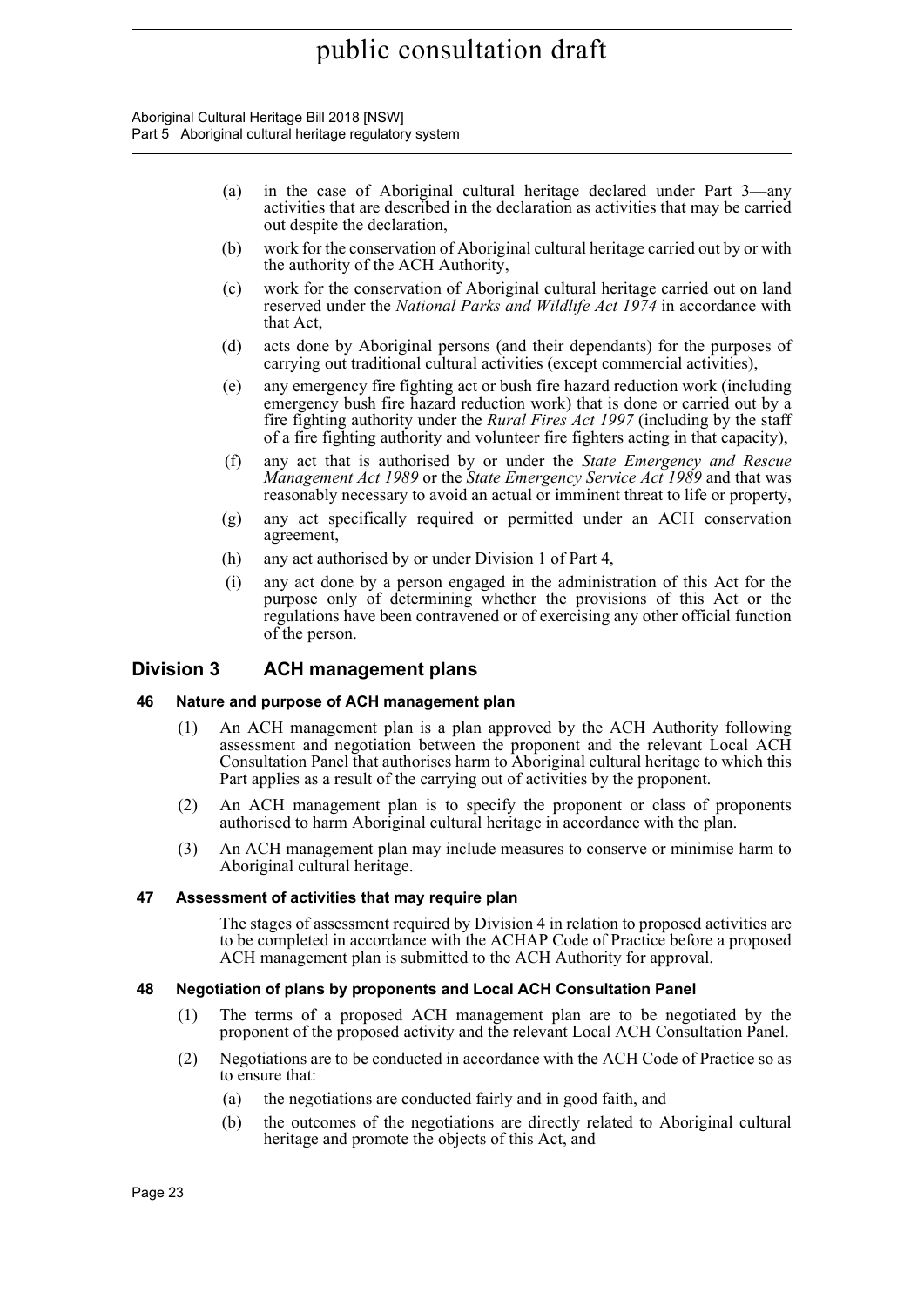(a) in the case of Aboriginal cultural heritage declared under Part 3—any activities that are described in the declaration as activities that may be carried out despite the declaration,

(b) work for the conservation of Aboriginal cultural heritage carried out by or with the authority of the ACH Authority,

(c) work for the conservation of Aboriginal cultural heritage carried out on land reserved under the *National Parks and Wildlife Act 1974* in accordance with that Act,

(d) acts done by Aboriginal persons (and their dependants) for the purposes of carrying out traditional cultural activities (except commercial activities),

(e) any emergency fire fighting act or bush fire hazard reduction work (including emergency bush fire hazard reduction work) that is done or carried out by a fire fighting authority under the *Rural Fires Act 1997* (including by the staff of a fire fighting authority and volunteer fire fighters acting in that capacity),

(f) any act that is authorised by or under the *State Emergency and Rescue Management Act 1989* or the *State Emergency Service Act 1989* and that was reasonably necessary to avoid an actual or imminent threat to life or property,

(g) any act specifically required or permitted under an ACH conservation agreement,

(h) any act authorised by or under Division 1 of Part 4,

(i) any act done by a person engaged in the administration of this Act for the purpose only of determining whether the provisions of this Act or the regulations have been contravened or of exercising any other official function of the person.

## Division 3 ACH management plans

### 46 Nature and purpose of ACH management plan

(1) An ACH management plan is a plan approved by the ACH Authority following assessment and negotiation between the proponent and the relevant Local ACH Consultation Panel that authorises harm to Aboriginal cultural heritage to which this Part applies as a result of the carrying out of activities by the proponent.

(2) An ACH management plan is to specify the proponent or class of proponents authorised to harm Aboriginal cultural heritage in accordance with the plan.

(3) An ACH management plan may include measures to conserve or minimise harm to Aboriginal cultural heritage.

### 47 Assessment of activities that may require plan

The stages of assessment required by Division 4 in relation to proposed activities are to be completed in accordance with the ACHAP Code of Practice before a proposed ACH management plan is submitted to the ACH Authority for approval.

### 48 Negotiation of plans by proponents and Local ACH Consultation Panel

(1) The terms of a proposed ACH management plan are to be negotiated by the proponent of the proposed activity and the relevant Local ACH Consultation Panel.

(2) Negotiations are to be conducted in accordance with the ACH Code of Practice so as to ensure that:

(a) the negotiations are conducted fairly and in good faith, and

(b) the outcomes of the negotiations are directly related to Aboriginal cultural heritage and promote the objects of this Act, and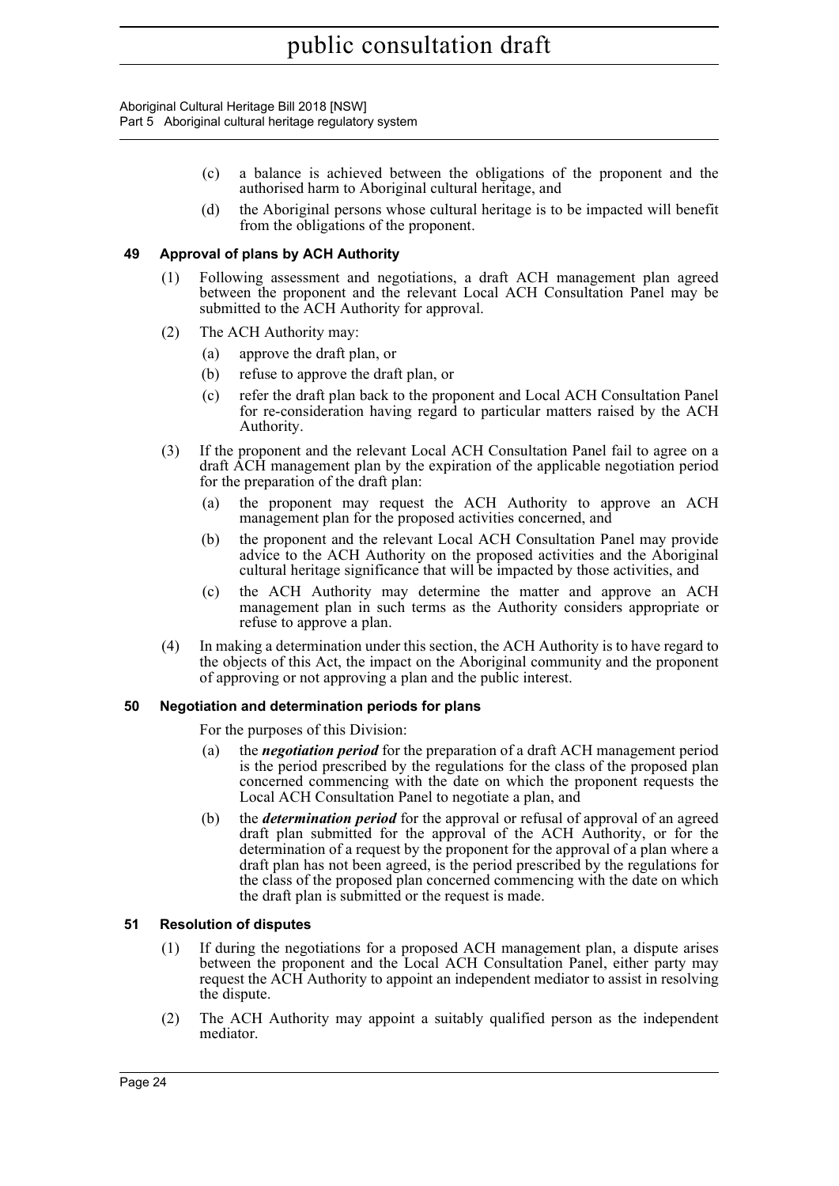(c) a balance is achieved between the obligations of the proponent and the authorised harm to Aboriginal cultural heritage, and

(d) the Aboriginal persons whose cultural heritage is to be impacted will benefit from the obligations of the proponent.

### 49 Approval of plans by ACH Authority

(1) Following assessment and negotiations, a draft ACH management plan agreed between the proponent and the relevant Local ACH Consultation Panel may be submitted to the ACH Authority for approval.

(2) The ACH Authority may:

(a) approve the draft plan, or

(b) refuse to approve the draft plan, or

(c) refer the draft plan back to the proponent and Local ACH Consultation Panel for re-consideration having regard to particular matters raised by the ACH Authority.

(3) If the proponent and the relevant Local ACH Consultation Panel fail to agree on a draft ACH management plan by the expiration of the applicable negotiation period for the preparation of the draft plan:

(a) the proponent may request the ACH Authority to approve an ACH management plan for the proposed activities concerned, and

(b) the proponent and the relevant Local ACH Consultation Panel may provide advice to the ACH Authority on the proposed activities and the Aboriginal cultural heritage significance that will be impacted by those activities, and

(c) the ACH Authority may determine the matter and approve an ACH management plan in such terms as the Authority considers appropriate or refuse to approve a plan.

(4) In making a determination under this section, the ACH Authority is to have regard to the objects of this Act, the impact on the Aboriginal community and the proponent of approving or not approving a plan and the public interest.

### 50 Negotiation and determination periods for plans

For the purposes of this Division:

(a) the ***negotiation period*** for the preparation of a draft ACH management period is the period prescribed by the regulations for the class of the proposed plan concerned commencing with the date on which the proponent requests the Local ACH Consultation Panel to negotiate a plan, and

(b) the ***determination period*** for the approval or refusal of approval of an agreed draft plan submitted for the approval of the ACH Authority, or for the determination of a request by the proponent for the approval of a plan where a draft plan has not been agreed, is the period prescribed by the regulations for the class of the proposed plan concerned commencing with the date on which the draft plan is submitted or the request is made.

### 51 Resolution of disputes

(1) If during the negotiations for a proposed ACH management plan, a dispute arises between the proponent and the Local ACH Consultation Panel, either party may request the ACH Authority to appoint an independent mediator to assist in resolving the dispute.

(2) The ACH Authority may appoint a suitably qualified person as the independent mediator.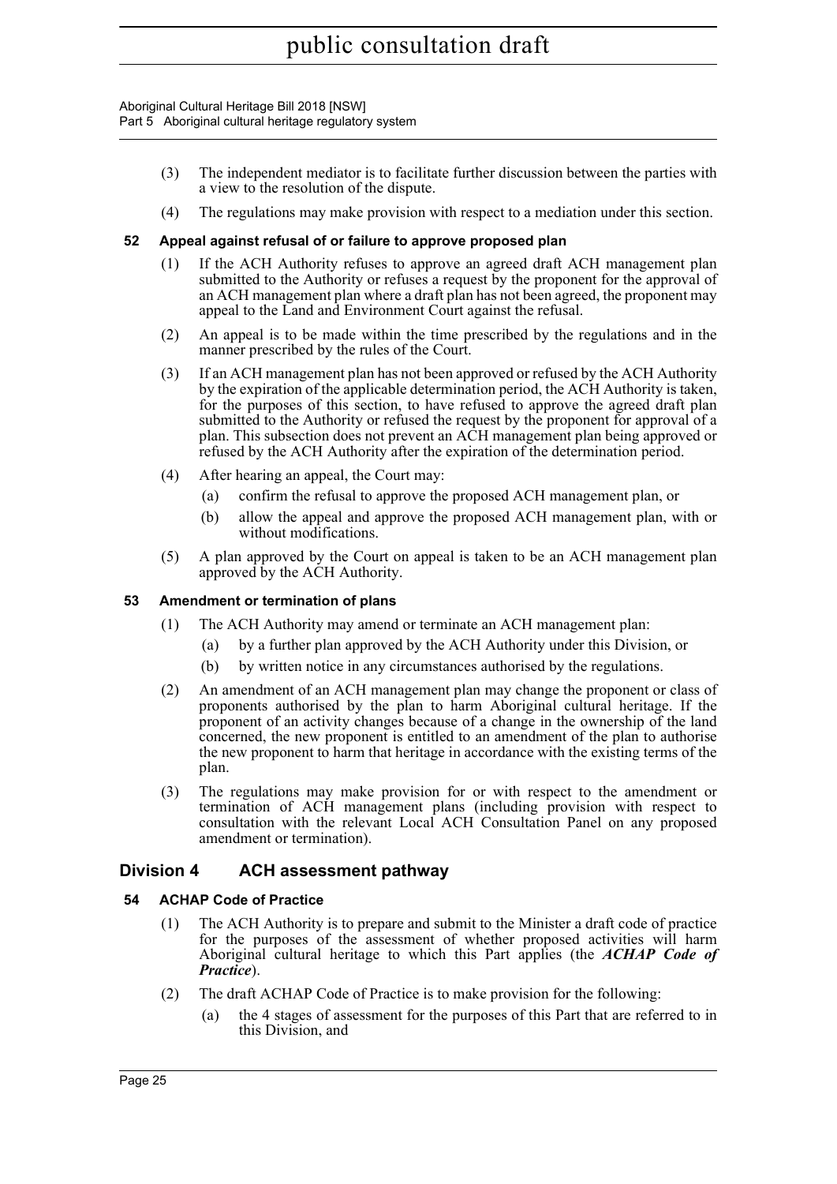(3) The independent mediator is to facilitate further discussion between the parties with a view to the resolution of the dispute.

(4) The regulations may make provision with respect to a mediation under this section.

### 52 Appeal against refusal of or failure to approve proposed plan

(1) If the ACH Authority refuses to approve an agreed draft ACH management plan submitted to the Authority or refuses a request by the proponent for the approval of an ACH management plan where a draft plan has not been agreed, the proponent may appeal to the Land and Environment Court against the refusal.

(2) An appeal is to be made within the time prescribed by the regulations and in the manner prescribed by the rules of the Court.

(3) If an ACH management plan has not been approved or refused by the ACH Authority by the expiration of the applicable determination period, the ACH Authority is taken, for the purposes of this section, to have refused to approve the agreed draft plan submitted to the Authority or refused the request by the proponent for approval of a plan. This subsection does not prevent an ACH management plan being approved or refused by the ACH Authority after the expiration of the determination period.

(4) After hearing an appeal, the Court may:

(a) confirm the refusal to approve the proposed ACH management plan, or

(b) allow the appeal and approve the proposed ACH management plan, with or without modifications.

(5) A plan approved by the Court on appeal is taken to be an ACH management plan approved by the ACH Authority.

### 53 Amendment or termination of plans

(1) The ACH Authority may amend or terminate an ACH management plan:

(a) by a further plan approved by the ACH Authority under this Division, or

(b) by written notice in any circumstances authorised by the regulations.

(2) An amendment of an ACH management plan may change the proponent or class of proponents authorised by the plan to harm Aboriginal cultural heritage. If the proponent of an activity changes because of a change in the ownership of the land concerned, the new proponent is entitled to an amendment of the plan to authorise the new proponent to harm that heritage in accordance with the existing terms of the plan.

(3) The regulations may make provision for or with respect to the amendment or termination of ACH management plans (including provision with respect to consultation with the relevant Local ACH Consultation Panel on any proposed amendment or termination).

## Division 4 ACH assessment pathway

### 54 ACHAP Code of Practice

(1) The ACH Authority is to prepare and submit to the Minister a draft code of practice for the purposes of the assessment of whether proposed activities will harm Aboriginal cultural heritage to which this Part applies (the ***ACHAP Code of Practice***).

(2) The draft ACHAP Code of Practice is to make provision for the following:

(a) the 4 stages of assessment for the purposes of this Part that are referred to in this Division, and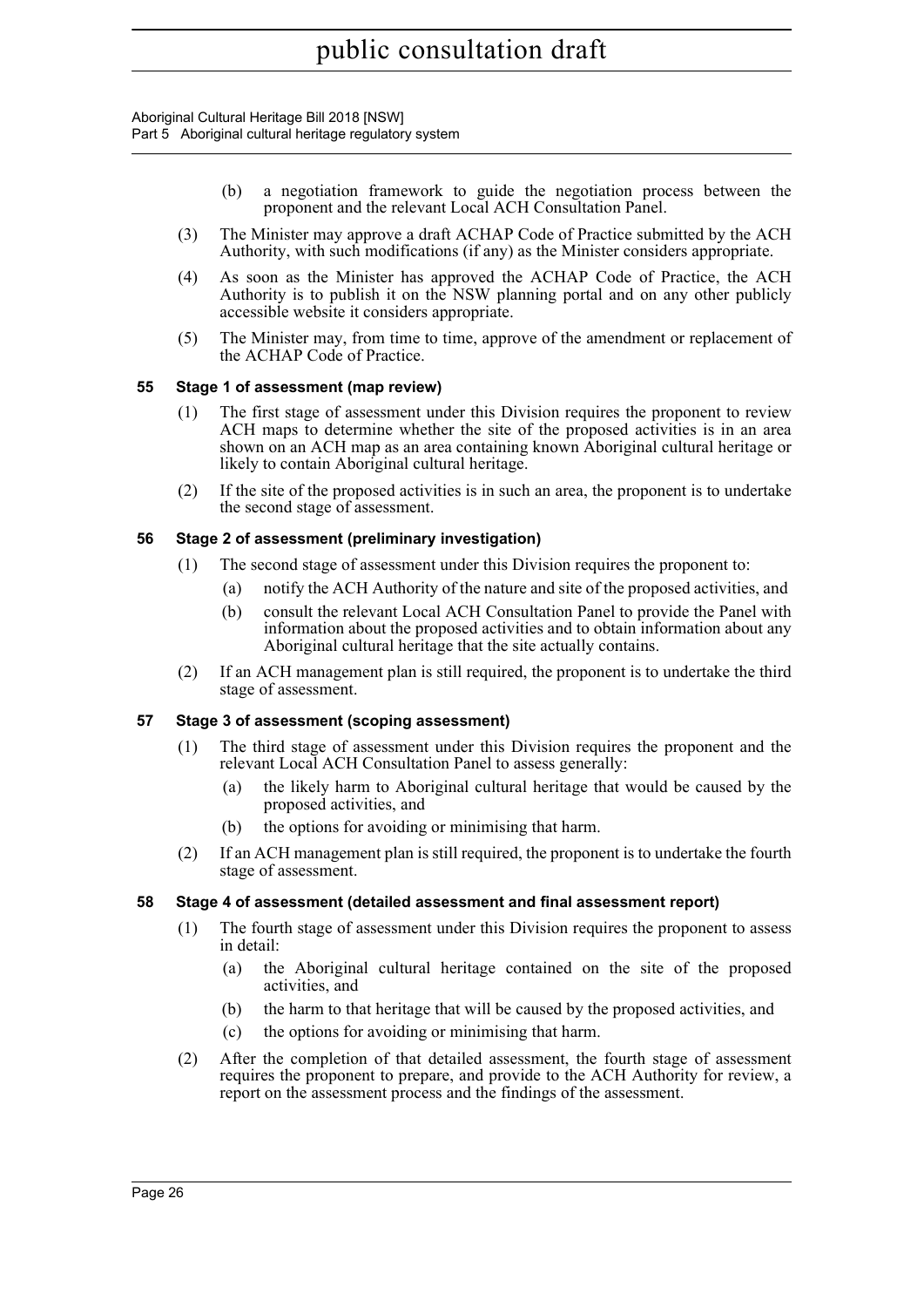(b) a negotiation framework to guide the negotiation process between the proponent and the relevant Local ACH Consultation Panel.

(3) The Minister may approve a draft ACHAP Code of Practice submitted by the ACH Authority, with such modifications (if any) as the Minister considers appropriate.

(4) As soon as the Minister has approved the ACHAP Code of Practice, the ACH Authority is to publish it on the NSW planning portal and on any other publicly accessible website it considers appropriate.

(5) The Minister may, from time to time, approve of the amendment or replacement of the ACHAP Code of Practice.

### 55 Stage 1 of assessment (map review)

(1) The first stage of assessment under this Division requires the proponent to review ACH maps to determine whether the site of the proposed activities is in an area shown on an ACH map as an area containing known Aboriginal cultural heritage or likely to contain Aboriginal cultural heritage.

(2) If the site of the proposed activities is in such an area, the proponent is to undertake the second stage of assessment.

### 56 Stage 2 of assessment (preliminary investigation)

(1) The second stage of assessment under this Division requires the proponent to:

(a) notify the ACH Authority of the nature and site of the proposed activities, and

(b) consult the relevant Local ACH Consultation Panel to provide the Panel with information about the proposed activities and to obtain information about any Aboriginal cultural heritage that the site actually contains.

(2) If an ACH management plan is still required, the proponent is to undertake the third stage of assessment.

### 57 Stage 3 of assessment (scoping assessment)

(1) The third stage of assessment under this Division requires the proponent and the relevant Local ACH Consultation Panel to assess generally:

(a) the likely harm to Aboriginal cultural heritage that would be caused by the proposed activities, and

(b) the options for avoiding or minimising that harm.

(2) If an ACH management plan is still required, the proponent is to undertake the fourth stage of assessment.

### 58 Stage 4 of assessment (detailed assessment and final assessment report)

(1) The fourth stage of assessment under this Division requires the proponent to assess in detail:

(a) the Aboriginal cultural heritage contained on the site of the proposed activities, and

(b) the harm to that heritage that will be caused by the proposed activities, and

(c) the options for avoiding or minimising that harm.

(2) After the completion of that detailed assessment, the fourth stage of assessment requires the proponent to prepare, and provide to the ACH Authority for review, a report on the assessment process and the findings of the assessment.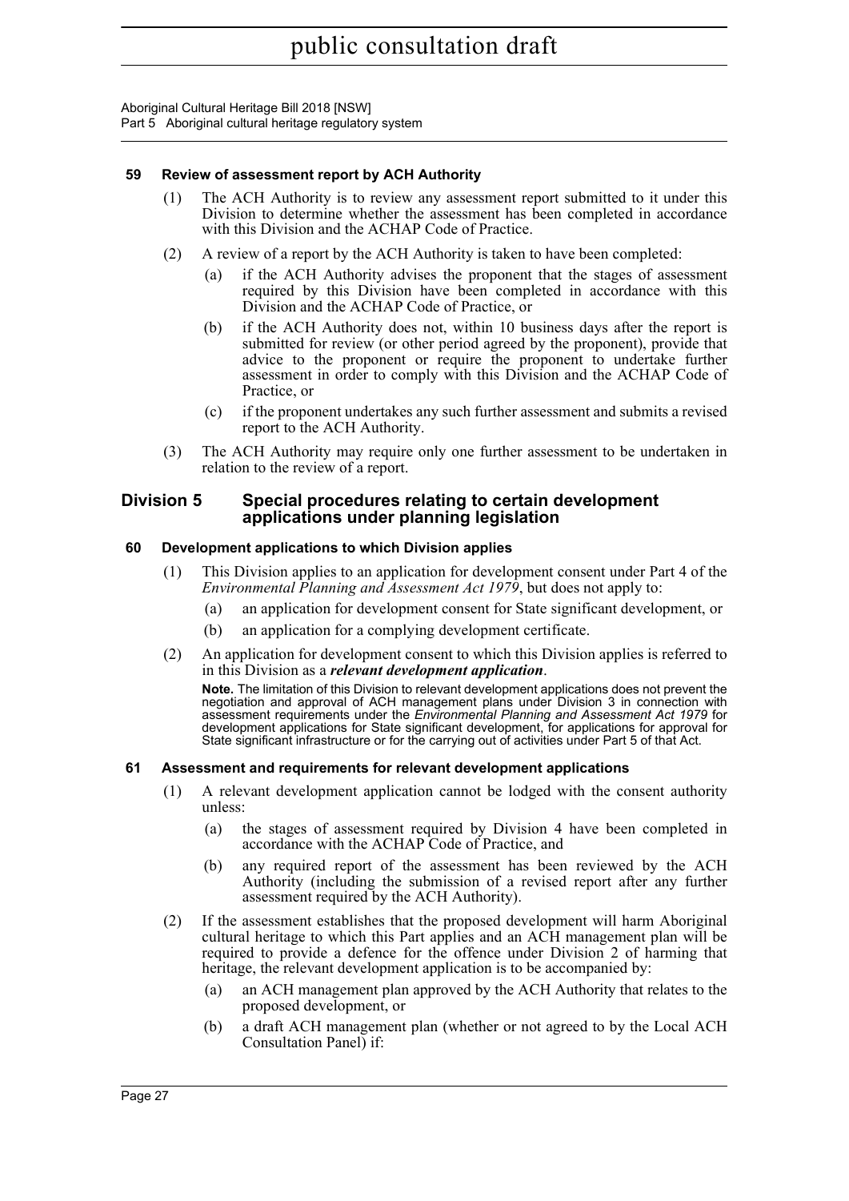**59 Review of assessment report by ACH Authority**

(1) The ACH Authority is to review any assessment report submitted to it under this Division to determine whether the assessment has been completed in accordance with this Division and the ACHAP Code of Practice.

(2) A review of a report by the ACH Authority is taken to have been completed:

(a) if the ACH Authority advises the proponent that the stages of assessment required by this Division have been completed in accordance with this Division and the ACHAP Code of Practice, or

(b) if the ACH Authority does not, within 10 business days after the report is submitted for review (or other period agreed by the proponent), provide that advice to the proponent or require the proponent to undertake further assessment in order to comply with this Division and the ACHAP Code of Practice, or

(c) if the proponent undertakes any such further assessment and submits a revised report to the ACH Authority.

(3) The ACH Authority may require only one further assessment to be undertaken in relation to the review of a report.

## Division 5 Special procedures relating to certain development applications under planning legislation

**60 Development applications to which Division applies**

(1) This Division applies to an application for development consent under Part 4 of the *Environmental Planning and Assessment Act 1979*, but does not apply to:

(a) an application for development consent for State significant development, or

(b) an application for a complying development certificate.

(2) An application for development consent to which this Division applies is referred to in this Division as a ***relevant development application***.

**Note.** The limitation of this Division to relevant development applications does not prevent the negotiation and approval of ACH management plans under Division 3 in connection with assessment requirements under the *Environmental Planning and Assessment Act 1979* for development applications for State significant development, for applications for approval for State significant infrastructure or for the carrying out of activities under Part 5 of that Act.

**61 Assessment and requirements for relevant development applications**

(1) A relevant development application cannot be lodged with the consent authority unless:

(a) the stages of assessment required by Division 4 have been completed in accordance with the ACHAP Code of Practice, and

(b) any required report of the assessment has been reviewed by the ACH Authority (including the submission of a revised report after any further assessment required by the ACH Authority).

(2) If the assessment establishes that the proposed development will harm Aboriginal cultural heritage to which this Part applies and an ACH management plan will be required to provide a defence for the offence under Division 2 of harming that heritage, the relevant development application is to be accompanied by:

(a) an ACH management plan approved by the ACH Authority that relates to the proposed development, or

(b) a draft ACH management plan (whether or not agreed to by the Local ACH Consultation Panel) if: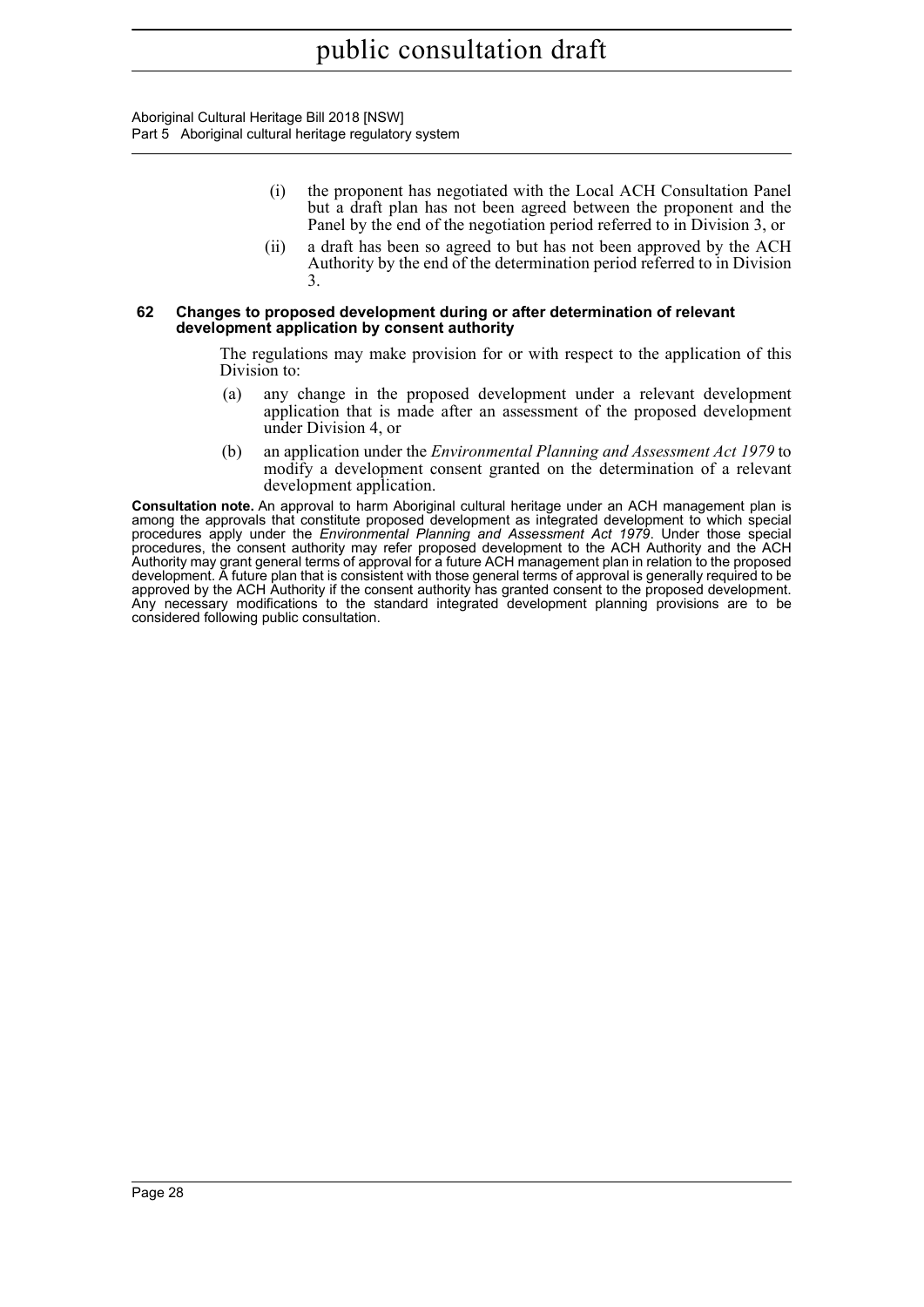(i) the proponent has negotiated with the Local ACH Consultation Panel but a draft plan has not been agreed between the proponent and the Panel by the end of the negotiation period referred to in Division 3, or

(ii) a draft has been so agreed to but has not been approved by the ACH Authority by the end of the determination period referred to in Division 3.

### 62 Changes to proposed development during or after determination of relevant development application by consent authority

The regulations may make provision for or with respect to the application of this Division to:

(a) any change in the proposed development under a relevant development application that is made after an assessment of the proposed development under Division 4, or

(b) an application under the *Environmental Planning and Assessment Act 1979* to modify a development consent granted on the determination of a relevant development application.

**Consultation note.** An approval to harm Aboriginal cultural heritage under an ACH management plan is among the approvals that constitute proposed development as integrated development to which special procedures apply under the *Environmental Planning and Assessment Act 1979*. Under those special procedures, the consent authority may refer proposed development to the ACH Authority and the ACH Authority may grant general terms of approval for a future ACH management plan in relation to the proposed development. A future plan that is consistent with those general terms of approval is generally required to be approved by the ACH Authority if the consent authority has granted consent to the proposed development. Any necessary modifications to the standard integrated development planning provisions are to be considered following public consultation.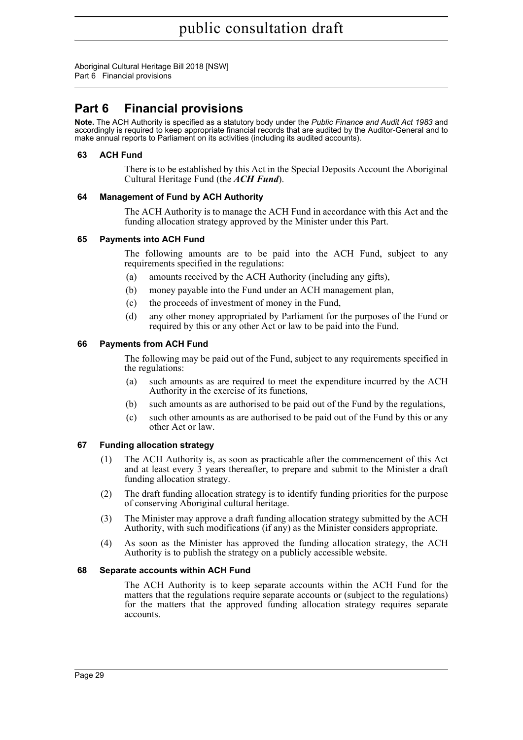# Part 6 Financial provisions

**Note.** The ACH Authority is specified as a statutory body under the *Public Finance and Audit Act 1983* and accordingly is required to keep appropriate financial records that are audited by the Auditor-General and to make annual reports to Parliament on its activities (including its audited accounts).

### 63 ACH Fund

There is to be established by this Act in the Special Deposits Account the Aboriginal Cultural Heritage Fund (the ***ACH Fund***).

### 64 Management of Fund by ACH Authority

The ACH Authority is to manage the ACH Fund in accordance with this Act and the funding allocation strategy approved by the Minister under this Part.

### 65 Payments into ACH Fund

The following amounts are to be paid into the ACH Fund, subject to any requirements specified in the regulations:

- (a) amounts received by the ACH Authority (including any gifts),
- (b) money payable into the Fund under an ACH management plan,
- (c) the proceeds of investment of money in the Fund,
- (d) any other money appropriated by Parliament for the purposes of the Fund or required by this or any other Act or law to be paid into the Fund.

### 66 Payments from ACH Fund

The following may be paid out of the Fund, subject to any requirements specified in the regulations:

- (a) such amounts as are required to meet the expenditure incurred by the ACH Authority in the exercise of its functions,
- (b) such amounts as are authorised to be paid out of the Fund by the regulations,
- (c) such other amounts as are authorised to be paid out of the Fund by this or any other Act or law.

### 67 Funding allocation strategy

- (1) The ACH Authority is, as soon as practicable after the commencement of this Act and at least every 3 years thereafter, to prepare and submit to the Minister a draft funding allocation strategy.
- (2) The draft funding allocation strategy is to identify funding priorities for the purpose of conserving Aboriginal cultural heritage.
- (3) The Minister may approve a draft funding allocation strategy submitted by the ACH Authority, with such modifications (if any) as the Minister considers appropriate.
- (4) As soon as the Minister has approved the funding allocation strategy, the ACH Authority is to publish the strategy on a publicly accessible website.

### 68 Separate accounts within ACH Fund

The ACH Authority is to keep separate accounts within the ACH Fund for the matters that the regulations require separate accounts or (subject to the regulations) for the matters that the approved funding allocation strategy requires separate accounts.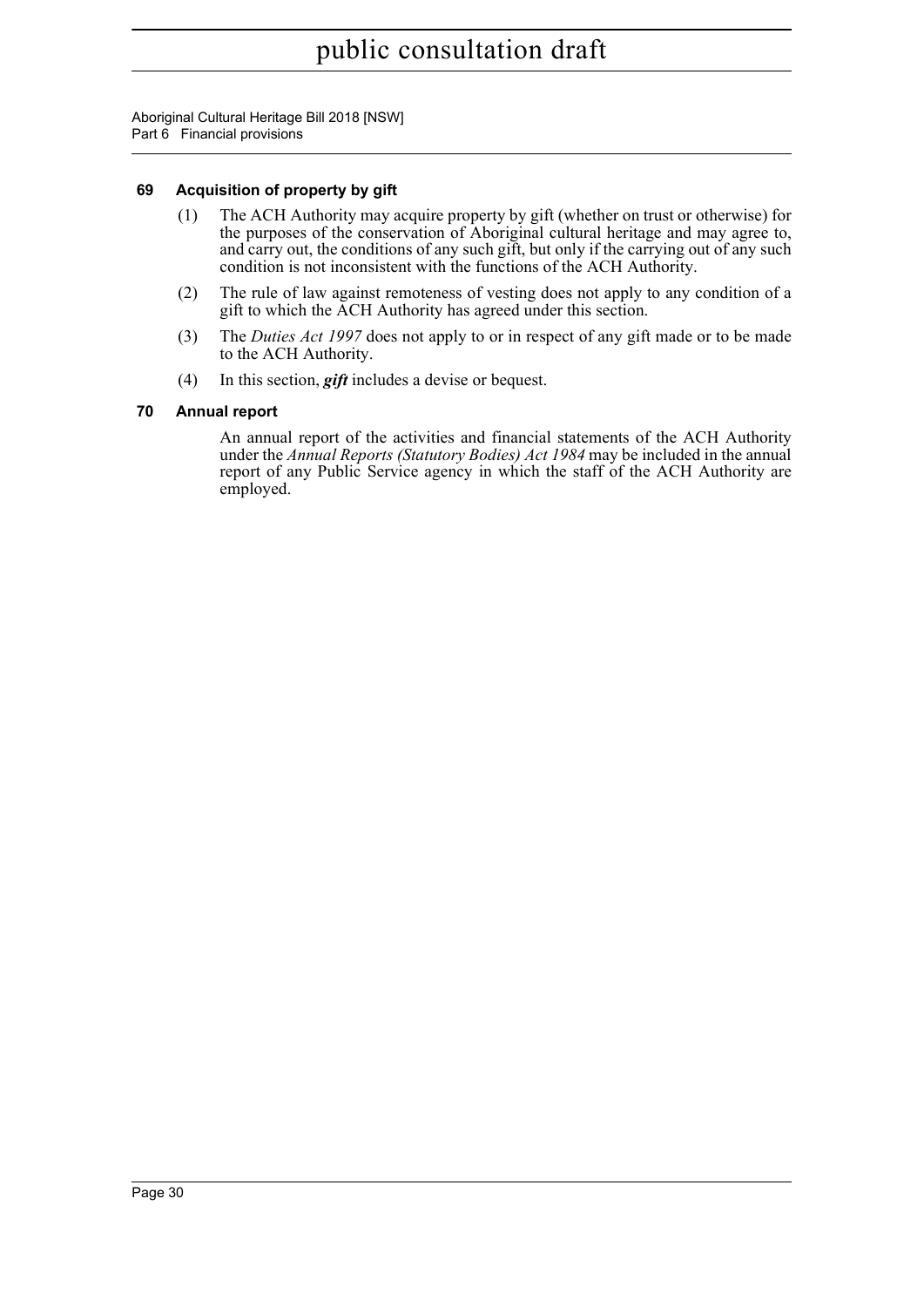### 69 Acquisition of property by gift

(1) The ACH Authority may acquire property by gift (whether on trust or otherwise) for the purposes of the conservation of Aboriginal cultural heritage and may agree to, and carry out, the conditions of any such gift, but only if the carrying out of any such condition is not inconsistent with the functions of the ACH Authority.

(2) The rule of law against remoteness of vesting does not apply to any condition of a gift to which the ACH Authority has agreed under this section.

(3) The *Duties Act 1997* does not apply to or in respect of any gift made or to be made to the ACH Authority.

(4) In this section, ***gift*** includes a devise or bequest.

### 70 Annual report

An annual report of the activities and financial statements of the ACH Authority under the *Annual Reports (Statutory Bodies) Act 1984* may be included in the annual report of any Public Service agency in which the staff of the ACH Authority are employed.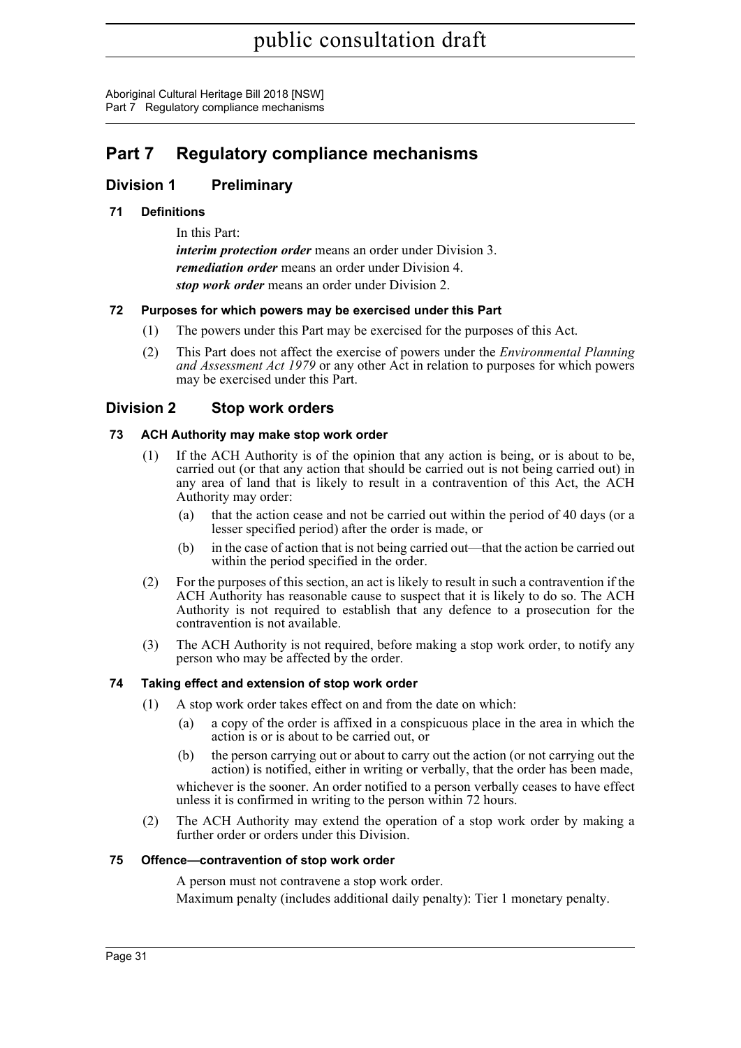# Part 7 Regulatory compliance mechanisms

## Division 1 Preliminary

### 71 Definitions

In this Part:

***interim protection order*** means an order under Division 3.

***remediation order*** means an order under Division 4.

***stop work order*** means an order under Division 2.

### 72 Purposes for which powers may be exercised under this Part

(1) The powers under this Part may be exercised for the purposes of this Act.

(2) This Part does not affect the exercise of powers under the *Environmental Planning and Assessment Act 1979* or any other Act in relation to purposes for which powers may be exercised under this Part.

## Division 2 Stop work orders

### 73 ACH Authority may make stop work order

(1) If the ACH Authority is of the opinion that any action is being, or is about to be, carried out (or that any action that should be carried out is not being carried out) in any area of land that is likely to result in a contravention of this Act, the ACH Authority may order:

- (a) that the action cease and not be carried out within the period of 40 days (or a lesser specified period) after the order is made, or
- (b) in the case of action that is not being carried out—that the action be carried out within the period specified in the order.

(2) For the purposes of this section, an act is likely to result in such a contravention if the ACH Authority has reasonable cause to suspect that it is likely to do so. The ACH Authority is not required to establish that any defence to a prosecution for the contravention is not available.

(3) The ACH Authority is not required, before making a stop work order, to notify any person who may be affected by the order.

### 74 Taking effect and extension of stop work order

(1) A stop work order takes effect on and from the date on which:

- (a) a copy of the order is affixed in a conspicuous place in the area in which the action is or is about to be carried out, or
- (b) the person carrying out or about to carry out the action (or not carrying out the action) is notified, either in writing or verbally, that the order has been made,

whichever is the sooner. An order notified to a person verbally ceases to have effect unless it is confirmed in writing to the person within 72 hours.

(2) The ACH Authority may extend the operation of a stop work order by making a further order or orders under this Division.

### 75 Offence—contravention of stop work order

A person must not contravene a stop work order.

Maximum penalty (includes additional daily penalty): Tier 1 monetary penalty.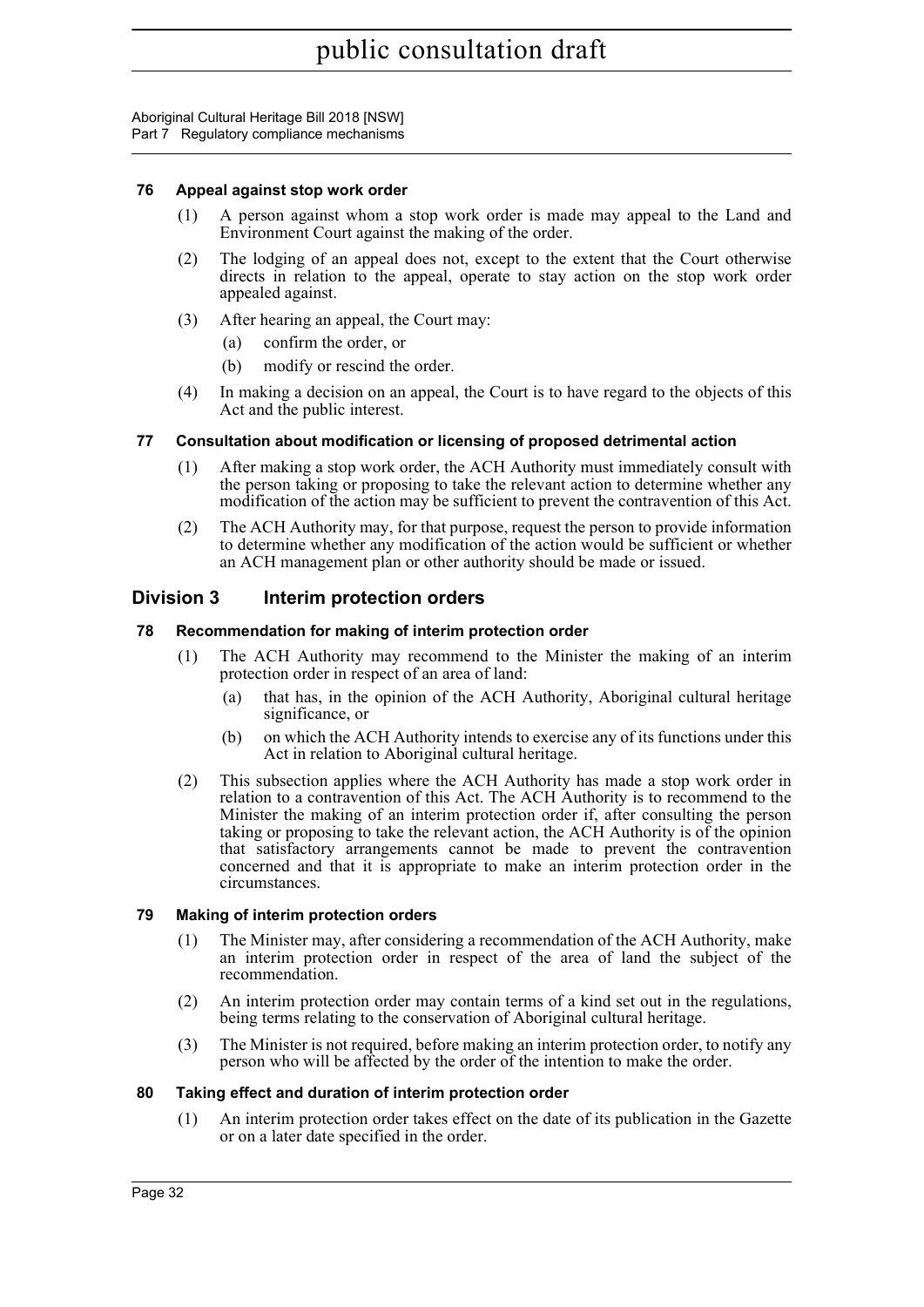### 76 Appeal against stop work order

(1) A person against whom a stop work order is made may appeal to the Land and Environment Court against the making of the order.

(2) The lodging of an appeal does not, except to the extent that the Court otherwise directs in relation to the appeal, operate to stay action on the stop work order appealed against.

(3) After hearing an appeal, the Court may:

  (a) confirm the order, or

  (b) modify or rescind the order.

(4) In making a decision on an appeal, the Court is to have regard to the objects of this Act and the public interest.

### 77 Consultation about modification or licensing of proposed detrimental action

(1) After making a stop work order, the ACH Authority must immediately consult with the person taking or proposing to take the relevant action to determine whether any modification of the action may be sufficient to prevent the contravention of this Act.

(2) The ACH Authority may, for that purpose, request the person to provide information to determine whether any modification of the action would be sufficient or whether an ACH management plan or other authority should be made or issued.

## Division 3 Interim protection orders

### 78 Recommendation for making of interim protection order

(1) The ACH Authority may recommend to the Minister the making of an interim protection order in respect of an area of land:

  (a) that has, in the opinion of the ACH Authority, Aboriginal cultural heritage significance, or

  (b) on which the ACH Authority intends to exercise any of its functions under this Act in relation to Aboriginal cultural heritage.

(2) This subsection applies where the ACH Authority has made a stop work order in relation to a contravention of this Act. The ACH Authority is to recommend to the Minister the making of an interim protection order if, after consulting the person taking or proposing to take the relevant action, the ACH Authority is of the opinion that satisfactory arrangements cannot be made to prevent the contravention concerned and that it is appropriate to make an interim protection order in the circumstances.

### 79 Making of interim protection orders

(1) The Minister may, after considering a recommendation of the ACH Authority, make an interim protection order in respect of the area of land the subject of the recommendation.

(2) An interim protection order may contain terms of a kind set out in the regulations, being terms relating to the conservation of Aboriginal cultural heritage.

(3) The Minister is not required, before making an interim protection order, to notify any person who will be affected by the order of the intention to make the order.

### 80 Taking effect and duration of interim protection order

(1) An interim protection order takes effect on the date of its publication in the Gazette or on a later date specified in the order.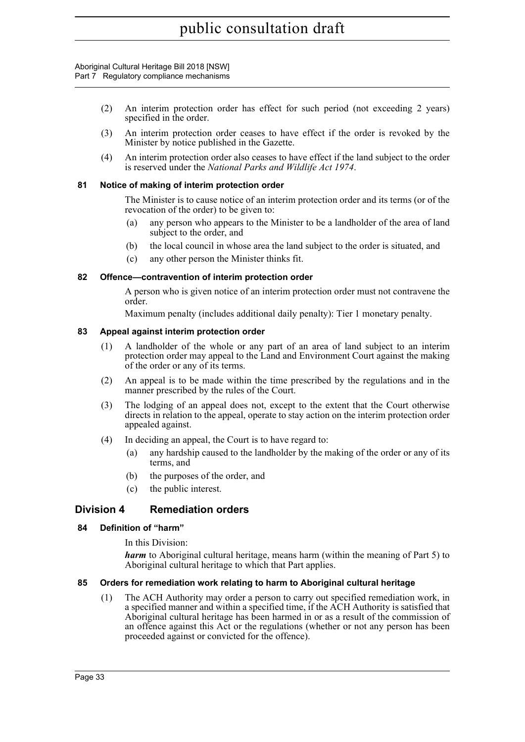(2) An interim protection order has effect for such period (not exceeding 2 years) specified in the order.

(3) An interim protection order ceases to have effect if the order is revoked by the Minister by notice published in the Gazette.

(4) An interim protection order also ceases to have effect if the land subject to the order is reserved under the *National Parks and Wildlife Act 1974*.

### 81 Notice of making of interim protection order

The Minister is to cause notice of an interim protection order and its terms (or of the revocation of the order) to be given to:

(a) any person who appears to the Minister to be a landholder of the area of land subject to the order, and

(b) the local council in whose area the land subject to the order is situated, and

(c) any other person the Minister thinks fit.

### 82 Offence—contravention of interim protection order

A person who is given notice of an interim protection order must not contravene the order.

Maximum penalty (includes additional daily penalty): Tier 1 monetary penalty.

### 83 Appeal against interim protection order

(1) A landholder of the whole or any part of an area of land subject to an interim protection order may appeal to the Land and Environment Court against the making of the order or any of its terms.

(2) An appeal is to be made within the time prescribed by the regulations and in the manner prescribed by the rules of the Court.

(3) The lodging of an appeal does not, except to the extent that the Court otherwise directs in relation to the appeal, operate to stay action on the interim protection order appealed against.

(4) In deciding an appeal, the Court is to have regard to:

(a) any hardship caused to the landholder by the making of the order or any of its terms, and

(b) the purposes of the order, and

(c) the public interest.

## Division 4 Remediation orders

### 84 Definition of "harm"

In this Division:

***harm*** to Aboriginal cultural heritage, means harm (within the meaning of Part 5) to Aboriginal cultural heritage to which that Part applies.

### 85 Orders for remediation work relating to harm to Aboriginal cultural heritage

(1) The ACH Authority may order a person to carry out specified remediation work, in a specified manner and within a specified time, if the ACH Authority is satisfied that Aboriginal cultural heritage has been harmed in or as a result of the commission of an offence against this Act or the regulations (whether or not any person has been proceeded against or convicted for the offence).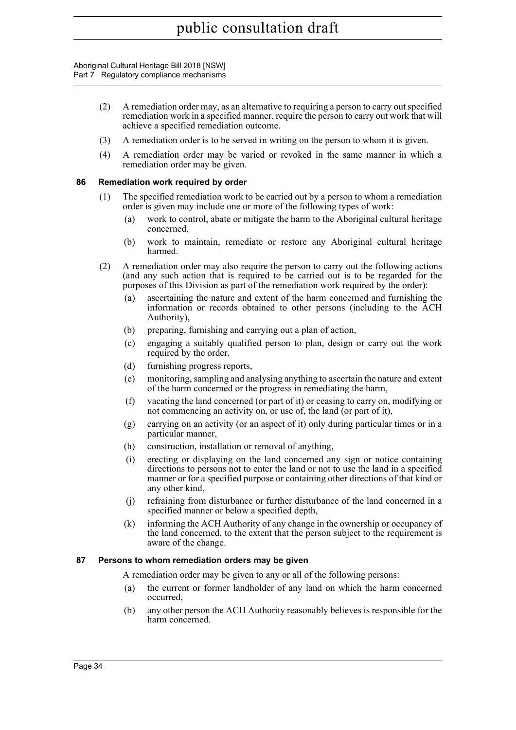(2) A remediation order may, as an alternative to requiring a person to carry out specified remediation work in a specified manner, require the person to carry out work that will achieve a specified remediation outcome.

(3) A remediation order is to be served in writing on the person to whom it is given.

(4) A remediation order may be varied or revoked in the same manner in which a remediation order may be given.

### 86 Remediation work required by order

(1) The specified remediation work to be carried out by a person to whom a remediation order is given may include one or more of the following types of work:

(a) work to control, abate or mitigate the harm to the Aboriginal cultural heritage concerned,

(b) work to maintain, remediate or restore any Aboriginal cultural heritage harmed.

(2) A remediation order may also require the person to carry out the following actions (and any such action that is required to be carried out is to be regarded for the purposes of this Division as part of the remediation work required by the order):

(a) ascertaining the nature and extent of the harm concerned and furnishing the information or records obtained to other persons (including to the ACH Authority),

(b) preparing, furnishing and carrying out a plan of action,

(c) engaging a suitably qualified person to plan, design or carry out the work required by the order,

(d) furnishing progress reports,

(e) monitoring, sampling and analysing anything to ascertain the nature and extent of the harm concerned or the progress in remediating the harm,

(f) vacating the land concerned (or part of it) or ceasing to carry on, modifying or not commencing an activity on, or use of, the land (or part of it),

(g) carrying on an activity (or an aspect of it) only during particular times or in a particular manner,

(h) construction, installation or removal of anything,

(i) erecting or displaying on the land concerned any sign or notice containing directions to persons not to enter the land or not to use the land in a specified manner or for a specified purpose or containing other directions of that kind or any other kind,

(j) refraining from disturbance or further disturbance of the land concerned in a specified manner or below a specified depth,

(k) informing the ACH Authority of any change in the ownership or occupancy of the land concerned, to the extent that the person subject to the requirement is aware of the change.

### 87 Persons to whom remediation orders may be given

A remediation order may be given to any or all of the following persons:

(a) the current or former landholder of any land on which the harm concerned occurred,

(b) any other person the ACH Authority reasonably believes is responsible for the harm concerned.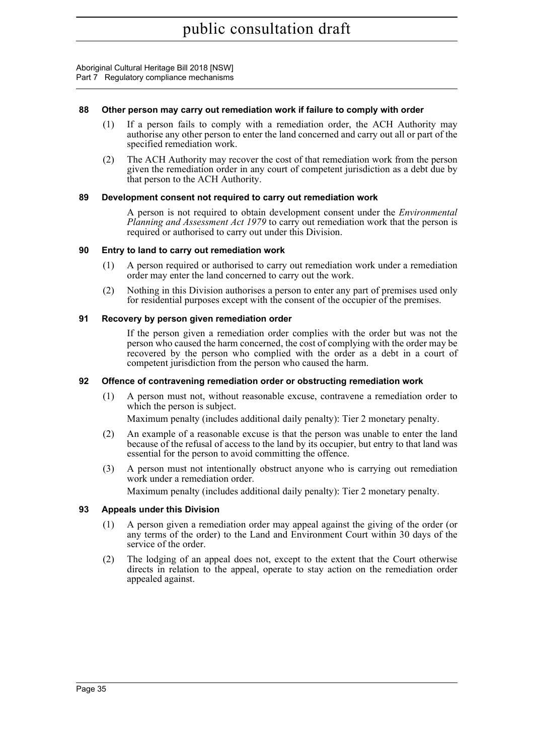### 88 Other person may carry out remediation work if failure to comply with order

(1) If a person fails to comply with a remediation order, the ACH Authority may authorise any other person to enter the land concerned and carry out all or part of the specified remediation work.

(2) The ACH Authority may recover the cost of that remediation work from the person given the remediation order in any court of competent jurisdiction as a debt due by that person to the ACH Authority.

### 89 Development consent not required to carry out remediation work

A person is not required to obtain development consent under the *Environmental Planning and Assessment Act 1979* to carry out remediation work that the person is required or authorised to carry out under this Division.

### 90 Entry to land to carry out remediation work

(1) A person required or authorised to carry out remediation work under a remediation order may enter the land concerned to carry out the work.

(2) Nothing in this Division authorises a person to enter any part of premises used only for residential purposes except with the consent of the occupier of the premises.

### 91 Recovery by person given remediation order

If the person given a remediation order complies with the order but was not the person who caused the harm concerned, the cost of complying with the order may be recovered by the person who complied with the order as a debt in a court of competent jurisdiction from the person who caused the harm.

### 92 Offence of contravening remediation order or obstructing remediation work

(1) A person must not, without reasonable excuse, contravene a remediation order to which the person is subject.

Maximum penalty (includes additional daily penalty): Tier 2 monetary penalty.

(2) An example of a reasonable excuse is that the person was unable to enter the land because of the refusal of access to the land by its occupier, but entry to that land was essential for the person to avoid committing the offence.

(3) A person must not intentionally obstruct anyone who is carrying out remediation work under a remediation order.

Maximum penalty (includes additional daily penalty): Tier 2 monetary penalty.

### 93 Appeals under this Division

(1) A person given a remediation order may appeal against the giving of the order (or any terms of the order) to the Land and Environment Court within 30 days of the service of the order.

(2) The lodging of an appeal does not, except to the extent that the Court otherwise directs in relation to the appeal, operate to stay action on the remediation order appealed against.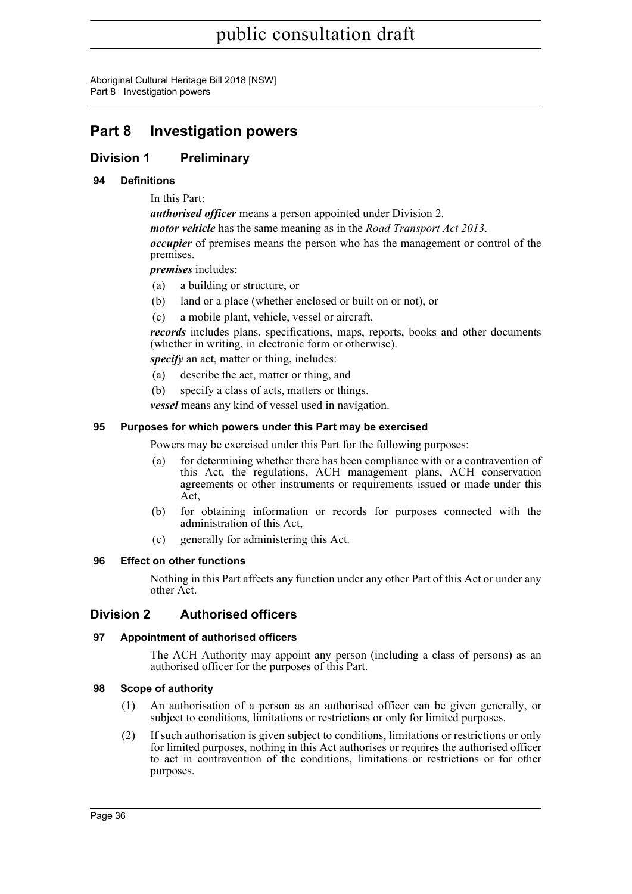# Part 8 Investigation powers

## Division 1 Preliminary

### 94 Definitions

In this Part:

***authorised officer*** means a person appointed under Division 2.

***motor vehicle*** has the same meaning as in the *Road Transport Act 2013*.

***occupier*** of premises means the person who has the management or control of the premises.

***premises*** includes:

- (a) a building or structure, or
- (b) land or a place (whether enclosed or built on or not), or
- (c) a mobile plant, vehicle, vessel or aircraft.

***records*** includes plans, specifications, maps, reports, books and other documents (whether in writing, in electronic form or otherwise).

***specify*** an act, matter or thing, includes:

- (a) describe the act, matter or thing, and
- (b) specify a class of acts, matters or things.

***vessel*** means any kind of vessel used in navigation.

### 95 Purposes for which powers under this Part may be exercised

Powers may be exercised under this Part for the following purposes:

- (a) for determining whether there has been compliance with or a contravention of this Act, the regulations, ACH management plans, ACH conservation agreements or other instruments or requirements issued or made under this Act,
- (b) for obtaining information or records for purposes connected with the administration of this Act,
- (c) generally for administering this Act.

### 96 Effect on other functions

Nothing in this Part affects any function under any other Part of this Act or under any other Act.

## Division 2 Authorised officers

### 97 Appointment of authorised officers

The ACH Authority may appoint any person (including a class of persons) as an authorised officer for the purposes of this Part.

### 98 Scope of authority

(1) An authorisation of a person as an authorised officer can be given generally, or subject to conditions, limitations or restrictions or only for limited purposes.

(2) If such authorisation is given subject to conditions, limitations or restrictions or only for limited purposes, nothing in this Act authorises or requires the authorised officer to act in contravention of the conditions, limitations or restrictions or for other purposes.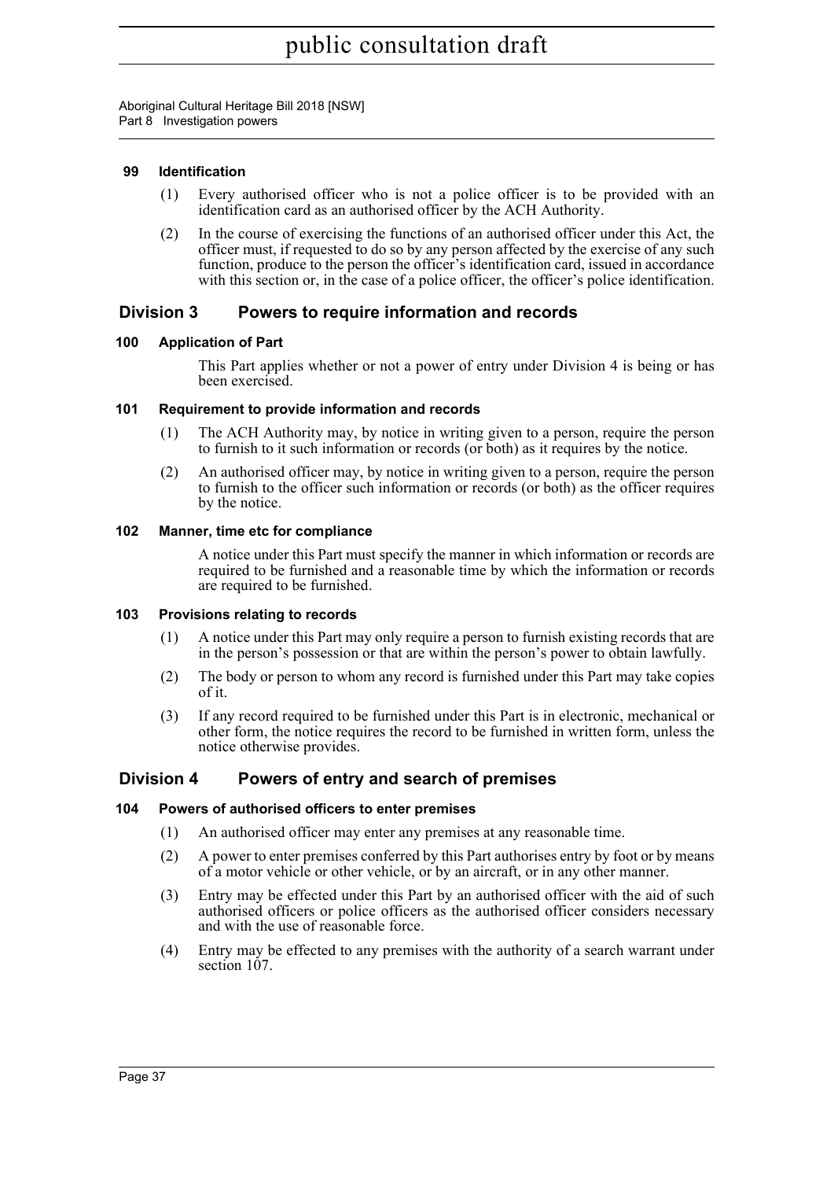#### 99 Identification

(1) Every authorised officer who is not a police officer is to be provided with an identification card as an authorised officer by the ACH Authority.

(2) In the course of exercising the functions of an authorised officer under this Act, the officer must, if requested to do so by any person affected by the exercise of any such function, produce to the person the officer's identification card, issued in accordance with this section or, in the case of a police officer, the officer's police identification.

### Division 3 Powers to require information and records

#### 100 Application of Part

This Part applies whether or not a power of entry under Division 4 is being or has been exercised.

#### 101 Requirement to provide information and records

(1) The ACH Authority may, by notice in writing given to a person, require the person to furnish to it such information or records (or both) as it requires by the notice.

(2) An authorised officer may, by notice in writing given to a person, require the person to furnish to the officer such information or records (or both) as the officer requires by the notice.

#### 102 Manner, time etc for compliance

A notice under this Part must specify the manner in which information or records are required to be furnished and a reasonable time by which the information or records are required to be furnished.

#### 103 Provisions relating to records

(1) A notice under this Part may only require a person to furnish existing records that are in the person's possession or that are within the person's power to obtain lawfully.

(2) The body or person to whom any record is furnished under this Part may take copies of it.

(3) If any record required to be furnished under this Part is in electronic, mechanical or other form, the notice requires the record to be furnished in written form, unless the notice otherwise provides.

### Division 4 Powers of entry and search of premises

#### 104 Powers of authorised officers to enter premises

(1) An authorised officer may enter any premises at any reasonable time.

(2) A power to enter premises conferred by this Part authorises entry by foot or by means of a motor vehicle or other vehicle, or by an aircraft, or in any other manner.

(3) Entry may be effected under this Part by an authorised officer with the aid of such authorised officers or police officers as the authorised officer considers necessary and with the use of reasonable force.

(4) Entry may be effected to any premises with the authority of a search warrant under section 107.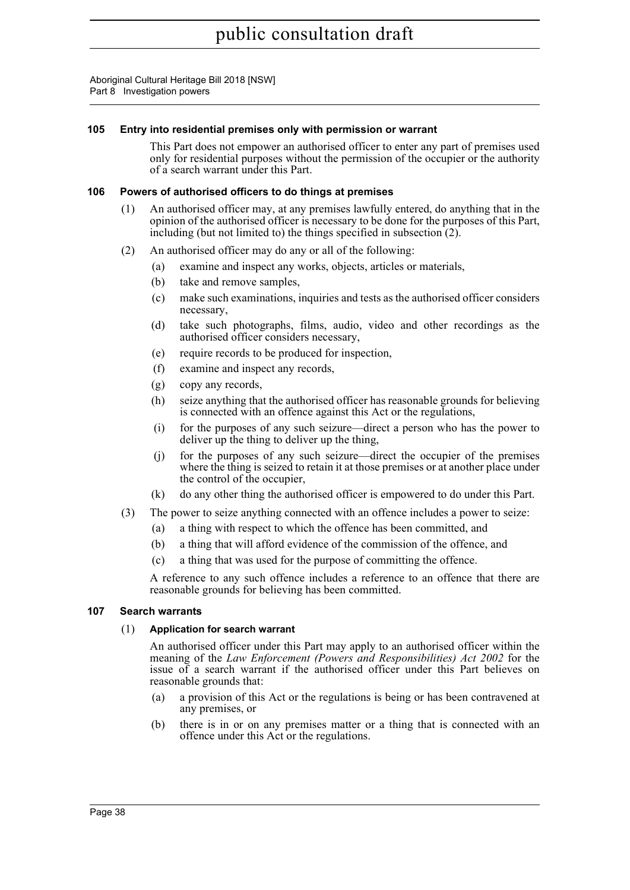### 105 Entry into residential premises only with permission or warrant

This Part does not empower an authorised officer to enter any part of premises used only for residential purposes without the permission of the occupier or the authority of a search warrant under this Part.

### 106 Powers of authorised officers to do things at premises

(1) An authorised officer may, at any premises lawfully entered, do anything that in the opinion of the authorised officer is necessary to be done for the purposes of this Part, including (but not limited to) the things specified in subsection (2).

(2) An authorised officer may do any or all of the following:

- (a) examine and inspect any works, objects, articles or materials,
- (b) take and remove samples,
- (c) make such examinations, inquiries and tests as the authorised officer considers necessary,
- (d) take such photographs, films, audio, video and other recordings as the authorised officer considers necessary,
- (e) require records to be produced for inspection,
- (f) examine and inspect any records,
- (g) copy any records,
- (h) seize anything that the authorised officer has reasonable grounds for believing is connected with an offence against this Act or the regulations,
- (i) for the purposes of any such seizure—direct a person who has the power to deliver up the thing to deliver up the thing,
- (j) for the purposes of any such seizure—direct the occupier of the premises where the thing is seized to retain it at those premises or at another place under the control of the occupier,
- (k) do any other thing the authorised officer is empowered to do under this Part.

(3) The power to seize anything connected with an offence includes a power to seize:

- (a) a thing with respect to which the offence has been committed, and
- (b) a thing that will afford evidence of the commission of the offence, and
- (c) a thing that was used for the purpose of committing the offence.

A reference to any such offence includes a reference to an offence that there are reasonable grounds for believing has been committed.

### 107 Search warrants

(1) **Application for search warrant**

An authorised officer under this Part may apply to an authorised officer within the meaning of the *Law Enforcement (Powers and Responsibilities) Act 2002* for the issue of a search warrant if the authorised officer under this Part believes on reasonable grounds that:

- (a) a provision of this Act or the regulations is being or has been contravened at any premises, or
- (b) there is in or on any premises matter or a thing that is connected with an offence under this Act or the regulations.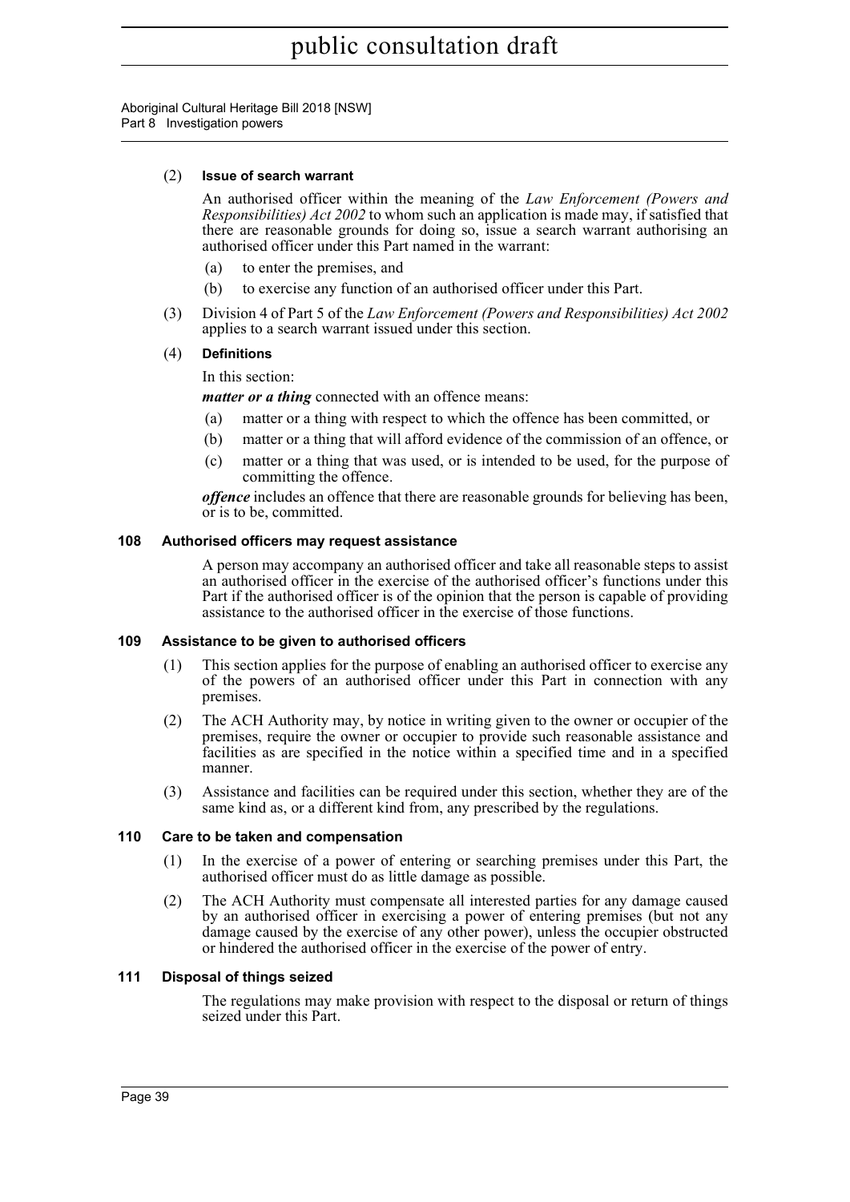(2) **Issue of search warrant**

An authorised officer within the meaning of the *Law Enforcement (Powers and Responsibilities) Act 2002* to whom such an application is made may, if satisfied that there are reasonable grounds for doing so, issue a search warrant authorising an authorised officer under this Part named in the warrant:

(a) to enter the premises, and

(b) to exercise any function of an authorised officer under this Part.

(3) Division 4 of Part 5 of the *Law Enforcement (Powers and Responsibilities) Act 2002* applies to a search warrant issued under this section.

(4) **Definitions**

In this section:

***matter or a thing*** connected with an offence means:

(a) matter or a thing with respect to which the offence has been committed, or

(b) matter or a thing that will afford evidence of the commission of an offence, or

(c) matter or a thing that was used, or is intended to be used, for the purpose of committing the offence.

***offence*** includes an offence that there are reasonable grounds for believing has been, or is to be, committed.

### 108 Authorised officers may request assistance

A person may accompany an authorised officer and take all reasonable steps to assist an authorised officer in the exercise of the authorised officer's functions under this Part if the authorised officer is of the opinion that the person is capable of providing assistance to the authorised officer in the exercise of those functions.

### 109 Assistance to be given to authorised officers

(1) This section applies for the purpose of enabling an authorised officer to exercise any of the powers of an authorised officer under this Part in connection with any premises.

(2) The ACH Authority may, by notice in writing given to the owner or occupier of the premises, require the owner or occupier to provide such reasonable assistance and facilities as are specified in the notice within a specified time and in a specified manner.

(3) Assistance and facilities can be required under this section, whether they are of the same kind as, or a different kind from, any prescribed by the regulations.

### 110 Care to be taken and compensation

(1) In the exercise of a power of entering or searching premises under this Part, the authorised officer must do as little damage as possible.

(2) The ACH Authority must compensate all interested parties for any damage caused by an authorised officer in exercising a power of entering premises (but not any damage caused by the exercise of any other power), unless the occupier obstructed or hindered the authorised officer in the exercise of the power of entry.

### 111 Disposal of things seized

The regulations may make provision with respect to the disposal or return of things seized under this Part.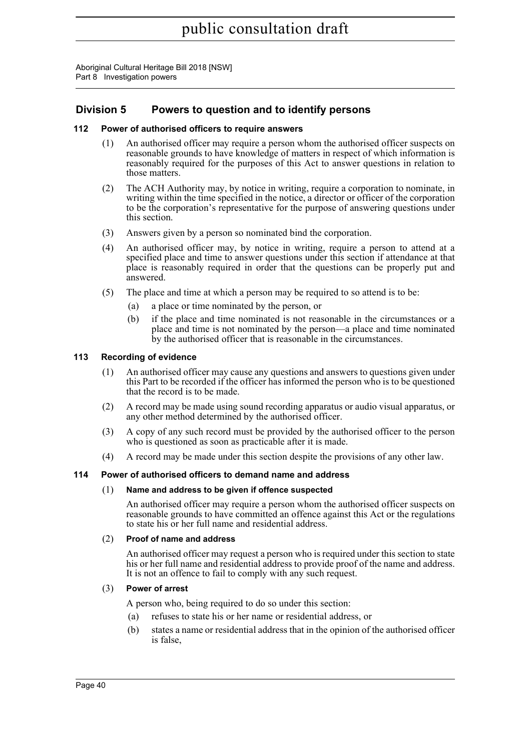## Division 5 Powers to question and to identify persons

### 112 Power of authorised officers to require answers

(1) An authorised officer may require a person whom the authorised officer suspects on reasonable grounds to have knowledge of matters in respect of which information is reasonably required for the purposes of this Act to answer questions in relation to those matters.

(2) The ACH Authority may, by notice in writing, require a corporation to nominate, in writing within the time specified in the notice, a director or officer of the corporation to be the corporation's representative for the purpose of answering questions under this section.

(3) Answers given by a person so nominated bind the corporation.

(4) An authorised officer may, by notice in writing, require a person to attend at a specified place and time to answer questions under this section if attendance at that place is reasonably required in order that the questions can be properly put and answered.

(5) The place and time at which a person may be required to so attend is to be:

- (a) a place or time nominated by the person, or
- (b) if the place and time nominated is not reasonable in the circumstances or a place and time is not nominated by the person—a place and time nominated by the authorised officer that is reasonable in the circumstances.

### 113 Recording of evidence

(1) An authorised officer may cause any questions and answers to questions given under this Part to be recorded if the officer has informed the person who is to be questioned that the record is to be made.

(2) A record may be made using sound recording apparatus or audio visual apparatus, or any other method determined by the authorised officer.

(3) A copy of any such record must be provided by the authorised officer to the person who is questioned as soon as practicable after it is made.

(4) A record may be made under this section despite the provisions of any other law.

### 114 Power of authorised officers to demand name and address

(1) **Name and address to be given if offence suspected**

An authorised officer may require a person whom the authorised officer suspects on reasonable grounds to have committed an offence against this Act or the regulations to state his or her full name and residential address.

(2) **Proof of name and address**

An authorised officer may request a person who is required under this section to state his or her full name and residential address to provide proof of the name and address. It is not an offence to fail to comply with any such request.

(3) **Power of arrest**

A person who, being required to do so under this section:

- (a) refuses to state his or her name or residential address, or
- (b) states a name or residential address that in the opinion of the authorised officer is false,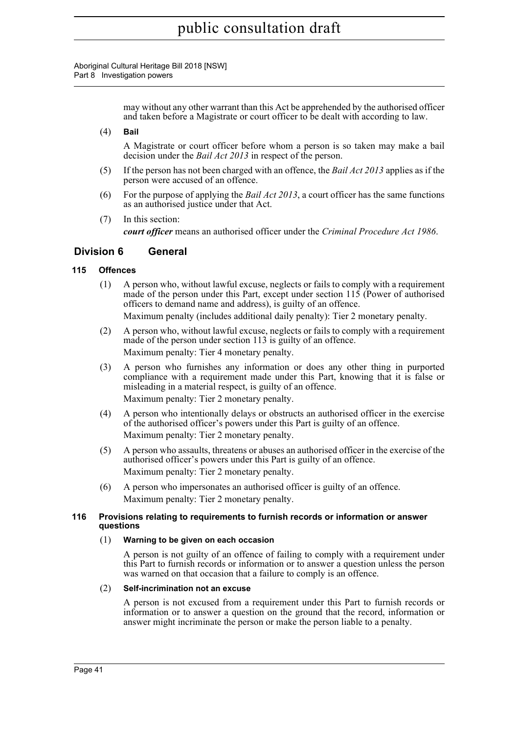may without any other warrant than this Act be apprehended by the authorised officer and taken before a Magistrate or court officer to be dealt with according to law.

(4) **Bail**

A Magistrate or court officer before whom a person is so taken may make a bail decision under the *Bail Act 2013* in respect of the person.

(5) If the person has not been charged with an offence, the *Bail Act 2013* applies as if the person were accused of an offence.

(6) For the purpose of applying the *Bail Act 2013*, a court officer has the same functions as an authorised justice under that Act.

(7) In this section:

***court officer*** means an authorised officer under the *Criminal Procedure Act 1986*.

## Division 6 General

### 115 Offences

(1) A person who, without lawful excuse, neglects or fails to comply with a requirement made of the person under this Part, except under section 115 (Power of authorised officers to demand name and address), is guilty of an offence.

Maximum penalty (includes additional daily penalty): Tier 2 monetary penalty.

(2) A person who, without lawful excuse, neglects or fails to comply with a requirement made of the person under section 113 is guilty of an offence.

Maximum penalty: Tier 4 monetary penalty.

(3) A person who furnishes any information or does any other thing in purported compliance with a requirement made under this Part, knowing that it is false or misleading in a material respect, is guilty of an offence.

Maximum penalty: Tier 2 monetary penalty.

(4) A person who intentionally delays or obstructs an authorised officer in the exercise of the authorised officer's powers under this Part is guilty of an offence.

Maximum penalty: Tier 2 monetary penalty.

(5) A person who assaults, threatens or abuses an authorised officer in the exercise of the authorised officer's powers under this Part is guilty of an offence.

Maximum penalty: Tier 2 monetary penalty.

(6) A person who impersonates an authorised officer is guilty of an offence.

Maximum penalty: Tier 2 monetary penalty.

### 116 Provisions relating to requirements to furnish records or information or answer questions

(1) **Warning to be given on each occasion**

A person is not guilty of an offence of failing to comply with a requirement under this Part to furnish records or information or to answer a question unless the person was warned on that occasion that a failure to comply is an offence.

(2) **Self-incrimination not an excuse**

A person is not excused from a requirement under this Part to furnish records or information or to answer a question on the ground that the record, information or answer might incriminate the person or make the person liable to a penalty.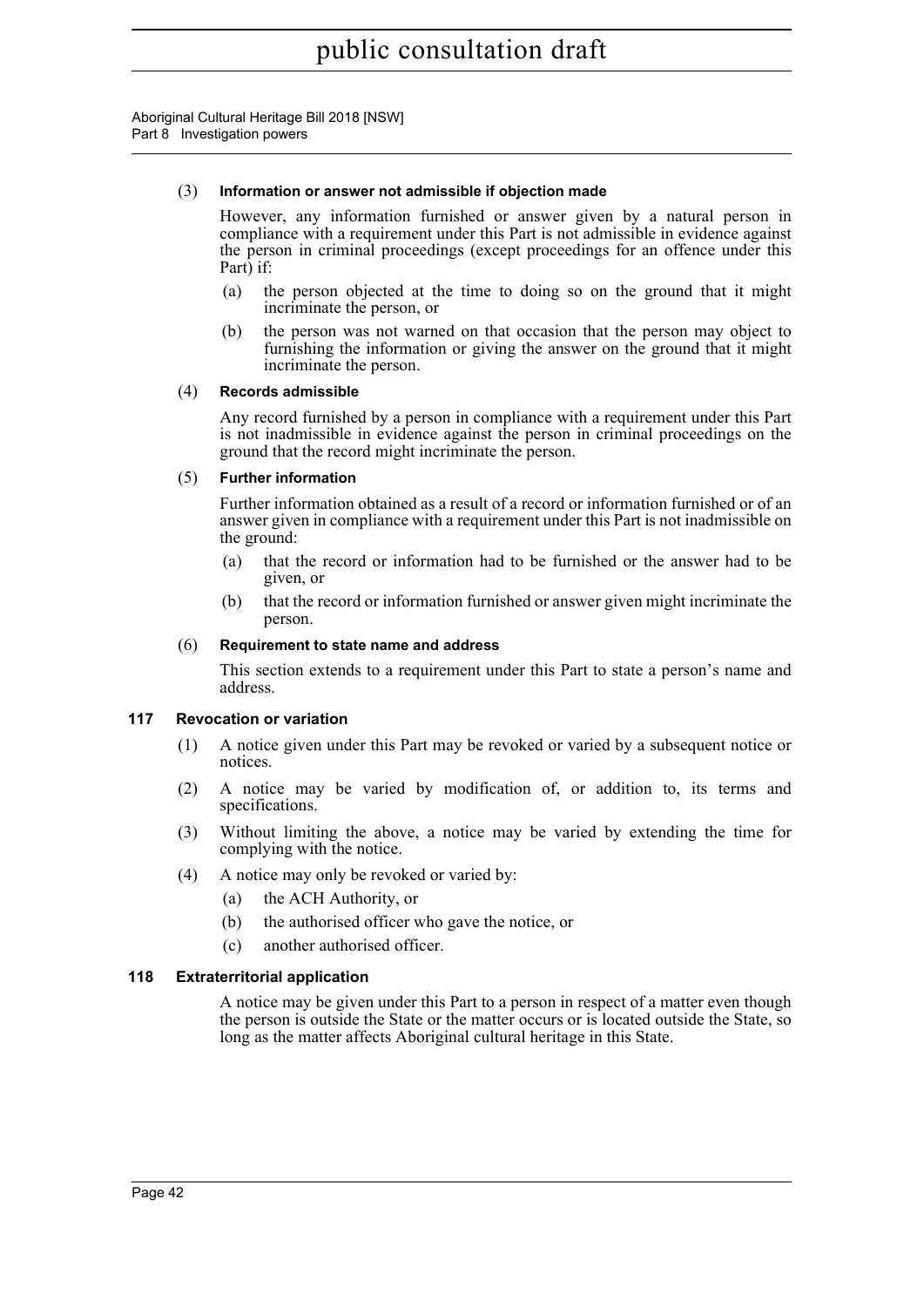(3) **Information or answer not admissible if objection made**

However, any information furnished or answer given by a natural person in compliance with a requirement under this Part is not admissible in evidence against the person in criminal proceedings (except proceedings for an offence under this Part) if:

(a) the person objected at the time to doing so on the ground that it might incriminate the person, or

(b) the person was not warned on that occasion that the person may object to furnishing the information or giving the answer on the ground that it might incriminate the person.

(4) **Records admissible**

Any record furnished by a person in compliance with a requirement under this Part is not inadmissible in evidence against the person in criminal proceedings on the ground that the record might incriminate the person.

(5) **Further information**

Further information obtained as a result of a record or information furnished or of an answer given in compliance with a requirement under this Part is not inadmissible on the ground:

(a) that the record or information had to be furnished or the answer had to be given, or

(b) that the record or information furnished or answer given might incriminate the person.

(6) **Requirement to state name and address**

This section extends to a requirement under this Part to state a person's name and address.

### 117 Revocation or variation

(1) A notice given under this Part may be revoked or varied by a subsequent notice or notices.

(2) A notice may be varied by modification of, or addition to, its terms and specifications.

(3) Without limiting the above, a notice may be varied by extending the time for complying with the notice.

(4) A notice may only be revoked or varied by:

(a) the ACH Authority, or

(b) the authorised officer who gave the notice, or

(c) another authorised officer.

### 118 Extraterritorial application

A notice may be given under this Part to a person in respect of a matter even though the person is outside the State or the matter occurs or is located outside the State, so long as the matter affects Aboriginal cultural heritage in this State.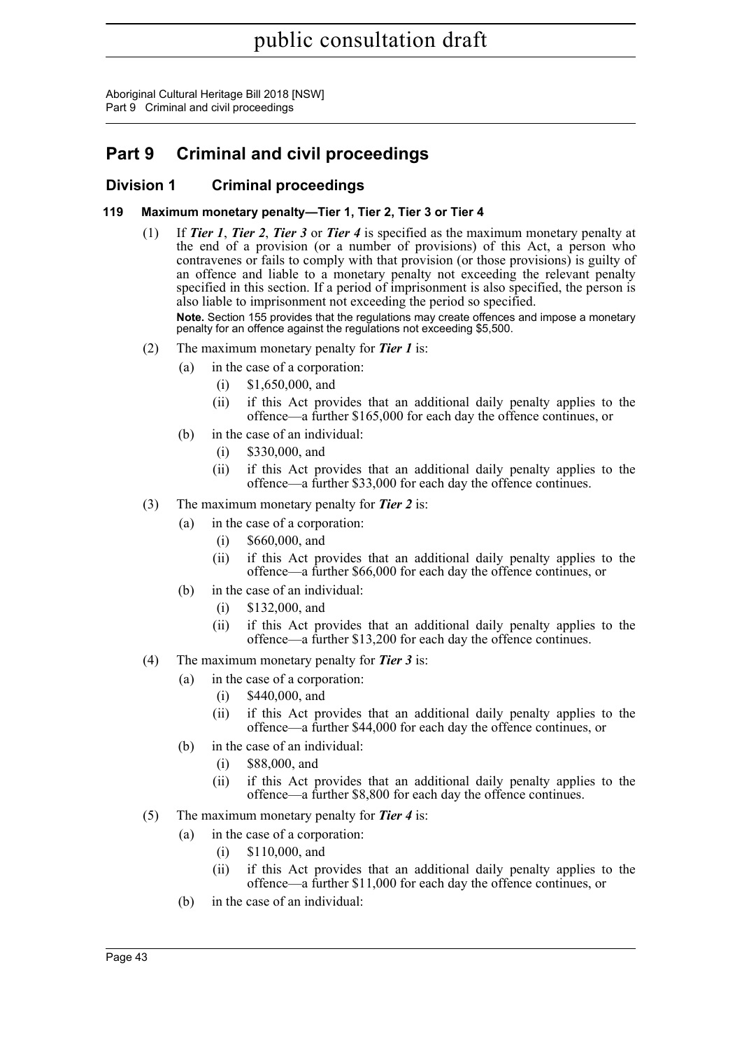# Part 9 Criminal and civil proceedings

## Division 1 Criminal proceedings

### 119 Maximum monetary penalty—Tier 1, Tier 2, Tier 3 or Tier 4

(1) If ***Tier 1***, ***Tier 2***, ***Tier 3*** or ***Tier 4*** is specified as the maximum monetary penalty at the end of a provision (or a number of provisions) of this Act, a person who contravenes or fails to comply with that provision (or those provisions) is guilty of an offence and liable to a monetary penalty not exceeding the relevant penalty specified in this section. If a period of imprisonment is also specified, the person is also liable to imprisonment not exceeding the period so specified.

**Note.** Section 155 provides that the regulations may create offences and impose a monetary penalty for an offence against the regulations not exceeding $5,500.

(2) The maximum monetary penalty for ***Tier 1*** is:

- (a) in the case of a corporation:
  - (i) $1,650,000, and
  - (ii) if this Act provides that an additional daily penalty applies to the offence—a further $165,000 for each day the offence continues, or
- (b) in the case of an individual:
  - (i) $330,000, and
  - (ii) if this Act provides that an additional daily penalty applies to the offence—a further $33,000 for each day the offence continues.

(3) The maximum monetary penalty for ***Tier 2*** is:

- (a) in the case of a corporation:
  - (i) $660,000, and
  - (ii) if this Act provides that an additional daily penalty applies to the offence—a further $66,000 for each day the offence continues, or
- (b) in the case of an individual:
  - (i) $132,000, and
  - (ii) if this Act provides that an additional daily penalty applies to the offence—a further $13,200 for each day the offence continues.

(4) The maximum monetary penalty for ***Tier 3*** is:

- (a) in the case of a corporation:
  - (i) $440,000, and
  - (ii) if this Act provides that an additional daily penalty applies to the offence—a further $44,000 for each day the offence continues, or
- (b) in the case of an individual:
  - (i) $88,000, and
  - (ii) if this Act provides that an additional daily penalty applies to the offence—a further $8,800 for each day the offence continues.

(5) The maximum monetary penalty for ***Tier 4*** is:

- (a) in the case of a corporation:
  - (i) $110,000, and
  - (ii) if this Act provides that an additional daily penalty applies to the offence—a further $11,000 for each day the offence continues, or
- (b) in the case of an individual: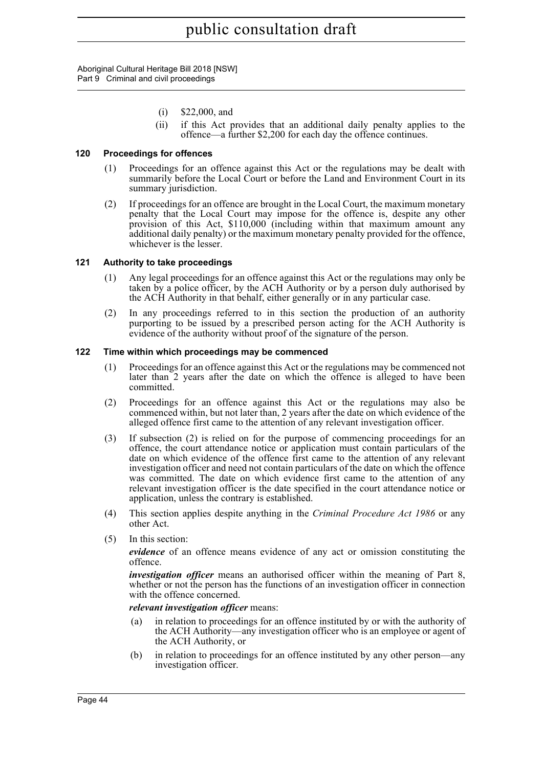(i) $22,000, and

(ii) if this Act provides that an additional daily penalty applies to the offence—a further $2,200 for each day the offence continues.

### 120 Proceedings for offences

(1) Proceedings for an offence against this Act or the regulations may be dealt with summarily before the Local Court or before the Land and Environment Court in its summary jurisdiction.

(2) If proceedings for an offence are brought in the Local Court, the maximum monetary penalty that the Local Court may impose for the offence is, despite any other provision of this Act, $110,000 (including within that maximum amount any additional daily penalty) or the maximum monetary penalty provided for the offence, whichever is the lesser.

### 121 Authority to take proceedings

(1) Any legal proceedings for an offence against this Act or the regulations may only be taken by a police officer, by the ACH Authority or by a person duly authorised by the ACH Authority in that behalf, either generally or in any particular case.

(2) In any proceedings referred to in this section the production of an authority purporting to be issued by a prescribed person acting for the ACH Authority is evidence of the authority without proof of the signature of the person.

### 122 Time within which proceedings may be commenced

(1) Proceedings for an offence against this Act or the regulations may be commenced not later than 2 years after the date on which the offence is alleged to have been committed.

(2) Proceedings for an offence against this Act or the regulations may also be commenced within, but not later than, 2 years after the date on which evidence of the alleged offence first came to the attention of any relevant investigation officer.

(3) If subsection (2) is relied on for the purpose of commencing proceedings for an offence, the court attendance notice or application must contain particulars of the date on which evidence of the offence first came to the attention of any relevant investigation officer and need not contain particulars of the date on which the offence was committed. The date on which evidence first came to the attention of any relevant investigation officer is the date specified in the court attendance notice or application, unless the contrary is established.

(4) This section applies despite anything in the *Criminal Procedure Act 1986* or any other Act.

(5) In this section:

***evidence*** of an offence means evidence of any act or omission constituting the offence.

***investigation officer*** means an authorised officer within the meaning of Part 8, whether or not the person has the functions of an investigation officer in connection with the offence concerned.

***relevant investigation officer*** means:

(a) in relation to proceedings for an offence instituted by or with the authority of the ACH Authority—any investigation officer who is an employee or agent of the ACH Authority, or

(b) in relation to proceedings for an offence instituted by any other person—any investigation officer.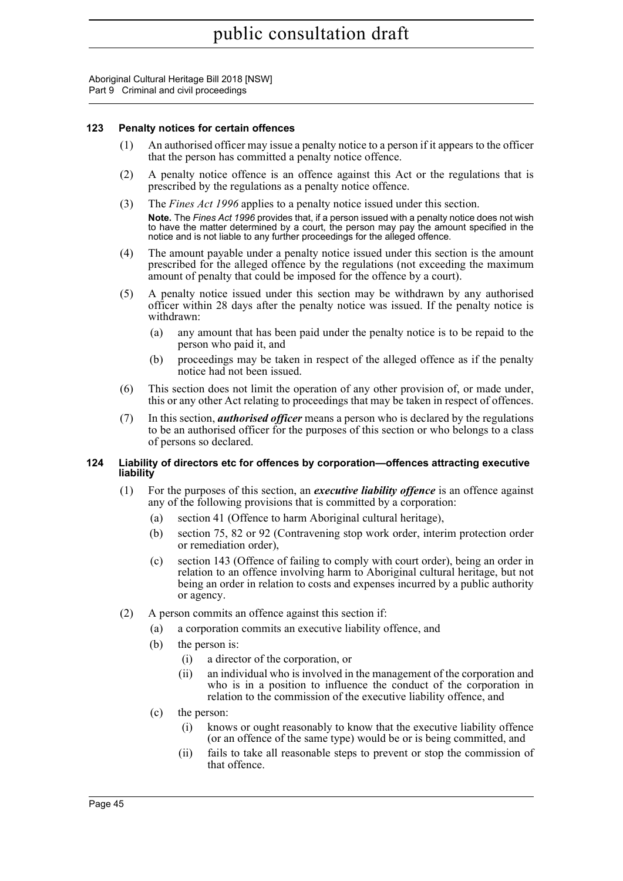### 123 Penalty notices for certain offences

(1) An authorised officer may issue a penalty notice to a person if it appears to the officer that the person has committed a penalty notice offence.

(2) A penalty notice offence is an offence against this Act or the regulations that is prescribed by the regulations as a penalty notice offence.

(3) The *Fines Act 1996* applies to a penalty notice issued under this section.

**Note.** The *Fines Act 1996* provides that, if a person issued with a penalty notice does not wish to have the matter determined by a court, the person may pay the amount specified in the notice and is not liable to any further proceedings for the alleged offence.

(4) The amount payable under a penalty notice issued under this section is the amount prescribed for the alleged offence by the regulations (not exceeding the maximum amount of penalty that could be imposed for the offence by a court).

(5) A penalty notice issued under this section may be withdrawn by any authorised officer within 28 days after the penalty notice was issued. If the penalty notice is withdrawn:

- (a) any amount that has been paid under the penalty notice is to be repaid to the person who paid it, and
- (b) proceedings may be taken in respect of the alleged offence as if the penalty notice had not been issued.

(6) This section does not limit the operation of any other provision of, or made under, this or any other Act relating to proceedings that may be taken in respect of offences.

(7) In this section, ***authorised officer*** means a person who is declared by the regulations to be an authorised officer for the purposes of this section or who belongs to a class of persons so declared.

### 124 Liability of directors etc for offences by corporation—offences attracting executive liability

(1) For the purposes of this section, an ***executive liability offence*** is an offence against any of the following provisions that is committed by a corporation:

- (a) section 41 (Offence to harm Aboriginal cultural heritage),
- (b) section 75, 82 or 92 (Contravening stop work order, interim protection order or remediation order),
- (c) section 143 (Offence of failing to comply with court order), being an order in relation to an offence involving harm to Aboriginal cultural heritage, but not being an order in relation to costs and expenses incurred by a public authority or agency.

(2) A person commits an offence against this section if:

- (a) a corporation commits an executive liability offence, and
- (b) the person is:
  - (i) a director of the corporation, or
  - (ii) an individual who is involved in the management of the corporation and who is in a position to influence the conduct of the corporation in relation to the commission of the executive liability offence, and
- (c) the person:
  - (i) knows or ought reasonably to know that the executive liability offence (or an offence of the same type) would be or is being committed, and
  - (ii) fails to take all reasonable steps to prevent or stop the commission of that offence.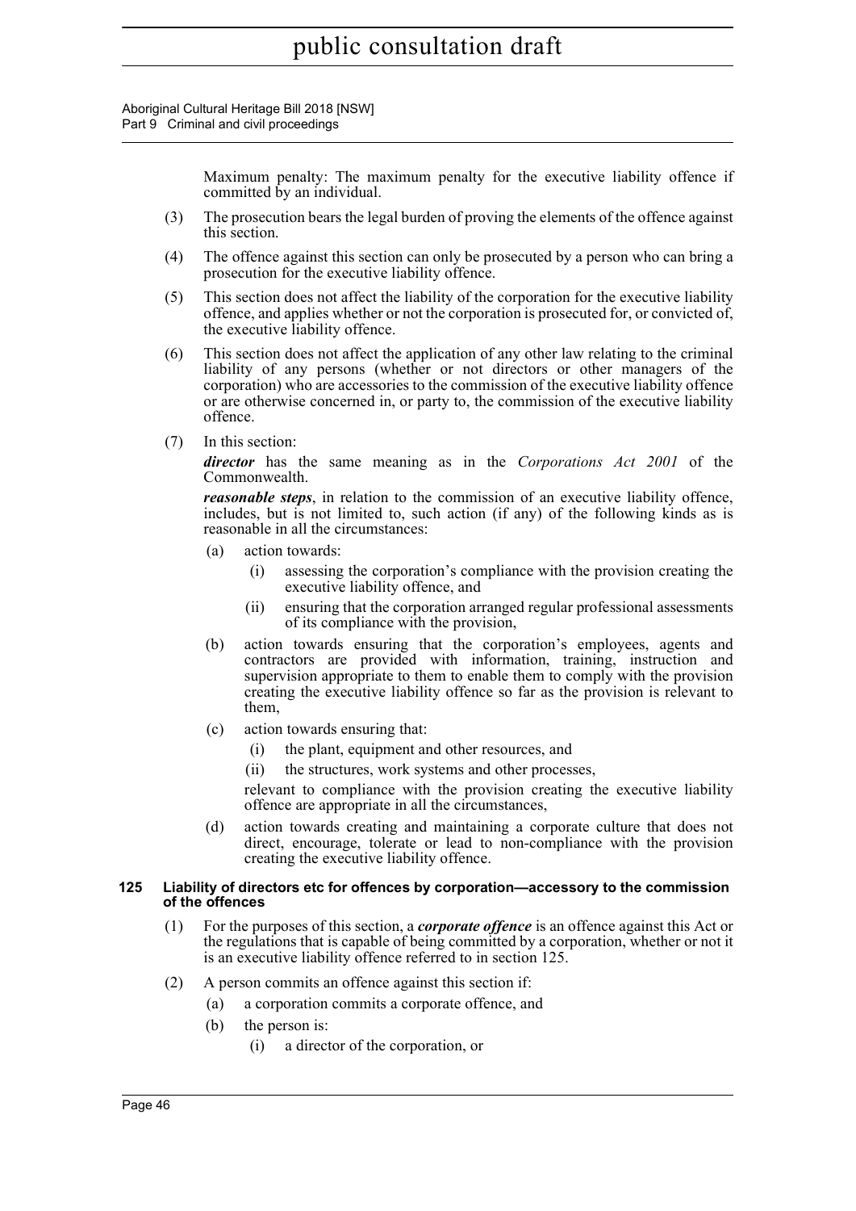Maximum penalty: The maximum penalty for the executive liability offence if committed by an individual.

(3) The prosecution bears the legal burden of proving the elements of the offence against this section.

(4) The offence against this section can only be prosecuted by a person who can bring a prosecution for the executive liability offence.

(5) This section does not affect the liability of the corporation for the executive liability offence, and applies whether or not the corporation is prosecuted for, or convicted of, the executive liability offence.

(6) This section does not affect the application of any other law relating to the criminal liability of any persons (whether or not directors or other managers of the corporation) who are accessories to the commission of the executive liability offence or are otherwise concerned in, or party to, the commission of the executive liability offence.

(7) In this section:

***director*** has the same meaning as in the *Corporations Act 2001* of the Commonwealth.

***reasonable steps***, in relation to the commission of an executive liability offence, includes, but is not limited to, such action (if any) of the following kinds as is reasonable in all the circumstances:

- (a) action towards:
  - (i) assessing the corporation's compliance with the provision creating the executive liability offence, and
  - (ii) ensuring that the corporation arranged regular professional assessments of its compliance with the provision,
- (b) action towards ensuring that the corporation's employees, agents and contractors are provided with information, training, instruction and supervision appropriate to them to enable them to comply with the provision creating the executive liability offence so far as the provision is relevant to them,
- (c) action towards ensuring that:
  - (i) the plant, equipment and other resources, and
  - (ii) the structures, work systems and other processes,

  relevant to compliance with the provision creating the executive liability offence are appropriate in all the circumstances,
- (d) action towards creating and maintaining a corporate culture that does not direct, encourage, tolerate or lead to non-compliance with the provision creating the executive liability offence.

#### 125 Liability of directors etc for offences by corporation—accessory to the commission of the offences

(1) For the purposes of this section, a ***corporate offence*** is an offence against this Act or the regulations that is capable of being committed by a corporation, whether or not it is an executive liability offence referred to in section 125.

(2) A person commits an offence against this section if:

- (a) a corporation commits a corporate offence, and
- (b) the person is:
  - (i) a director of the corporation, or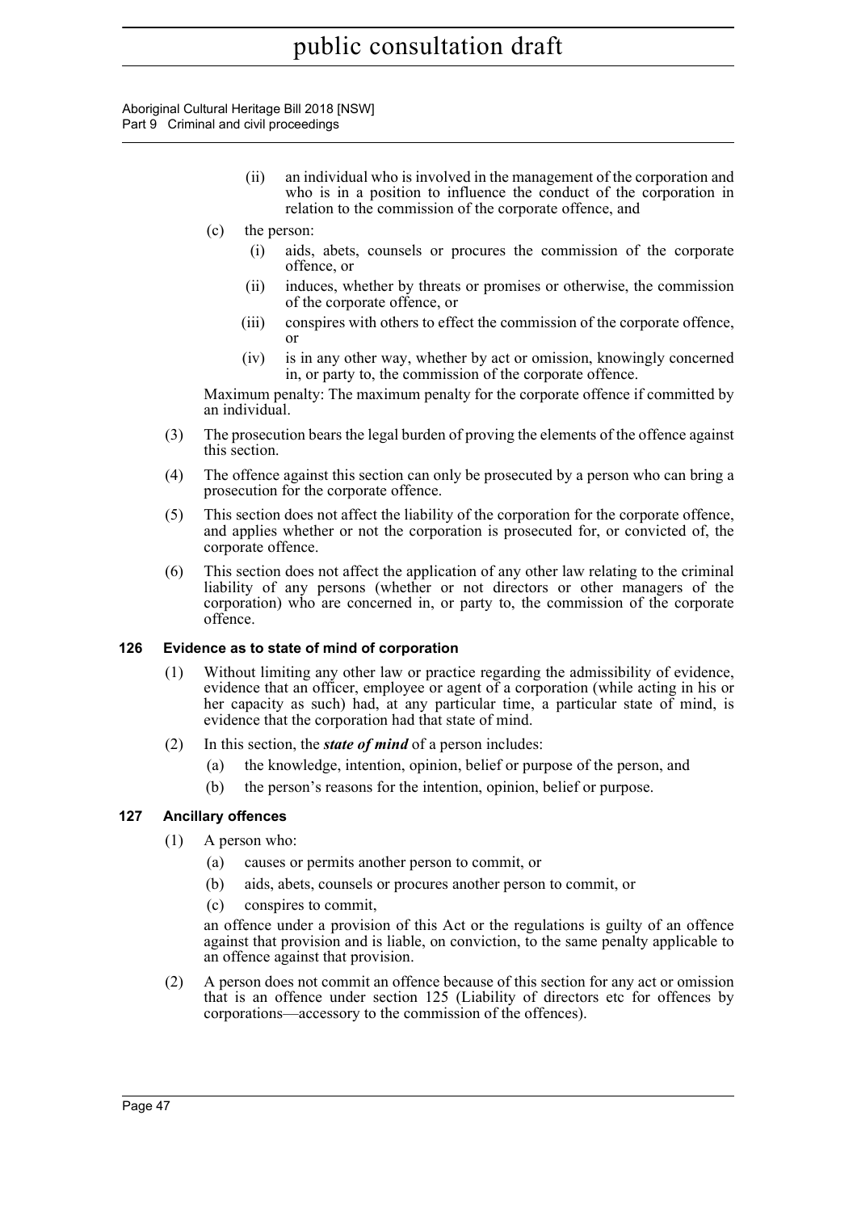(ii) an individual who is involved in the management of the corporation and who is in a position to influence the conduct of the corporation in relation to the commission of the corporate offence, and

(c) the person:

(i) aids, abets, counsels or procures the commission of the corporate offence, or

(ii) induces, whether by threats or promises or otherwise, the commission of the corporate offence, or

(iii) conspires with others to effect the commission of the corporate offence, or

(iv) is in any other way, whether by act or omission, knowingly concerned in, or party to, the commission of the corporate offence.

Maximum penalty: The maximum penalty for the corporate offence if committed by an individual.

(3) The prosecution bears the legal burden of proving the elements of the offence against this section.

(4) The offence against this section can only be prosecuted by a person who can bring a prosecution for the corporate offence.

(5) This section does not affect the liability of the corporation for the corporate offence, and applies whether or not the corporation is prosecuted for, or convicted of, the corporate offence.

(6) This section does not affect the application of any other law relating to the criminal liability of any persons (whether or not directors or other managers of the corporation) who are concerned in, or party to, the commission of the corporate offence.

### 126 Evidence as to state of mind of corporation

(1) Without limiting any other law or practice regarding the admissibility of evidence, evidence that an officer, employee or agent of a corporation (while acting in his or her capacity as such) had, at any particular time, a particular state of mind, is evidence that the corporation had that state of mind.

(2) In this section, the ***state of mind*** of a person includes:

(a) the knowledge, intention, opinion, belief or purpose of the person, and

(b) the person's reasons for the intention, opinion, belief or purpose.

### 127 Ancillary offences

(1) A person who:

(a) causes or permits another person to commit, or

(b) aids, abets, counsels or procures another person to commit, or

(c) conspires to commit,

an offence under a provision of this Act or the regulations is guilty of an offence against that provision and is liable, on conviction, to the same penalty applicable to an offence against that provision.

(2) A person does not commit an offence because of this section for any act or omission that is an offence under section 125 (Liability of directors etc for offences by corporations—accessory to the commission of the offences).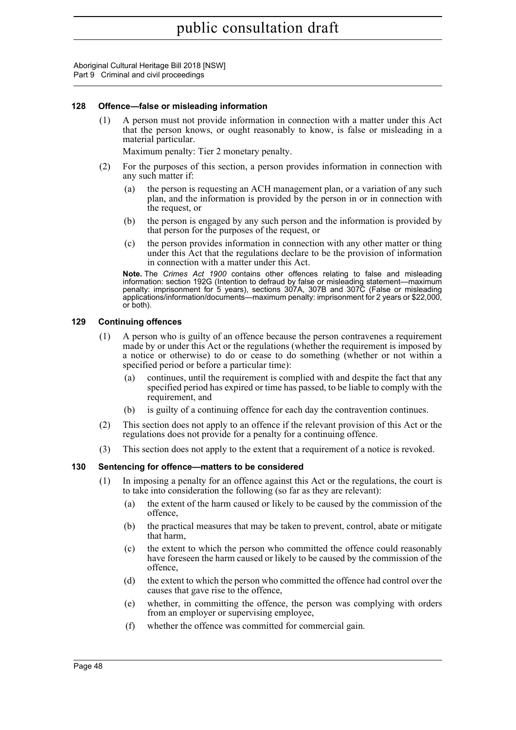#### 128 Offence—false or misleading information

(1) A person must not provide information in connection with a matter under this Act that the person knows, or ought reasonably to know, is false or misleading in a material particular.

Maximum penalty: Tier 2 monetary penalty.

(2) For the purposes of this section, a person provides information in connection with any such matter if:

(a) the person is requesting an ACH management plan, or a variation of any such plan, and the information is provided by the person in or in connection with the request, or

(b) the person is engaged by any such person and the information is provided by that person for the purposes of the request, or

(c) the person provides information in connection with any other matter or thing under this Act that the regulations declare to be the provision of information in connection with a matter under this Act.

**Note.** The *Crimes Act 1900* contains other offences relating to false and misleading information: section 192G (Intention to defraud by false or misleading statement—maximum penalty: imprisonment for 5 years), sections 307A, 307B and 307C (False or misleading applications/information/documents—maximum penalty: imprisonment for 2 years or $22,000, or both).

#### 129 Continuing offences

(1) A person who is guilty of an offence because the person contravenes a requirement made by or under this Act or the regulations (whether the requirement is imposed by a notice or otherwise) to do or cease to do something (whether or not within a specified period or before a particular time):

(a) continues, until the requirement is complied with and despite the fact that any specified period has expired or time has passed, to be liable to comply with the requirement, and

(b) is guilty of a continuing offence for each day the contravention continues.

(2) This section does not apply to an offence if the relevant provision of this Act or the regulations does not provide for a penalty for a continuing offence.

(3) This section does not apply to the extent that a requirement of a notice is revoked.

#### 130 Sentencing for offence—matters to be considered

(1) In imposing a penalty for an offence against this Act or the regulations, the court is to take into consideration the following (so far as they are relevant):

(a) the extent of the harm caused or likely to be caused by the commission of the offence,

(b) the practical measures that may be taken to prevent, control, abate or mitigate that harm,

(c) the extent to which the person who committed the offence could reasonably have foreseen the harm caused or likely to be caused by the commission of the offence,

(d) the extent to which the person who committed the offence had control over the causes that gave rise to the offence,

(e) whether, in committing the offence, the person was complying with orders from an employer or supervising employee,

(f) whether the offence was committed for commercial gain.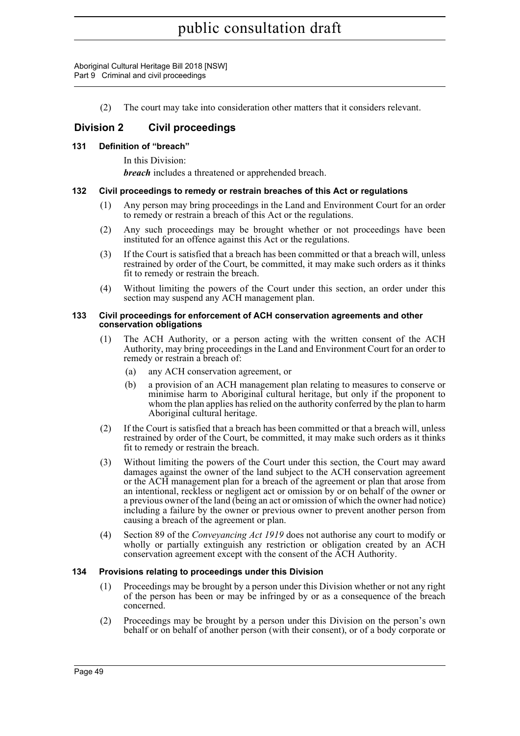(2) The court may take into consideration other matters that it considers relevant.

## Division 2 Civil proceedings

### 131 Definition of "breach"

In this Division:

***breach*** includes a threatened or apprehended breach.

### 132 Civil proceedings to remedy or restrain breaches of this Act or regulations

(1) Any person may bring proceedings in the Land and Environment Court for an order to remedy or restrain a breach of this Act or the regulations.

(2) Any such proceedings may be brought whether or not proceedings have been instituted for an offence against this Act or the regulations.

(3) If the Court is satisfied that a breach has been committed or that a breach will, unless restrained by order of the Court, be committed, it may make such orders as it thinks fit to remedy or restrain the breach.

(4) Without limiting the powers of the Court under this section, an order under this section may suspend any ACH management plan.

### 133 Civil proceedings for enforcement of ACH conservation agreements and other conservation obligations

(1) The ACH Authority, or a person acting with the written consent of the ACH Authority, may bring proceedings in the Land and Environment Court for an order to remedy or restrain a breach of:

(a) any ACH conservation agreement, or

(b) a provision of an ACH management plan relating to measures to conserve or minimise harm to Aboriginal cultural heritage, but only if the proponent to whom the plan applies has relied on the authority conferred by the plan to harm Aboriginal cultural heritage.

(2) If the Court is satisfied that a breach has been committed or that a breach will, unless restrained by order of the Court, be committed, it may make such orders as it thinks fit to remedy or restrain the breach.

(3) Without limiting the powers of the Court under this section, the Court may award damages against the owner of the land subject to the ACH conservation agreement or the ACH management plan for a breach of the agreement or plan that arose from an intentional, reckless or negligent act or omission by or on behalf of the owner or a previous owner of the land (being an act or omission of which the owner had notice) including a failure by the owner or previous owner to prevent another person from causing a breach of the agreement or plan.

(4) Section 89 of the *Conveyancing Act 1919* does not authorise any court to modify or wholly or partially extinguish any restriction or obligation created by an ACH conservation agreement except with the consent of the ACH Authority.

### 134 Provisions relating to proceedings under this Division

(1) Proceedings may be brought by a person under this Division whether or not any right of the person has been or may be infringed by or as a consequence of the breach concerned.

(2) Proceedings may be brought by a person under this Division on the person's own behalf or on behalf of another person (with their consent), or of a body corporate or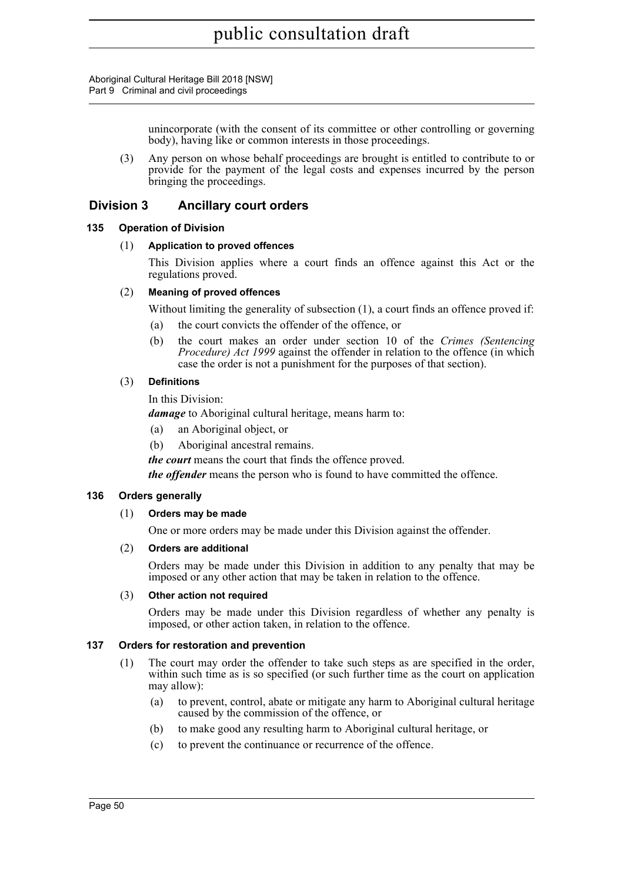unincorporate (with the consent of its committee or other controlling or governing body), having like or common interests in those proceedings.

(3) Any person on whose behalf proceedings are brought is entitled to contribute to or provide for the payment of the legal costs and expenses incurred by the person bringing the proceedings.

## Division 3 Ancillary court orders

### 135 Operation of Division

(1) **Application to proved offences**

This Division applies where a court finds an offence against this Act or the regulations proved.

(2) **Meaning of proved offences**

Without limiting the generality of subsection (1), a court finds an offence proved if:

(a) the court convicts the offender of the offence, or

(b) the court makes an order under section 10 of the *Crimes (Sentencing Procedure) Act 1999* against the offender in relation to the offence (in which case the order is not a punishment for the purposes of that section).

(3) **Definitions**

In this Division:

***damage*** to Aboriginal cultural heritage, means harm to:

(a) an Aboriginal object, or

(b) Aboriginal ancestral remains.

***the court*** means the court that finds the offence proved.

***the offender*** means the person who is found to have committed the offence.

### 136 Orders generally

(1) **Orders may be made**

One or more orders may be made under this Division against the offender.

(2) **Orders are additional**

Orders may be made under this Division in addition to any penalty that may be imposed or any other action that may be taken in relation to the offence.

(3) **Other action not required**

Orders may be made under this Division regardless of whether any penalty is imposed, or other action taken, in relation to the offence.

### 137 Orders for restoration and prevention

(1) The court may order the offender to take such steps as are specified in the order, within such time as is so specified (or such further time as the court on application may allow):

(a) to prevent, control, abate or mitigate any harm to Aboriginal cultural heritage caused by the commission of the offence, or

(b) to make good any resulting harm to Aboriginal cultural heritage, or

(c) to prevent the continuance or recurrence of the offence.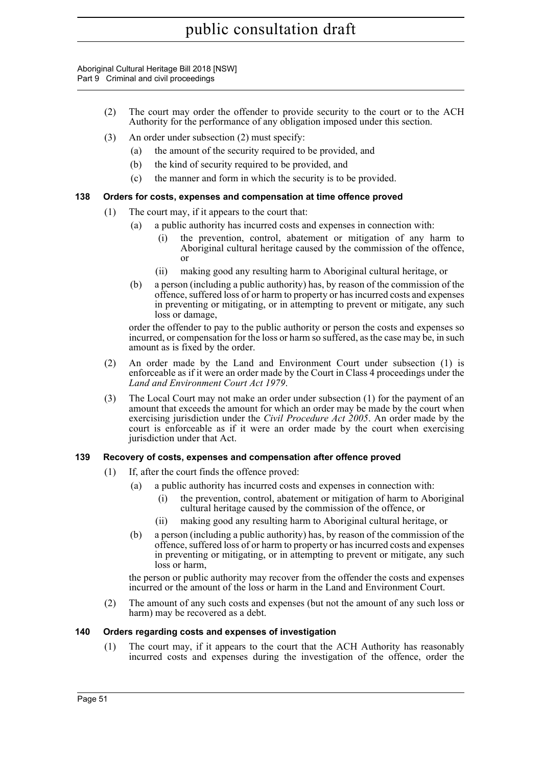(2) The court may order the offender to provide security to the court or to the ACH Authority for the performance of any obligation imposed under this section.

(3) An order under subsection (2) must specify:

(a) the amount of the security required to be provided, and

(b) the kind of security required to be provided, and

(c) the manner and form in which the security is to be provided.

### 138 Orders for costs, expenses and compensation at time offence proved

(1) The court may, if it appears to the court that:

(a) a public authority has incurred costs and expenses in connection with:

(i) the prevention, control, abatement or mitigation of any harm to Aboriginal cultural heritage caused by the commission of the offence, or

(ii) making good any resulting harm to Aboriginal cultural heritage, or

(b) a person (including a public authority) has, by reason of the commission of the offence, suffered loss of or harm to property or has incurred costs and expenses in preventing or mitigating, or in attempting to prevent or mitigate, any such loss or damage,

order the offender to pay to the public authority or person the costs and expenses so incurred, or compensation for the loss or harm so suffered, as the case may be, in such amount as is fixed by the order.

(2) An order made by the Land and Environment Court under subsection (1) is enforceable as if it were an order made by the Court in Class 4 proceedings under the *Land and Environment Court Act 1979*.

(3) The Local Court may not make an order under subsection (1) for the payment of an amount that exceeds the amount for which an order may be made by the court when exercising jurisdiction under the *Civil Procedure Act 2005*. An order made by the court is enforceable as if it were an order made by the court when exercising jurisdiction under that Act.

### 139 Recovery of costs, expenses and compensation after offence proved

(1) If, after the court finds the offence proved:

(a) a public authority has incurred costs and expenses in connection with:

(i) the prevention, control, abatement or mitigation of harm to Aboriginal cultural heritage caused by the commission of the offence, or

(ii) making good any resulting harm to Aboriginal cultural heritage, or

(b) a person (including a public authority) has, by reason of the commission of the offence, suffered loss of or harm to property or has incurred costs and expenses in preventing or mitigating, or in attempting to prevent or mitigate, any such loss or harm,

the person or public authority may recover from the offender the costs and expenses incurred or the amount of the loss or harm in the Land and Environment Court.

(2) The amount of any such costs and expenses (but not the amount of any such loss or harm) may be recovered as a debt.

### 140 Orders regarding costs and expenses of investigation

(1) The court may, if it appears to the court that the ACH Authority has reasonably incurred costs and expenses during the investigation of the offence, order the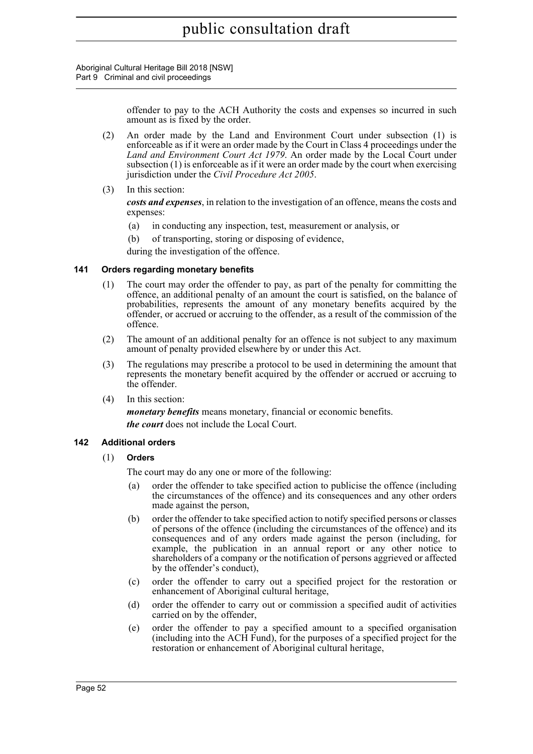offender to pay to the ACH Authority the costs and expenses so incurred in such amount as is fixed by the order.

(2) An order made by the Land and Environment Court under subsection (1) is enforceable as if it were an order made by the Court in Class 4 proceedings under the *Land and Environment Court Act 1979*. An order made by the Local Court under subsection (1) is enforceable as if it were an order made by the court when exercising jurisdiction under the *Civil Procedure Act 2005*.

(3) In this section:

***costs and expenses***, in relation to the investigation of an offence, means the costs and expenses:

- (a) in conducting any inspection, test, measurement or analysis, or
- (b) of transporting, storing or disposing of evidence,

during the investigation of the offence.

### 141 Orders regarding monetary benefits

(1) The court may order the offender to pay, as part of the penalty for committing the offence, an additional penalty of an amount the court is satisfied, on the balance of probabilities, represents the amount of any monetary benefits acquired by the offender, or accrued or accruing to the offender, as a result of the commission of the offence.

(2) The amount of an additional penalty for an offence is not subject to any maximum amount of penalty provided elsewhere by or under this Act.

(3) The regulations may prescribe a protocol to be used in determining the amount that represents the monetary benefit acquired by the offender or accrued or accruing to the offender.

(4) In this section:

***monetary benefits*** means monetary, financial or economic benefits.

***the court*** does not include the Local Court.

### 142 Additional orders

(1) **Orders**

The court may do any one or more of the following:

- (a) order the offender to take specified action to publicise the offence (including the circumstances of the offence) and its consequences and any other orders made against the person,
- (b) order the offender to take specified action to notify specified persons or classes of persons of the offence (including the circumstances of the offence) and its consequences and of any orders made against the person (including, for example, the publication in an annual report or any other notice to shareholders of a company or the notification of persons aggrieved or affected by the offender's conduct),
- (c) order the offender to carry out a specified project for the restoration or enhancement of Aboriginal cultural heritage,
- (d) order the offender to carry out or commission a specified audit of activities carried on by the offender,
- (e) order the offender to pay a specified amount to a specified organisation (including into the ACH Fund), for the purposes of a specified project for the restoration or enhancement of Aboriginal cultural heritage,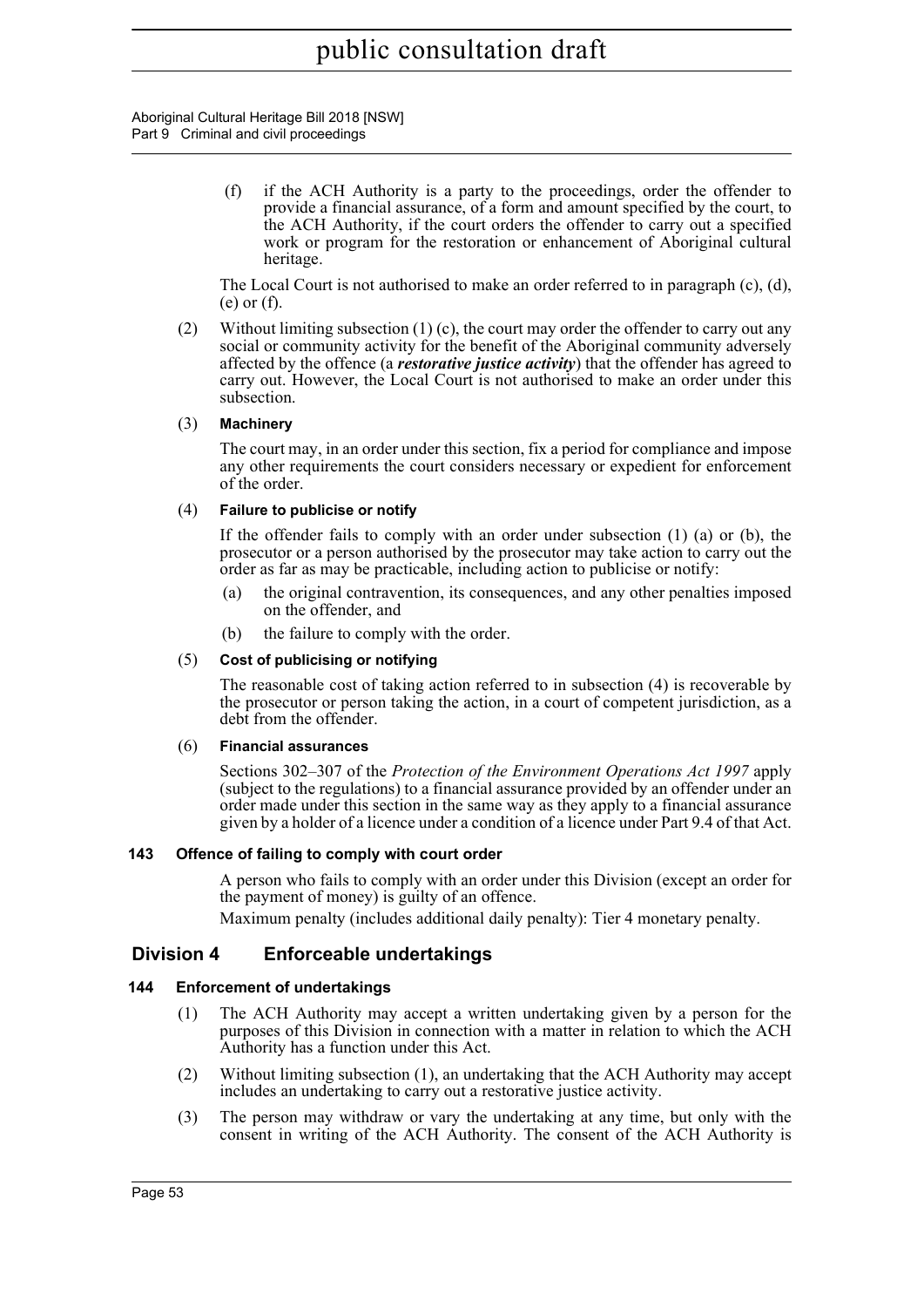(f) if the ACH Authority is a party to the proceedings, order the offender to provide a financial assurance, of a form and amount specified by the court, to the ACH Authority, if the court orders the offender to carry out a specified work or program for the restoration or enhancement of Aboriginal cultural heritage.

The Local Court is not authorised to make an order referred to in paragraph (c), (d), (e) or (f).

(2) Without limiting subsection (1) (c), the court may order the offender to carry out any social or community activity for the benefit of the Aboriginal community adversely affected by the offence (a ***restorative justice activity***) that the offender has agreed to carry out. However, the Local Court is not authorised to make an order under this subsection.

(3) **Machinery**

The court may, in an order under this section, fix a period for compliance and impose any other requirements the court considers necessary or expedient for enforcement of the order.

(4) **Failure to publicise or notify**

If the offender fails to comply with an order under subsection (1) (a) or (b), the prosecutor or a person authorised by the prosecutor may take action to carry out the order as far as may be practicable, including action to publicise or notify:

(a) the original contravention, its consequences, and any other penalties imposed on the offender, and

(b) the failure to comply with the order.

(5) **Cost of publicising or notifying**

The reasonable cost of taking action referred to in subsection (4) is recoverable by the prosecutor or person taking the action, in a court of competent jurisdiction, as a debt from the offender.

(6) **Financial assurances**

Sections 302–307 of the *Protection of the Environment Operations Act 1997* apply (subject to the regulations) to a financial assurance provided by an offender under an order made under this section in the same way as they apply to a financial assurance given by a holder of a licence under a condition of a licence under Part 9.4 of that Act.

#### 143 Offence of failing to comply with court order

A person who fails to comply with an order under this Division (except an order for the payment of money) is guilty of an offence.

Maximum penalty (includes additional daily penalty): Tier 4 monetary penalty.

## Division 4 Enforceable undertakings

#### 144 Enforcement of undertakings

(1) The ACH Authority may accept a written undertaking given by a person for the purposes of this Division in connection with a matter in relation to which the ACH Authority has a function under this Act.

(2) Without limiting subsection (1), an undertaking that the ACH Authority may accept includes an undertaking to carry out a restorative justice activity.

(3) The person may withdraw or vary the undertaking at any time, but only with the consent in writing of the ACH Authority. The consent of the ACH Authority is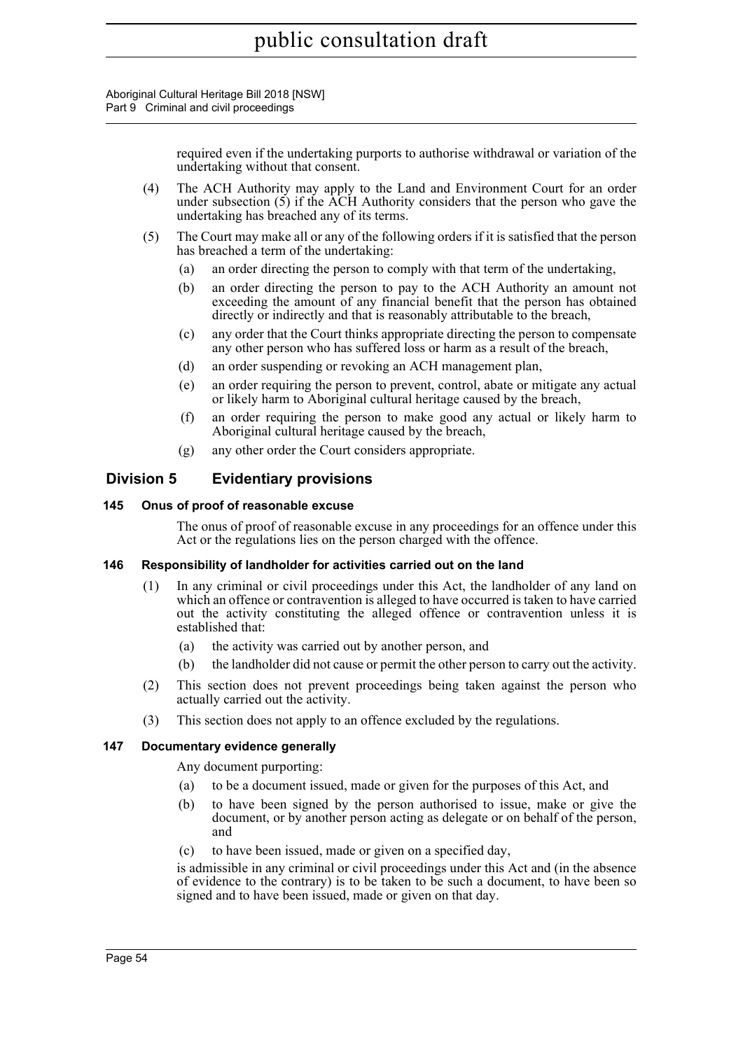required even if the undertaking purports to authorise withdrawal or variation of the undertaking without that consent.

(4) The ACH Authority may apply to the Land and Environment Court for an order under subsection (5) if the ACH Authority considers that the person who gave the undertaking has breached any of its terms.

(5) The Court may make all or any of the following orders if it is satisfied that the person has breached a term of the undertaking:

(a) an order directing the person to comply with that term of the undertaking,

(b) an order directing the person to pay to the ACH Authority an amount not exceeding the amount of any financial benefit that the person has obtained directly or indirectly and that is reasonably attributable to the breach,

(c) any order that the Court thinks appropriate directing the person to compensate any other person who has suffered loss or harm as a result of the breach,

(d) an order suspending or revoking an ACH management plan,

(e) an order requiring the person to prevent, control, abate or mitigate any actual or likely harm to Aboriginal cultural heritage caused by the breach,

(f) an order requiring the person to make good any actual or likely harm to Aboriginal cultural heritage caused by the breach,

(g) any other order the Court considers appropriate.

## Division 5 Evidentiary provisions

### 145 Onus of proof of reasonable excuse

The onus of proof of reasonable excuse in any proceedings for an offence under this Act or the regulations lies on the person charged with the offence.

### 146 Responsibility of landholder for activities carried out on the land

(1) In any criminal or civil proceedings under this Act, the landholder of any land on which an offence or contravention is alleged to have occurred is taken to have carried out the activity constituting the alleged offence or contravention unless it is established that:

(a) the activity was carried out by another person, and

(b) the landholder did not cause or permit the other person to carry out the activity.

(2) This section does not prevent proceedings being taken against the person who actually carried out the activity.

(3) This section does not apply to an offence excluded by the regulations.

### 147 Documentary evidence generally

Any document purporting:

(a) to be a document issued, made or given for the purposes of this Act, and

(b) to have been signed by the person authorised to issue, make or give the document, or by another person acting as delegate or on behalf of the person, and

(c) to have been issued, made or given on a specified day,

is admissible in any criminal or civil proceedings under this Act and (in the absence of evidence to the contrary) is to be taken to be such a document, to have been so signed and to have been issued, made or given on that day.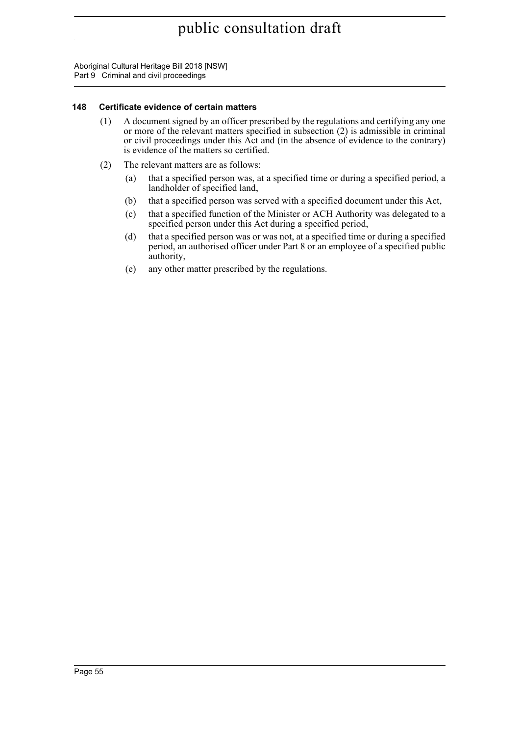### 148 Certificate evidence of certain matters

(1) A document signed by an officer prescribed by the regulations and certifying any one or more of the relevant matters specified in subsection (2) is admissible in criminal or civil proceedings under this Act and (in the absence of evidence to the contrary) is evidence of the matters so certified.

(2) The relevant matters are as follows:

- (a) that a specified person was, at a specified time or during a specified period, a landholder of specified land,
- (b) that a specified person was served with a specified document under this Act,
- (c) that a specified function of the Minister or ACH Authority was delegated to a specified person under this Act during a specified period,
- (d) that a specified person was or was not, at a specified time or during a specified period, an authorised officer under Part 8 or an employee of a specified public authority,
- (e) any other matter prescribed by the regulations.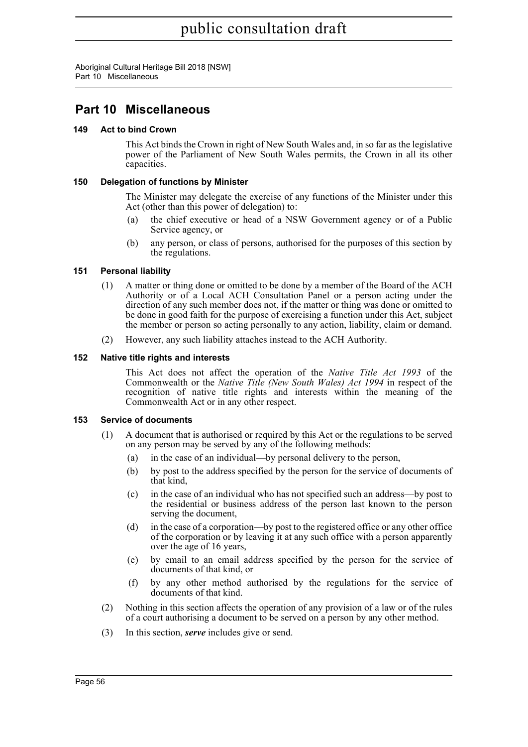## Part 10 Miscellaneous

### 149 Act to bind Crown

This Act binds the Crown in right of New South Wales and, in so far as the legislative power of the Parliament of New South Wales permits, the Crown in all its other capacities.

### 150 Delegation of functions by Minister

The Minister may delegate the exercise of any functions of the Minister under this Act (other than this power of delegation) to:

(a) the chief executive or head of a NSW Government agency or of a Public Service agency, or

(b) any person, or class of persons, authorised for the purposes of this section by the regulations.

### 151 Personal liability

(1) A matter or thing done or omitted to be done by a member of the Board of the ACH Authority or of a Local ACH Consultation Panel or a person acting under the direction of any such member does not, if the matter or thing was done or omitted to be done in good faith for the purpose of exercising a function under this Act, subject the member or person so acting personally to any action, liability, claim or demand.

(2) However, any such liability attaches instead to the ACH Authority.

### 152 Native title rights and interests

This Act does not affect the operation of the *Native Title Act 1993* of the Commonwealth or the *Native Title (New South Wales) Act 1994* in respect of the recognition of native title rights and interests within the meaning of the Commonwealth Act or in any other respect.

### 153 Service of documents

(1) A document that is authorised or required by this Act or the regulations to be served on any person may be served by any of the following methods:

(a) in the case of an individual—by personal delivery to the person,

(b) by post to the address specified by the person for the service of documents of that kind,

(c) in the case of an individual who has not specified such an address—by post to the residential or business address of the person last known to the person serving the document,

(d) in the case of a corporation—by post to the registered office or any other office of the corporation or by leaving it at any such office with a person apparently over the age of 16 years,

(e) by email to an email address specified by the person for the service of documents of that kind, or

(f) by any other method authorised by the regulations for the service of documents of that kind.

(2) Nothing in this section affects the operation of any provision of a law or of the rules of a court authorising a document to be served on a person by any other method.

(3) In this section, ***serve*** includes give or send.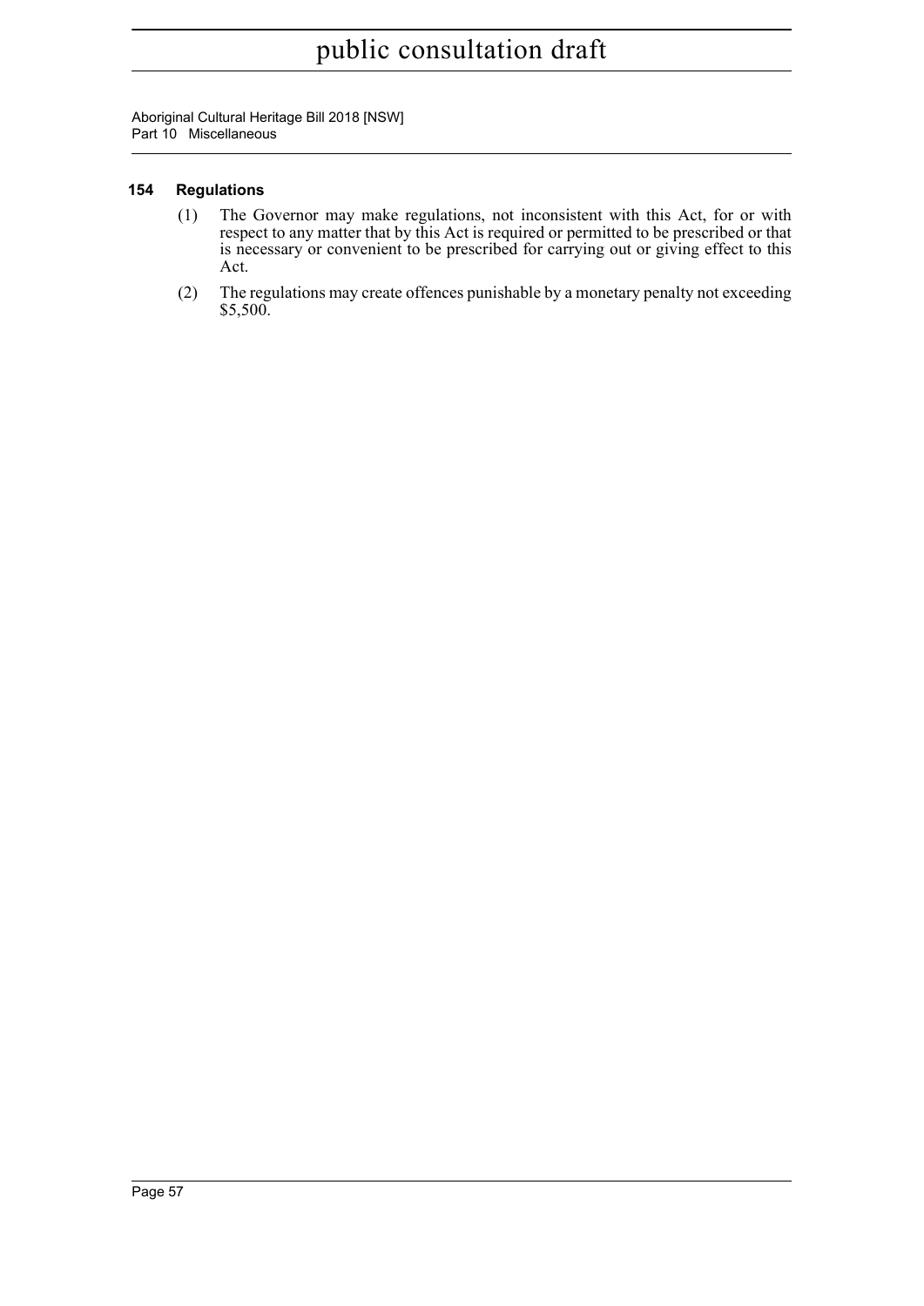### 154 Regulations

(1) The Governor may make regulations, not inconsistent with this Act, for or with respect to any matter that by this Act is required or permitted to be prescribed or that is necessary or convenient to be prescribed for carrying out or giving effect to this Act.

(2) The regulations may create offences punishable by a monetary penalty not exceeding $5,500.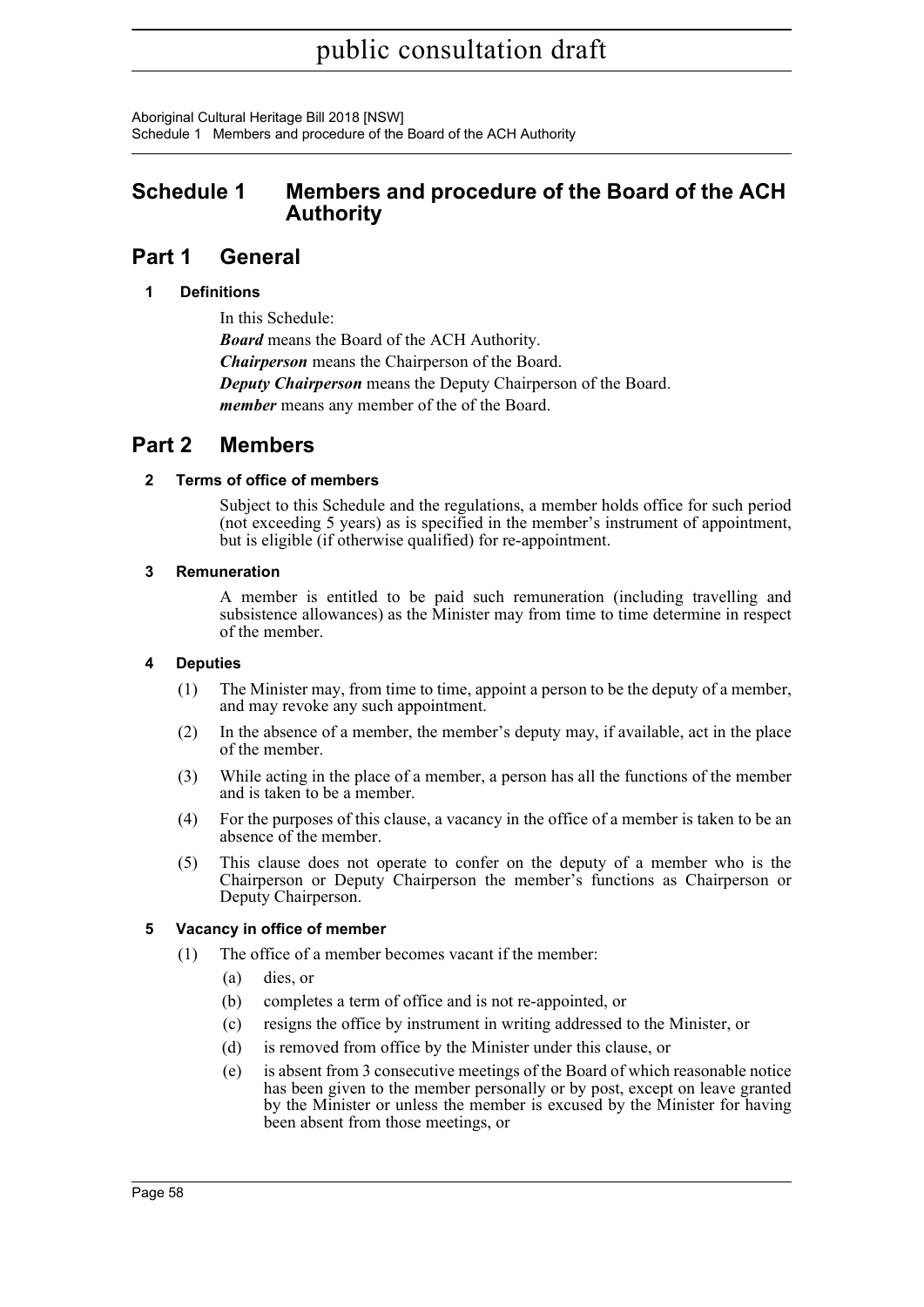# Schedule 1 Members and procedure of the Board of the ACH Authority

## Part 1 General

### 1 Definitions

In this Schedule:

***Board*** means the Board of the ACH Authority.

***Chairperson*** means the Chairperson of the Board.

***Deputy Chairperson*** means the Deputy Chairperson of the Board.

***member*** means any member of the of the Board.

## Part 2 Members

### 2 Terms of office of members

Subject to this Schedule and the regulations, a member holds office for such period (not exceeding 5 years) as is specified in the member's instrument of appointment, but is eligible (if otherwise qualified) for re-appointment.

### 3 Remuneration

A member is entitled to be paid such remuneration (including travelling and subsistence allowances) as the Minister may from time to time determine in respect of the member.

### 4 Deputies

(1) The Minister may, from time to time, appoint a person to be the deputy of a member, and may revoke any such appointment.

(2) In the absence of a member, the member's deputy may, if available, act in the place of the member.

(3) While acting in the place of a member, a person has all the functions of the member and is taken to be a member.

(4) For the purposes of this clause, a vacancy in the office of a member is taken to be an absence of the member.

(5) This clause does not operate to confer on the deputy of a member who is the Chairperson or Deputy Chairperson the member's functions as Chairperson or Deputy Chairperson.

### 5 Vacancy in office of member

(1) The office of a member becomes vacant if the member:

(a) dies, or

(b) completes a term of office and is not re-appointed, or

(c) resigns the office by instrument in writing addressed to the Minister, or

(d) is removed from office by the Minister under this clause, or

(e) is absent from 3 consecutive meetings of the Board of which reasonable notice has been given to the member personally or by post, except on leave granted by the Minister or unless the member is excused by the Minister for having been absent from those meetings, or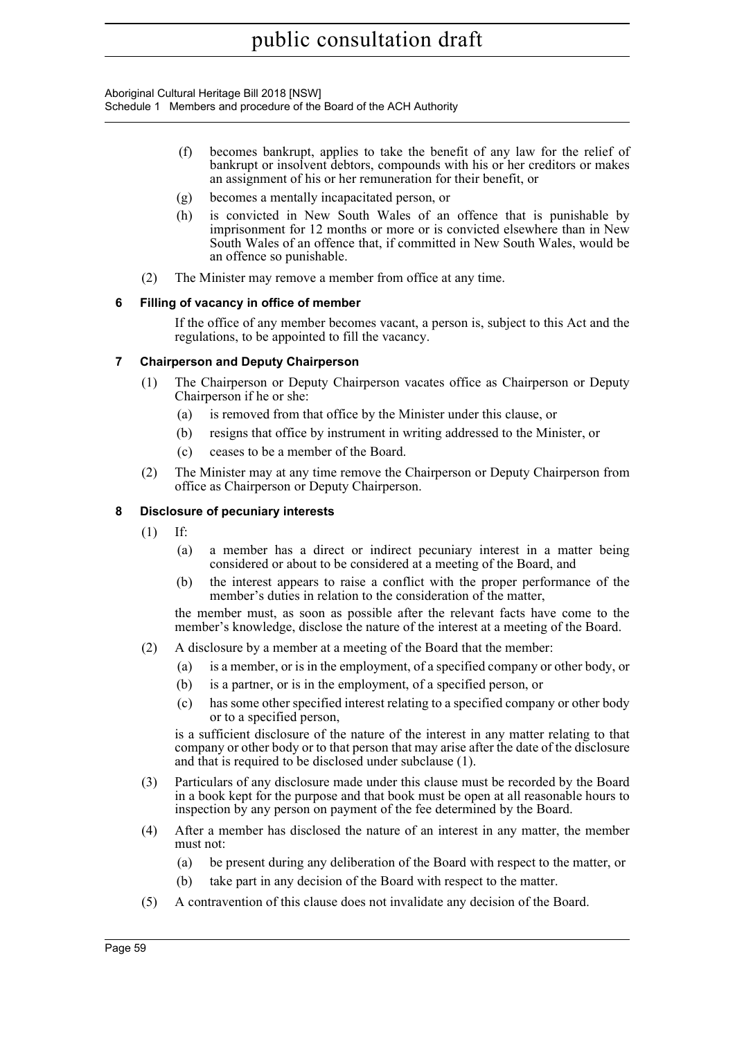(f) becomes bankrupt, applies to take the benefit of any law for the relief of bankrupt or insolvent debtors, compounds with his or her creditors or makes an assignment of his or her remuneration for their benefit, or

(g) becomes a mentally incapacitated person, or

(h) is convicted in New South Wales of an offence that is punishable by imprisonment for 12 months or more or is convicted elsewhere than in New South Wales of an offence that, if committed in New South Wales, would be an offence so punishable.

(2) The Minister may remove a member from office at any time.

### 6 Filling of vacancy in office of member

If the office of any member becomes vacant, a person is, subject to this Act and the regulations, to be appointed to fill the vacancy.

### 7 Chairperson and Deputy Chairperson

(1) The Chairperson or Deputy Chairperson vacates office as Chairperson or Deputy Chairperson if he or she:

(a) is removed from that office by the Minister under this clause, or

(b) resigns that office by instrument in writing addressed to the Minister, or

(c) ceases to be a member of the Board.

(2) The Minister may at any time remove the Chairperson or Deputy Chairperson from office as Chairperson or Deputy Chairperson.

### 8 Disclosure of pecuniary interests

(1) If:

(a) a member has a direct or indirect pecuniary interest in a matter being considered or about to be considered at a meeting of the Board, and

(b) the interest appears to raise a conflict with the proper performance of the member's duties in relation to the consideration of the matter,

the member must, as soon as possible after the relevant facts have come to the member's knowledge, disclose the nature of the interest at a meeting of the Board.

(2) A disclosure by a member at a meeting of the Board that the member:

(a) is a member, or is in the employment, of a specified company or other body, or

(b) is a partner, or is in the employment, of a specified person, or

(c) has some other specified interest relating to a specified company or other body or to a specified person,

is a sufficient disclosure of the nature of the interest in any matter relating to that company or other body or to that person that may arise after the date of the disclosure and that is required to be disclosed under subclause (1).

(3) Particulars of any disclosure made under this clause must be recorded by the Board in a book kept for the purpose and that book must be open at all reasonable hours to inspection by any person on payment of the fee determined by the Board.

(4) After a member has disclosed the nature of an interest in any matter, the member must not:

(a) be present during any deliberation of the Board with respect to the matter, or

(b) take part in any decision of the Board with respect to the matter.

(5) A contravention of this clause does not invalidate any decision of the Board.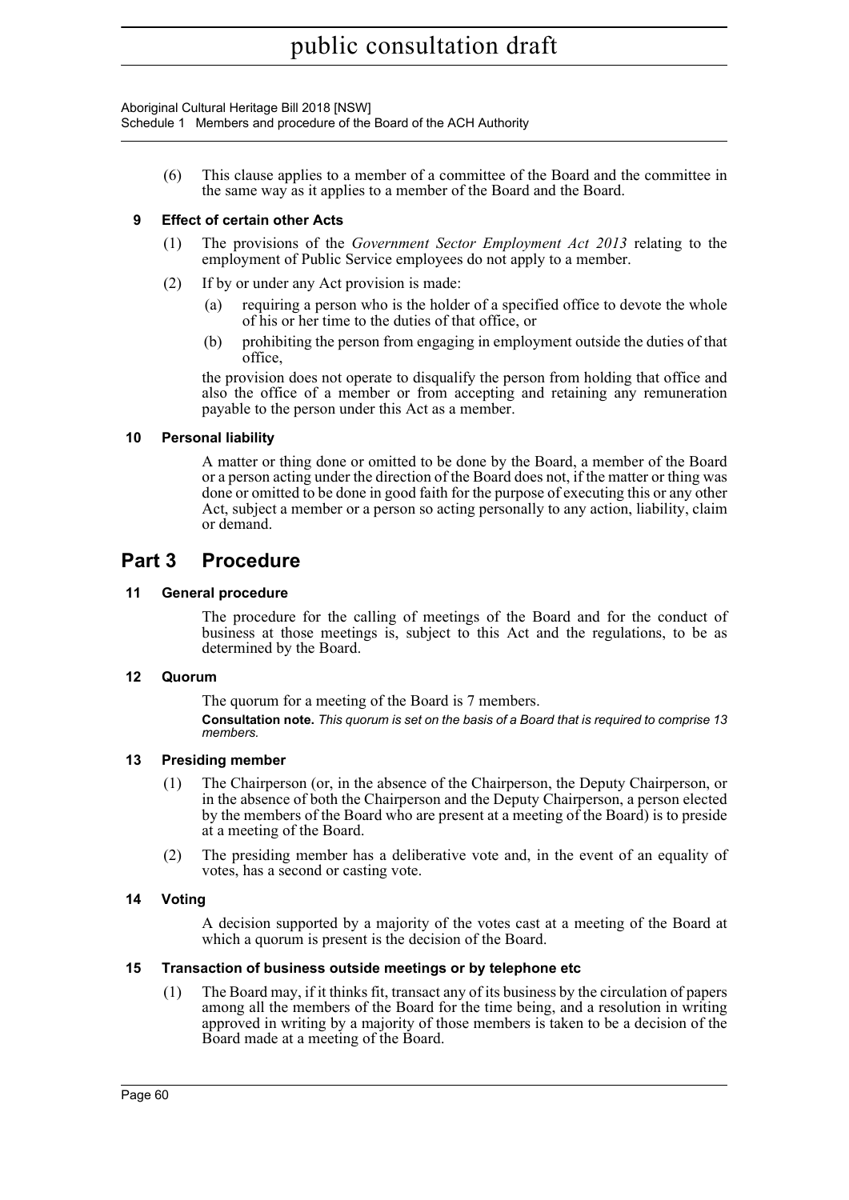(6) This clause applies to a member of a committee of the Board and the committee in the same way as it applies to a member of the Board and the Board.

### 9 Effect of certain other Acts

(1) The provisions of the *Government Sector Employment Act 2013* relating to the employment of Public Service employees do not apply to a member.

(2) If by or under any Act provision is made:

(a) requiring a person who is the holder of a specified office to devote the whole of his or her time to the duties of that office, or

(b) prohibiting the person from engaging in employment outside the duties of that office,

the provision does not operate to disqualify the person from holding that office and also the office of a member or from accepting and retaining any remuneration payable to the person under this Act as a member.

### 10 Personal liability

A matter or thing done or omitted to be done by the Board, a member of the Board or a person acting under the direction of the Board does not, if the matter or thing was done or omitted to be done in good faith for the purpose of executing this or any other Act, subject a member or a person so acting personally to any action, liability, claim or demand.

## Part 3 Procedure

### 11 General procedure

The procedure for the calling of meetings of the Board and for the conduct of business at those meetings is, subject to this Act and the regulations, to be as determined by the Board.

### 12 Quorum

The quorum for a meeting of the Board is 7 members.

**Consultation note.** *This quorum is set on the basis of a Board that is required to comprise 13 members.*

### 13 Presiding member

(1) The Chairperson (or, in the absence of the Chairperson, the Deputy Chairperson, or in the absence of both the Chairperson and the Deputy Chairperson, a person elected by the members of the Board who are present at a meeting of the Board) is to preside at a meeting of the Board.

(2) The presiding member has a deliberative vote and, in the event of an equality of votes, has a second or casting vote.

### 14 Voting

A decision supported by a majority of the votes cast at a meeting of the Board at which a quorum is present is the decision of the Board.

### 15 Transaction of business outside meetings or by telephone etc

(1) The Board may, if it thinks fit, transact any of its business by the circulation of papers among all the members of the Board for the time being, and a resolution in writing approved in writing by a majority of those members is taken to be a decision of the Board made at a meeting of the Board.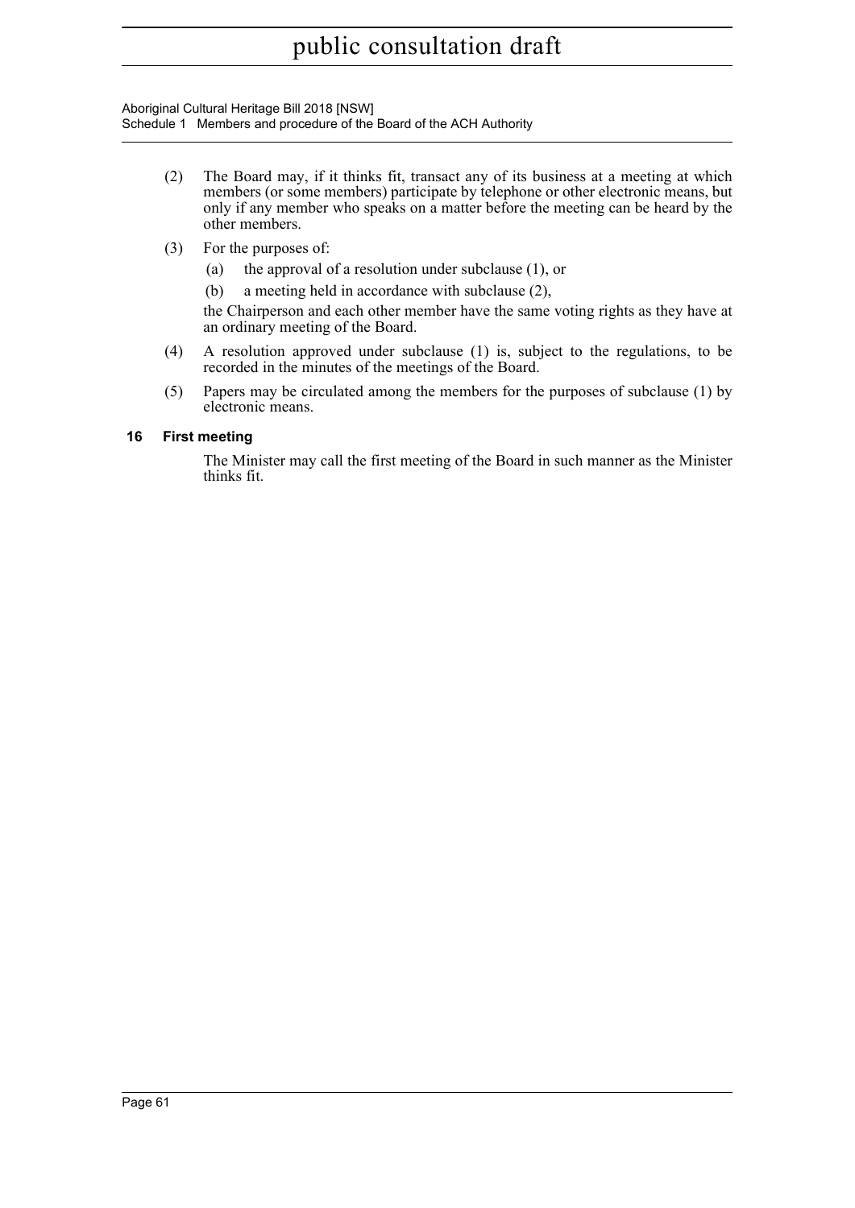(2) The Board may, if it thinks fit, transact any of its business at a meeting at which members (or some members) participate by telephone or other electronic means, but only if any member who speaks on a matter before the meeting can be heard by the other members.

(3) For the purposes of:

(a) the approval of a resolution under subclause (1), or

(b) a meeting held in accordance with subclause (2),

the Chairperson and each other member have the same voting rights as they have at an ordinary meeting of the Board.

(4) A resolution approved under subclause (1) is, subject to the regulations, to be recorded in the minutes of the meetings of the Board.

(5) Papers may be circulated among the members for the purposes of subclause (1) by electronic means.

### 16 First meeting

The Minister may call the first meeting of the Board in such manner as the Minister thinks fit.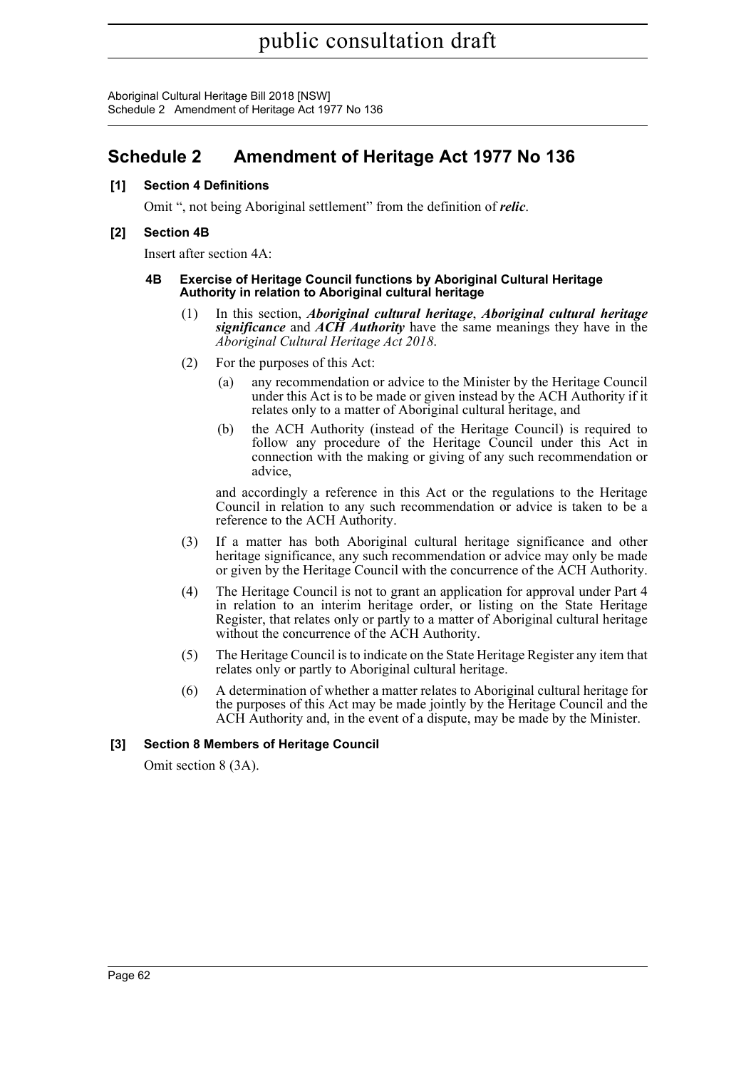# Schedule 2 Amendment of Heritage Act 1977 No 136

**[1] Section 4 Definitions**

Omit ", not being Aboriginal settlement" from the definition of ***relic***.

**[2] Section 4B**

Insert after section 4A:

**4B Exercise of Heritage Council functions by Aboriginal Cultural Heritage Authority in relation to Aboriginal cultural heritage**

(1) In this section, ***Aboriginal cultural heritage***, ***Aboriginal cultural heritage significance*** and ***ACH Authority*** have the same meanings they have in the *Aboriginal Cultural Heritage Act 2018*.

(2) For the purposes of this Act:

(a) any recommendation or advice to the Minister by the Heritage Council under this Act is to be made or given instead by the ACH Authority if it relates only to a matter of Aboriginal cultural heritage, and

(b) the ACH Authority (instead of the Heritage Council) is required to follow any procedure of the Heritage Council under this Act in connection with the making or giving of any such recommendation or advice,

and accordingly a reference in this Act or the regulations to the Heritage Council in relation to any such recommendation or advice is taken to be a reference to the ACH Authority.

(3) If a matter has both Aboriginal cultural heritage significance and other heritage significance, any such recommendation or advice may only be made or given by the Heritage Council with the concurrence of the ACH Authority.

(4) The Heritage Council is not to grant an application for approval under Part 4 in relation to an interim heritage order, or listing on the State Heritage Register, that relates only or partly to a matter of Aboriginal cultural heritage without the concurrence of the ACH Authority.

(5) The Heritage Council is to indicate on the State Heritage Register any item that relates only or partly to Aboriginal cultural heritage.

(6) A determination of whether a matter relates to Aboriginal cultural heritage for the purposes of this Act may be made jointly by the Heritage Council and the ACH Authority and, in the event of a dispute, may be made by the Minister.

**[3] Section 8 Members of Heritage Council**

Omit section 8 (3A).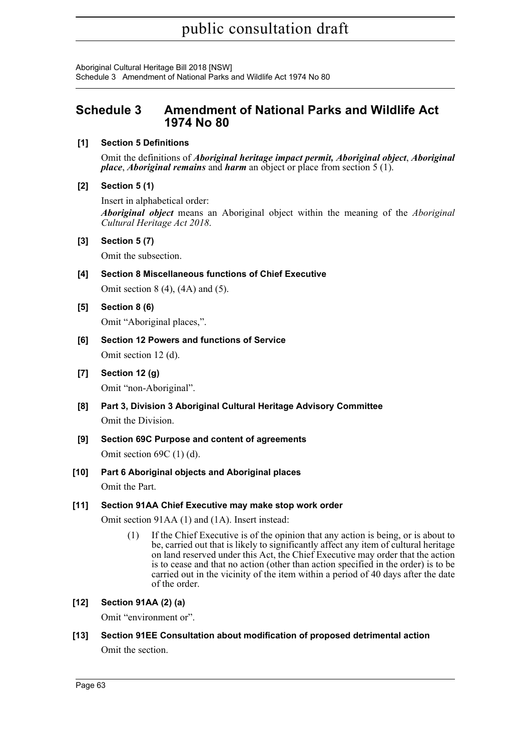# Schedule 3 Amendment of National Parks and Wildlife Act 1974 No 80

**[1] Section 5 Definitions**

Omit the definitions of ***Aboriginal heritage impact permit, Aboriginal object***, ***Aboriginal place***, ***Aboriginal remains*** and ***harm*** an object or place from section 5 (1).

**[2] Section 5 (1)**

Insert in alphabetical order:

***Aboriginal object*** means an Aboriginal object within the meaning of the *Aboriginal Cultural Heritage Act 2018*.

**[3] Section 5 (7)**

Omit the subsection.

**[4] Section 8 Miscellaneous functions of Chief Executive**

Omit section 8 (4), (4A) and (5).

**[5] Section 8 (6)**

Omit "Aboriginal places,".

**[6] Section 12 Powers and functions of Service**

Omit section 12 (d).

**[7] Section 12 (g)**

Omit "non-Aboriginal".

**[8] Part 3, Division 3 Aboriginal Cultural Heritage Advisory Committee**

Omit the Division.

**[9] Section 69C Purpose and content of agreements**

Omit section 69C (1) (d).

**[10] Part 6 Aboriginal objects and Aboriginal places**

Omit the Part.

**[11] Section 91AA Chief Executive may make stop work order**

Omit section 91AA (1) and (1A). Insert instead:

> (1) If the Chief Executive is of the opinion that any action is being, or is about to be, carried out that is likely to significantly affect any item of cultural heritage on land reserved under this Act, the Chief Executive may order that the action is to cease and that no action (other than action specified in the order) is to be carried out in the vicinity of the item within a period of 40 days after the date of the order.

**[12] Section 91AA (2) (a)**

Omit "environment or".

**[13] Section 91EE Consultation about modification of proposed detrimental action**

Omit the section.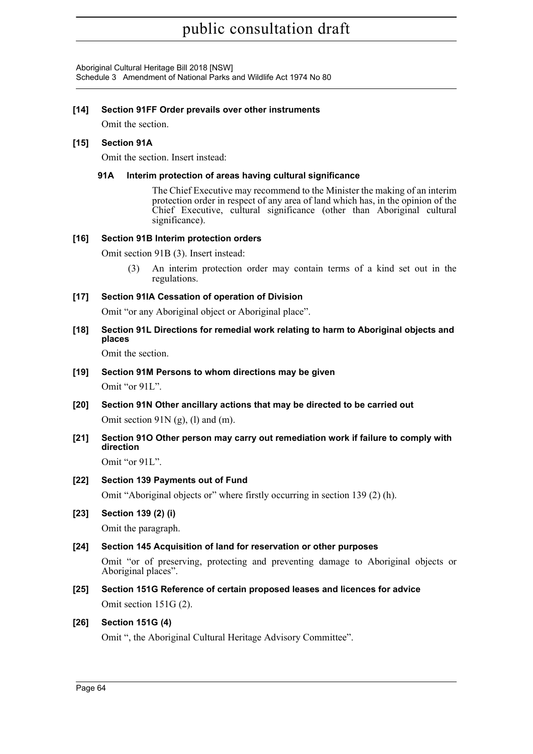**[14] Section 91FF Order prevails over other instruments**

Omit the section.

**[15] Section 91A**

Omit the section. Insert instead:

**91A Interim protection of areas having cultural significance**

The Chief Executive may recommend to the Minister the making of an interim protection order in respect of any area of land which has, in the opinion of the Chief Executive, cultural significance (other than Aboriginal cultural significance).

**[16] Section 91B Interim protection orders**

Omit section 91B (3). Insert instead:

(3) An interim protection order may contain terms of a kind set out in the regulations.

**[17] Section 91IA Cessation of operation of Division**

Omit "or any Aboriginal object or Aboriginal place".

**[18] Section 91L Directions for remedial work relating to harm to Aboriginal objects and places**

Omit the section.

**[19] Section 91M Persons to whom directions may be given**

Omit "or 91L".

**[20] Section 91N Other ancillary actions that may be directed to be carried out**

Omit section 91N (g), (l) and (m).

**[21] Section 91O Other person may carry out remediation work if failure to comply with direction**

Omit "or 91L".

**[22] Section 139 Payments out of Fund**

Omit "Aboriginal objects or" where firstly occurring in section 139 (2) (h).

**[23] Section 139 (2) (i)**

Omit the paragraph.

**[24] Section 145 Acquisition of land for reservation or other purposes**

Omit "or of preserving, protecting and preventing damage to Aboriginal objects or Aboriginal places".

**[25] Section 151G Reference of certain proposed leases and licences for advice**

Omit section 151G (2).

**[26] Section 151G (4)**

Omit ", the Aboriginal Cultural Heritage Advisory Committee".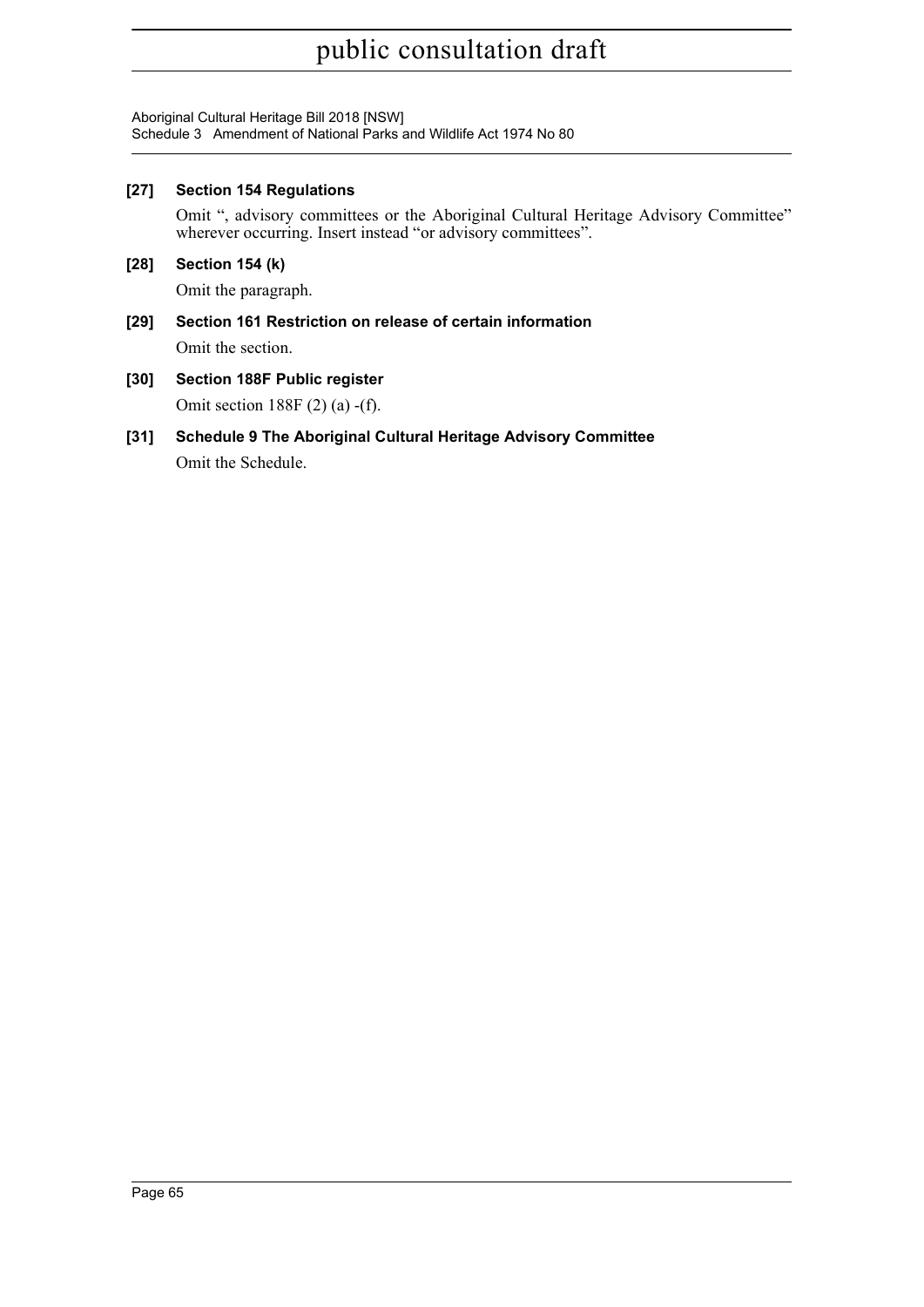**[27] Section 154 Regulations**

Omit ", advisory committees or the Aboriginal Cultural Heritage Advisory Committee" wherever occurring. Insert instead "or advisory committees".

**[28] Section 154 (k)**

Omit the paragraph.

**[29] Section 161 Restriction on release of certain information**

Omit the section.

**[30] Section 188F Public register**

Omit section 188F (2) (a) -(f).

**[31] Schedule 9 The Aboriginal Cultural Heritage Advisory Committee**

Omit the Schedule.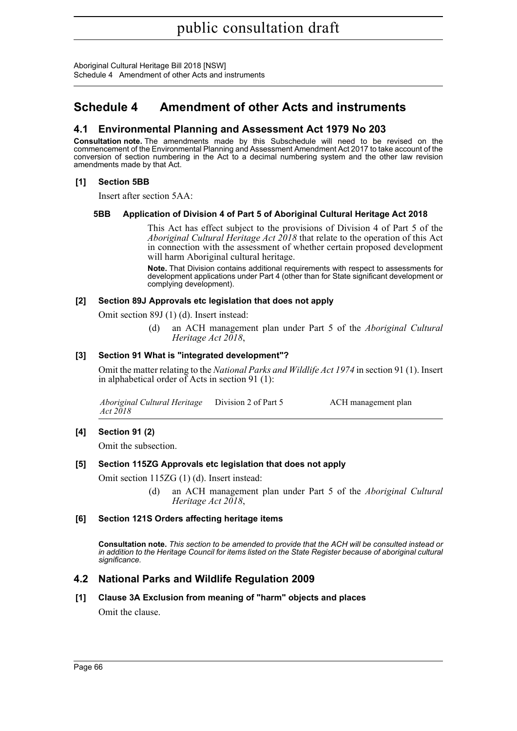# Schedule 4 Amendment of other Acts and instruments

## 4.1 Environmental Planning and Assessment Act 1979 No 203

**Consultation note.** The amendments made by this Subschedule will need to be revised on the commencement of the Environmental Planning and Assessment Amendment Act 2017 to take account of the conversion of section numbering in the Act to a decimal numbering system and the other law revision amendments made by that Act.

### [1] Section 5BB

Insert after section 5AA:

#### 5BB Application of Division 4 of Part 5 of Aboriginal Cultural Heritage Act 2018

This Act has effect subject to the provisions of Division 4 of Part 5 of the *Aboriginal Cultural Heritage Act 2018* that relate to the operation of this Act in connection with the assessment of whether certain proposed development will harm Aboriginal cultural heritage.

**Note.** That Division contains additional requirements with respect to assessments for development applications under Part 4 (other than for State significant development or complying development).

### [2] Section 89J Approvals etc legislation that does not apply

Omit section 89J (1) (d). Insert instead:

(d) an ACH management plan under Part 5 of the *Aboriginal Cultural Heritage Act 2018*,

### [3] Section 91 What is "integrated development"?

Omit the matter relating to the *National Parks and Wildlife Act 1974* in section 91 (1). Insert in alphabetical order of Acts in section 91 (1):

| | | |
|---|---|---|
| *Aboriginal Cultural Heritage Act 2018* | Division 2 of Part 5 | ACH management plan |

### [4] Section 91 (2)

Omit the subsection.

### [5] Section 115ZG Approvals etc legislation that does not apply

Omit section 115ZG (1) (d). Insert instead:

(d) an ACH management plan under Part 5 of the *Aboriginal Cultural Heritage Act 2018*,

### [6] Section 121S Orders affecting heritage items

**Consultation note.** *This section to be amended to provide that the ACH will be consulted instead or in addition to the Heritage Council for items listed on the State Register because of aboriginal cultural significance.*

## 4.2 National Parks and Wildlife Regulation 2009

### [1] Clause 3A Exclusion from meaning of "harm" objects and places

Omit the clause.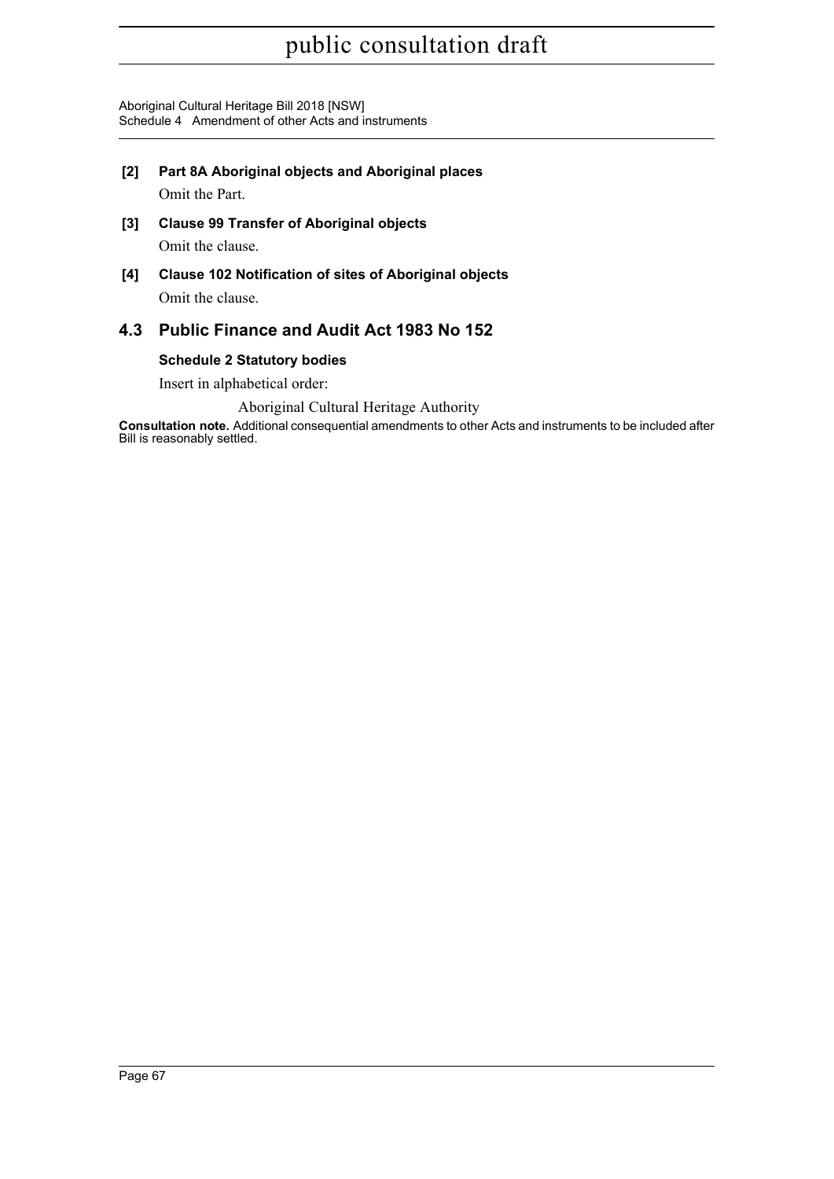**[2] Part 8A Aboriginal objects and Aboriginal places**

Omit the Part.

**[3] Clause 99 Transfer of Aboriginal objects**

Omit the clause.

**[4] Clause 102 Notification of sites of Aboriginal objects**

Omit the clause.

## 4.3 Public Finance and Audit Act 1983 No 152

**Schedule 2 Statutory bodies**

Insert in alphabetical order:

Aboriginal Cultural Heritage Authority

**Consultation note.** Additional consequential amendments to other Acts and instruments to be included after Bill is reasonably settled.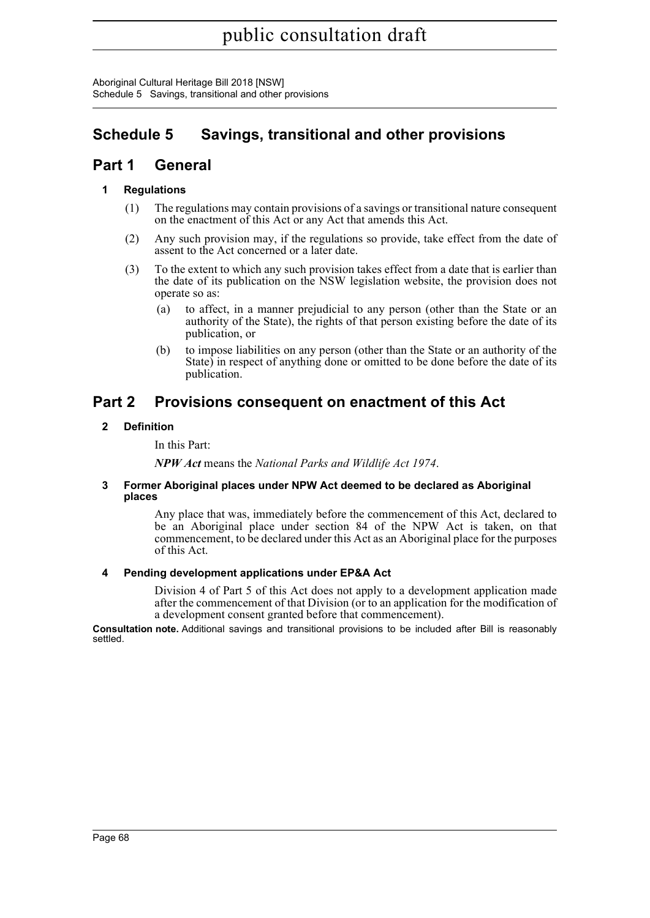# Schedule 5 Savings, transitional and other provisions

## Part 1 General

### 1 Regulations

(1) The regulations may contain provisions of a savings or transitional nature consequent on the enactment of this Act or any Act that amends this Act.

(2) Any such provision may, if the regulations so provide, take effect from the date of assent to the Act concerned or a later date.

(3) To the extent to which any such provision takes effect from a date that is earlier than the date of its publication on the NSW legislation website, the provision does not operate so as:

(a) to affect, in a manner prejudicial to any person (other than the State or an authority of the State), the rights of that person existing before the date of its publication, or

(b) to impose liabilities on any person (other than the State or an authority of the State) in respect of anything done or omitted to be done before the date of its publication.

## Part 2 Provisions consequent on enactment of this Act

### 2 Definition

In this Part:

***NPW Act*** means the *National Parks and Wildlife Act 1974*.

### 3 Former Aboriginal places under NPW Act deemed to be declared as Aboriginal places

Any place that was, immediately before the commencement of this Act, declared to be an Aboriginal place under section 84 of the NPW Act is taken, on that commencement, to be declared under this Act as an Aboriginal place for the purposes of this Act.

### 4 Pending development applications under EP&A Act

Division 4 of Part 5 of this Act does not apply to a development application made after the commencement of that Division (or to an application for the modification of a development consent granted before that commencement).

**Consultation note.** Additional savings and transitional provisions to be included after Bill is reasonably settled.